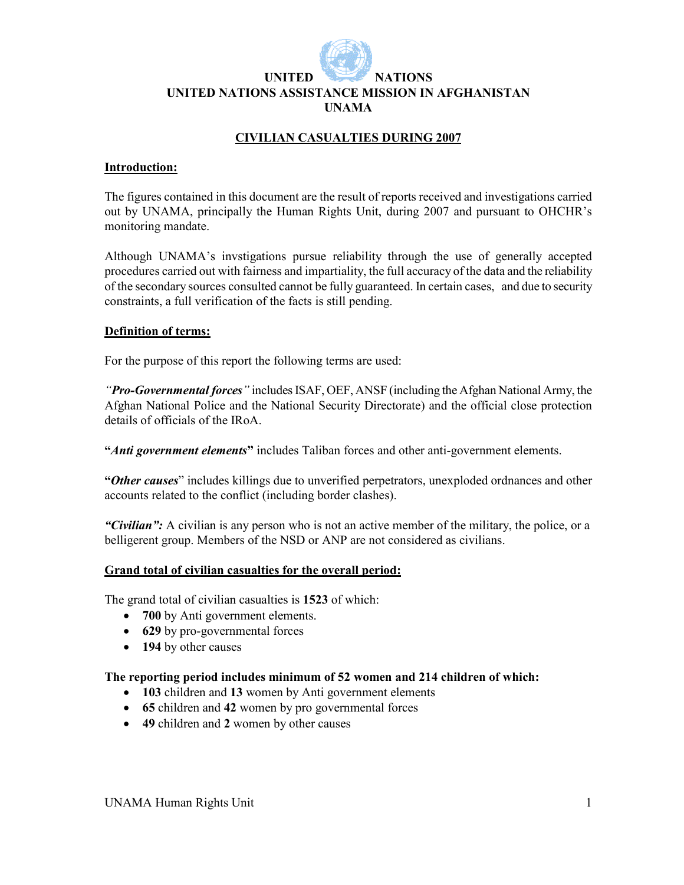UNITED NATIONS
UNITED NATIONS ASSISTANCE MISSION IN AFGHANISTAN
UNAMA

# CIVILIAN CASUALTIES DURING 2007

## Introduction:

The figures contained in this document are the result of reports received and investigations carried out by UNAMA, principally the Human Rights Unit, during 2007 and pursuant to OHCHR's monitoring mandate.

Although UNAMA's invstigations pursue reliability through the use of generally accepted procedures carried out with fairness and impartiality, the full accuracy of the data and the reliability of the secondary sources consulted cannot be fully guaranteed. In certain cases, and due to security constraints, a full verification of the facts is still pending.

## Definition of terms:

For the purpose of this report the following terms are used:

*"**Pro-Governmental forces**"* includes ISAF, OEF, ANSF (including the Afghan National Army, the Afghan National Police and the National Security Directorate) and the official close protection details of officials of the IRoA.

**"*Anti government elements*"** includes Taliban forces and other anti-government elements.

**"*Other causes*"** includes killings due to unverified perpetrators, unexploded ordnances and other accounts related to the conflict (including border clashes).

***"Civilian":*** A civilian is any person who is not an active member of the military, the police, or a belligerent group. Members of the NSD or ANP are not considered as civilians.

## Grand total of civilian casualties for the overall period:

The grand total of civilian casualties is **1523** of which:

- **700** by Anti government elements.
- **629** by pro-governmental forces
- **194** by other causes

**The reporting period includes minimum of 52 women and 214 children of which:**

- **103** children and **13** women by Anti government elements
- **65** children and **42** women by pro governmental forces
- **49** children and **2** women by other causes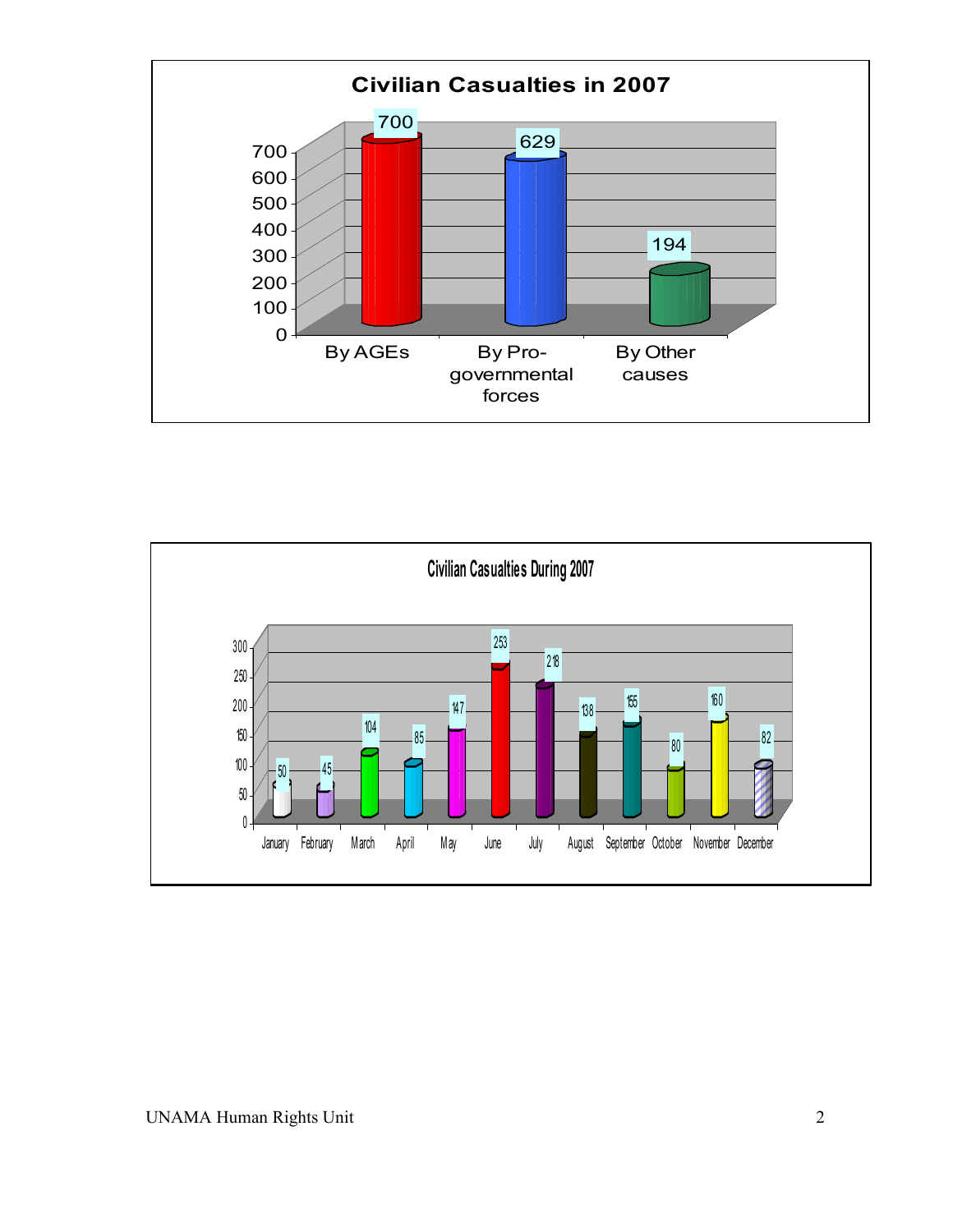**Civilian Casualties in 2007**

| Category | Casualties |
|---|---|
| By AGEs | 700 |
| By Pro-governmental forces | 629 |
| By Other causes | 194 |

**Civilian Casualties During 2007**

| Month | Casualties |
|---|---|
| January | 50 |
| February | 45 |
| March | 104 |
| April | 85 |
| May | 147 |
| June | 253 |
| July | 218 |
| August | 138 |
| September | 155 |
| October | 80 |
| November | 160 |
| December | 82 |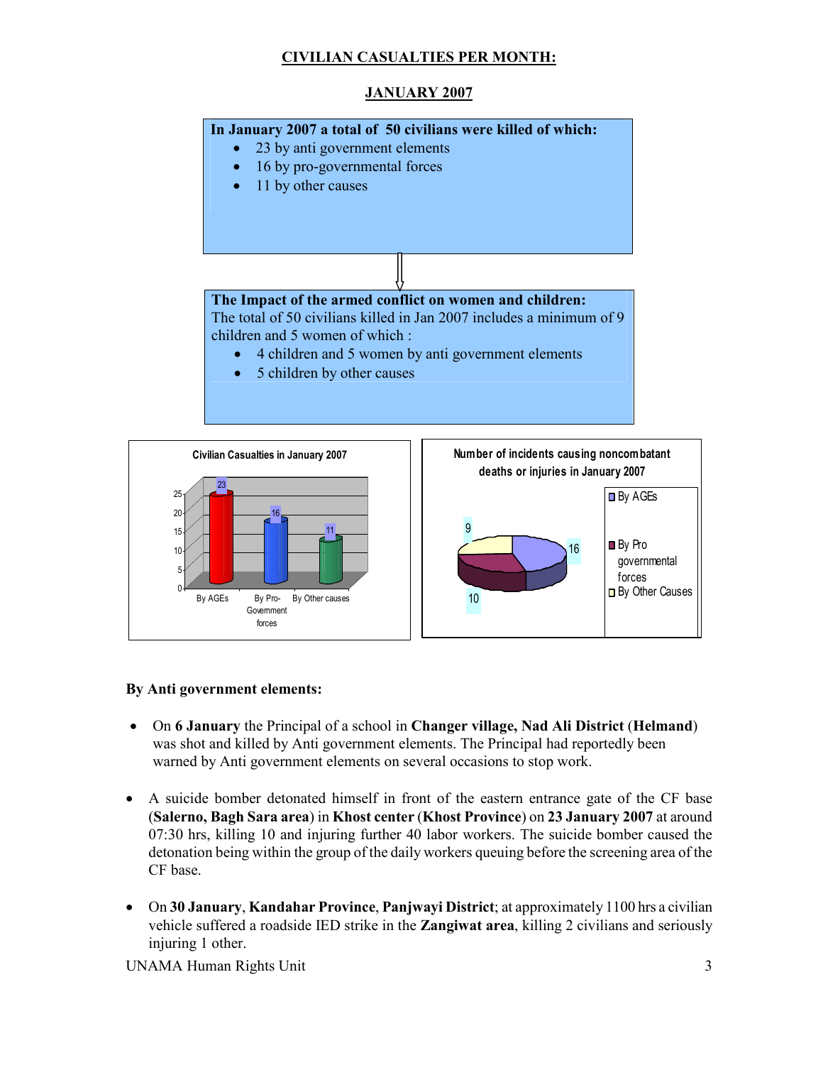## CIVILIAN CASUALTIES PER MONTH:

## JANUARY 2007

**In January 2007 a total of 50 civilians were killed of which:**

- 23 by anti government elements
- 16 by pro-governmental forces
- 11 by other causes

**The Impact of the armed conflict on women and children:**
The total of 50 civilians killed in Jan 2007 includes a minimum of 9 children and 5 women of which :

- 4 children and 5 women by anti government elements
- 5 children by other causes

**Civilian Casualties in January 2007**

| | By AGEs | By Pro-Government forces | By Other causes |
|---|---|---|---|
| Civilian casualties | 23 | 16 | 11 |

**Number of incidents causing noncombatant deaths or injuries in January 2007**

| | By AGEs | By Pro governmental forces | By Other Causes |
|---|---|---|---|
| Number of incidents | 16 | 10 | 9 |

**By Anti government elements:**

- On **6 January** the Principal of a school in **Changer village, Nad Ali District** (**Helmand**) was shot and killed by Anti government elements. The Principal had reportedly been warned by Anti government elements on several occasions to stop work.

- A suicide bomber detonated himself in front of the eastern entrance gate of the CF base (**Salerno, Bagh Sara area**) in **Khost center** (**Khost Province**) on **23 January 2007** at around 07:30 hrs, killing 10 and injuring further 40 labor workers. The suicide bomber caused the detonation being within the group of the daily workers queuing before the screening area of the CF base.

- On **30 January**, **Kandahar Province**, **Panjwayi District**; at approximately 1100 hrs a civilian vehicle suffered a roadside IED strike in the **Zangiwat area**, killing 2 civilians and seriously injuring 1 other.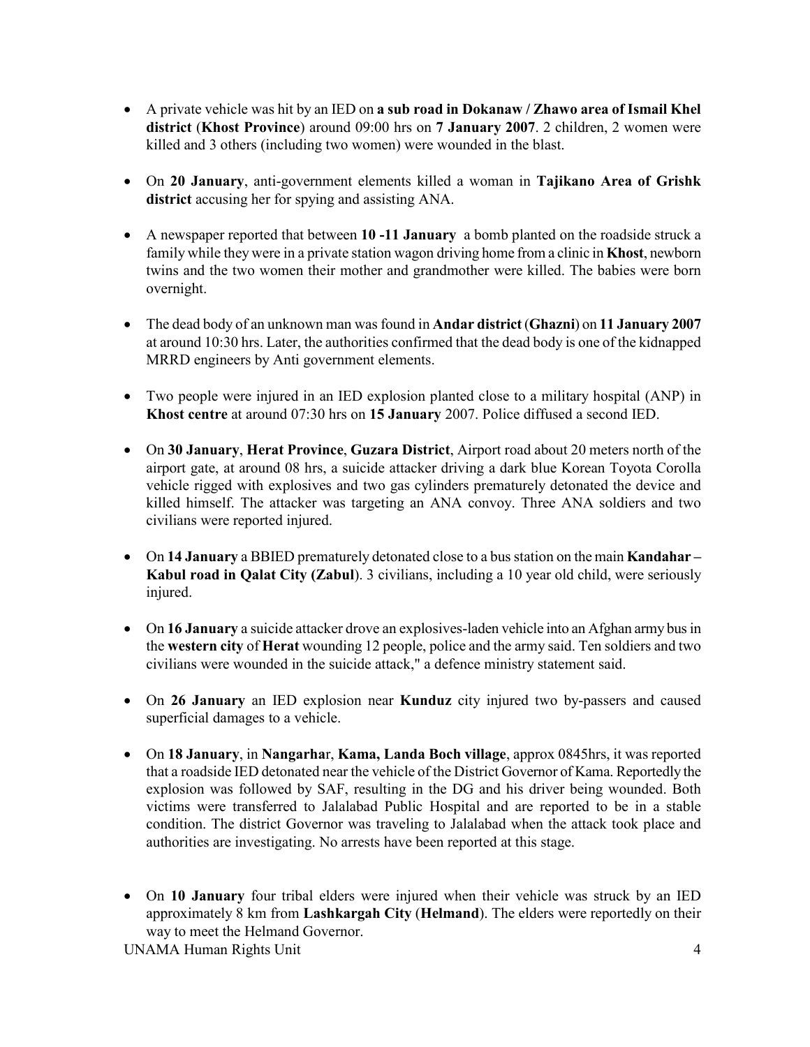- A private vehicle was hit by an IED on **a sub road in Dokanaw / Zhawo area of Ismail Khel district** (**Khost Province**) around 09:00 hrs on **7 January 2007**. 2 children, 2 women were killed and 3 others (including two women) were wounded in the blast.

- On **20 January**, anti-government elements killed a woman in **Tajikano Area of Grishk district** accusing her for spying and assisting ANA.

- A newspaper reported that between **10 -11 January** a bomb planted on the roadside struck a family while they were in a private station wagon driving home from a clinic in **Khost**, newborn twins and the two women their mother and grandmother were killed. The babies were born overnight.

- The dead body of an unknown man was found in **Andar district** (**Ghazni**) on **11 January 2007** at around 10:30 hrs. Later, the authorities confirmed that the dead body is one of the kidnapped MRRD engineers by Anti government elements.

- Two people were injured in an IED explosion planted close to a military hospital (ANP) in **Khost centre** at around 07:30 hrs on **15 January** 2007. Police diffused a second IED.

- On **30 January**, **Herat Province**, **Guzara District**, Airport road about 20 meters north of the airport gate, at around 08 hrs, a suicide attacker driving a dark blue Korean Toyota Corolla vehicle rigged with explosives and two gas cylinders prematurely detonated the device and killed himself. The attacker was targeting an ANA convoy. Three ANA soldiers and two civilians were reported injured.

- On **14 January** a BBIED prematurely detonated close to a bus station on the main **Kandahar – Kabul road in Qalat City (Zabul)**. 3 civilians, including a 10 year old child, were seriously injured.

- On **16 January** a suicide attacker drove an explosives-laden vehicle into an Afghan army bus in the **western city** of **Herat** wounding 12 people, police and the army said. Ten soldiers and two civilians were wounded in the suicide attack," a defence ministry statement said.

- On **26 January** an IED explosion near **Kunduz** city injured two by-passers and caused superficial damages to a vehicle.

- On **18 January**, in **Nangarha**r, **Kama, Landa Boch village**, approx 0845hrs, it was reported that a roadside IED detonated near the vehicle of the District Governor of Kama. Reportedly the explosion was followed by SAF, resulting in the DG and his driver being wounded. Both victims were transferred to Jalalabad Public Hospital and are reported to be in a stable condition. The district Governor was traveling to Jalalabad when the attack took place and authorities are investigating. No arrests have been reported at this stage.

- On **10 January** four tribal elders were injured when their vehicle was struck by an IED approximately 8 km from **Lashkargah City** (**Helmand**). The elders were reportedly on their way to meet the Helmand Governor.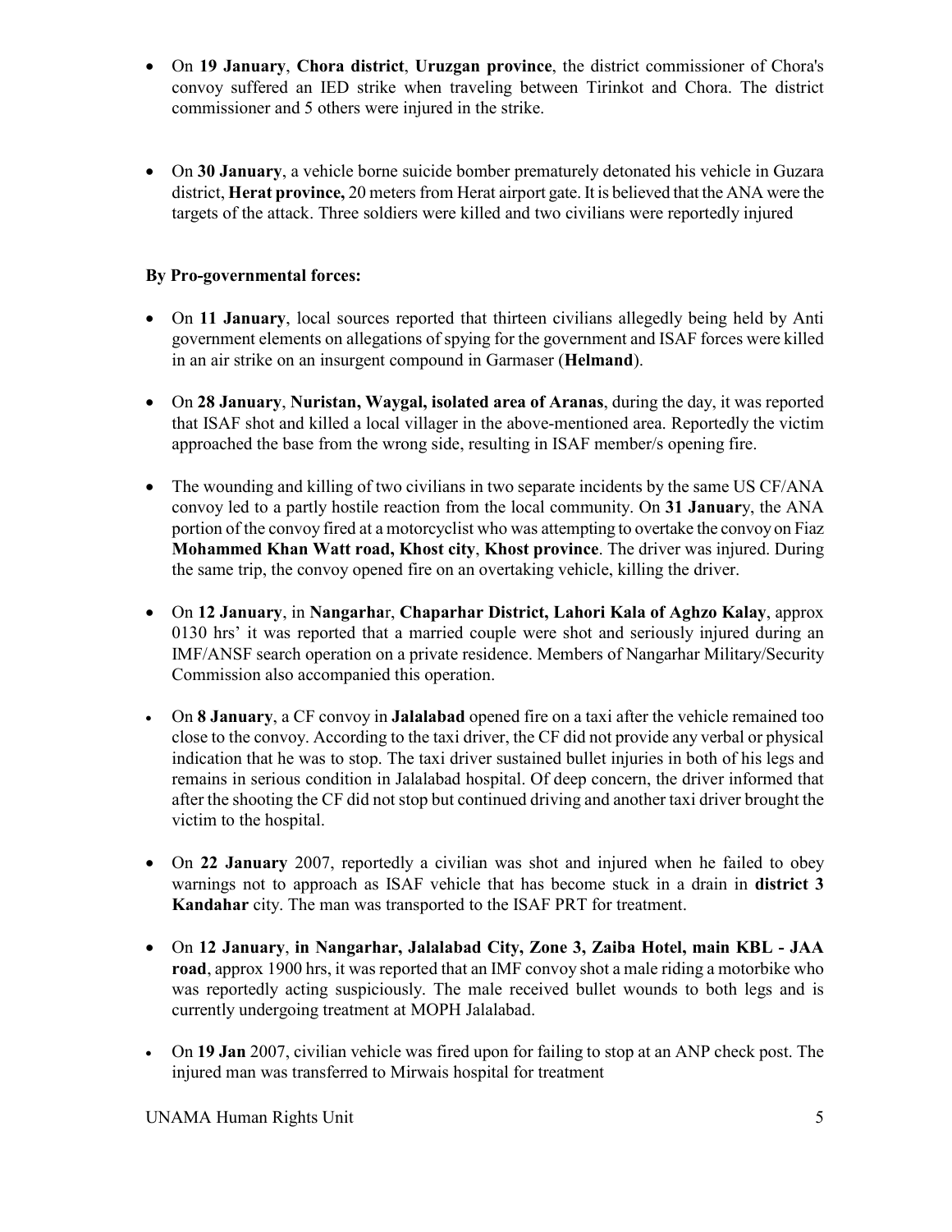- On **19 January**, **Chora district**, **Uruzgan province**, the district commissioner of Chora's convoy suffered an IED strike when traveling between Tirinkot and Chora. The district commissioner and 5 others were injured in the strike.

- On **30 January**, a vehicle borne suicide bomber prematurely detonated his vehicle in Guzara district, **Herat province,** 20 meters from Herat airport gate. It is believed that the ANA were the targets of the attack. Three soldiers were killed and two civilians were reportedly injured

**By Pro-governmental forces:**

- On **11 January**, local sources reported that thirteen civilians allegedly being held by Anti government elements on allegations of spying for the government and ISAF forces were killed in an air strike on an insurgent compound in Garmaser (**Helmand**).

- On **28 January**, **Nuristan, Waygal, isolated area of Aranas**, during the day, it was reported that ISAF shot and killed a local villager in the above-mentioned area. Reportedly the victim approached the base from the wrong side, resulting in ISAF member/s opening fire.

- The wounding and killing of two civilians in two separate incidents by the same US CF/ANA convoy led to a partly hostile reaction from the local community. On **31 Januar**y, the ANA portion of the convoy fired at a motorcyclist who was attempting to overtake the convoy on Fiaz **Mohammed Khan Watt road, Khost city**, **Khost province**. The driver was injured. During the same trip, the convoy opened fire on an overtaking vehicle, killing the driver.

- On **12 January**, in **Nangarha**r, **Chaparhar District, Lahori Kala of Aghzo Kalay**, approx 0130 hrs' it was reported that a married couple were shot and seriously injured during an IMF/ANSF search operation on a private residence. Members of Nangarhar Military/Security Commission also accompanied this operation.

- On **8 January**, a CF convoy in **Jalalabad** opened fire on a taxi after the vehicle remained too close to the convoy. According to the taxi driver, the CF did not provide any verbal or physical indication that he was to stop. The taxi driver sustained bullet injuries in both of his legs and remains in serious condition in Jalalabad hospital. Of deep concern, the driver informed that after the shooting the CF did not stop but continued driving and another taxi driver brought the victim to the hospital.

- On **22 January** 2007, reportedly a civilian was shot and injured when he failed to obey warnings not to approach as ISAF vehicle that has become stuck in a drain in **district 3 Kandahar** city. The man was transported to the ISAF PRT for treatment.

- On **12 January**, **in Nangarhar, Jalalabad City, Zone 3, Zaiba Hotel, main KBL - JAA road**, approx 1900 hrs, it was reported that an IMF convoy shot a male riding a motorbike who was reportedly acting suspiciously. The male received bullet wounds to both legs and is currently undergoing treatment at MOPH Jalalabad.

- On **19 Jan** 2007, civilian vehicle was fired upon for failing to stop at an ANP check post. The injured man was transferred to Mirwais hospital for treatment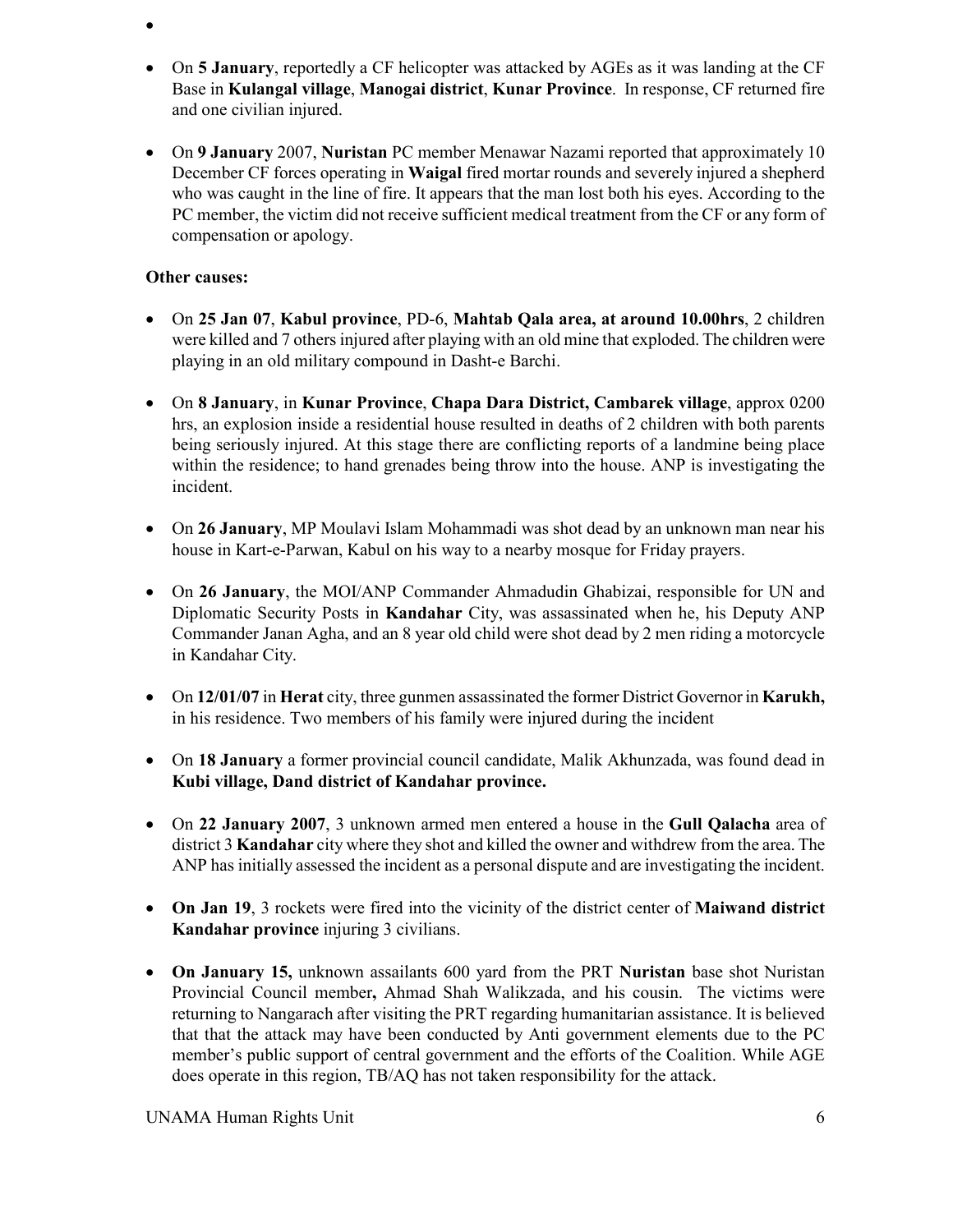- 

- On **5 January**, reportedly a CF helicopter was attacked by AGEs as it was landing at the CF Base in **Kulangal village**, **Manogai district**, **Kunar Province**. In response, CF returned fire and one civilian injured.

- On **9 January** 2007, **Nuristan** PC member Menawar Nazami reported that approximately 10 December CF forces operating in **Waigal** fired mortar rounds and severely injured a shepherd who was caught in the line of fire. It appears that the man lost both his eyes. According to the PC member, the victim did not receive sufficient medical treatment from the CF or any form of compensation or apology.

**Other causes:**

- On **25 Jan 07**, **Kabul province**, PD-6, **Mahtab Qala area, at around 10.00hrs**, 2 children were killed and 7 others injured after playing with an old mine that exploded. The children were playing in an old military compound in Dasht-e Barchi.

- On **8 January**, in **Kunar Province**, **Chapa Dara District, Cambarek village**, approx 0200 hrs, an explosion inside a residential house resulted in deaths of 2 children with both parents being seriously injured. At this stage there are conflicting reports of a landmine being place within the residence; to hand grenades being throw into the house. ANP is investigating the incident.

- On **26 January**, MP Moulavi Islam Mohammadi was shot dead by an unknown man near his house in Kart-e-Parwan, Kabul on his way to a nearby mosque for Friday prayers.

- On **26 January**, the MOI/ANP Commander Ahmadudin Ghabizai, responsible for UN and Diplomatic Security Posts in **Kandahar** City, was assassinated when he, his Deputy ANP Commander Janan Agha, and an 8 year old child were shot dead by 2 men riding a motorcycle in Kandahar City.

- On **12/01/07** in **Herat** city, three gunmen assassinated the former District Governor in **Karukh,** in his residence. Two members of his family were injured during the incident

- On **18 January** a former provincial council candidate, Malik Akhunzada, was found dead in **Kubi village, Dand district of Kandahar province.**

- On **22 January 2007**, 3 unknown armed men entered a house in the **Gull Qalacha** area of district 3 **Kandahar** city where they shot and killed the owner and withdrew from the area. The ANP has initially assessed the incident as a personal dispute and are investigating the incident.

- **On Jan 19**, 3 rockets were fired into the vicinity of the district center of **Maiwand district Kandahar province** injuring 3 civilians.

- **On January 15,** unknown assailants 600 yard from the PRT **Nuristan** base shot Nuristan Provincial Council member**,** Ahmad Shah Walikzada, and his cousin. The victims were returning to Nangarach after visiting the PRT regarding humanitarian assistance. It is believed that that the attack may have been conducted by Anti government elements due to the PC member's public support of central government and the efforts of the Coalition. While AGE does operate in this region, TB/AQ has not taken responsibility for the attack.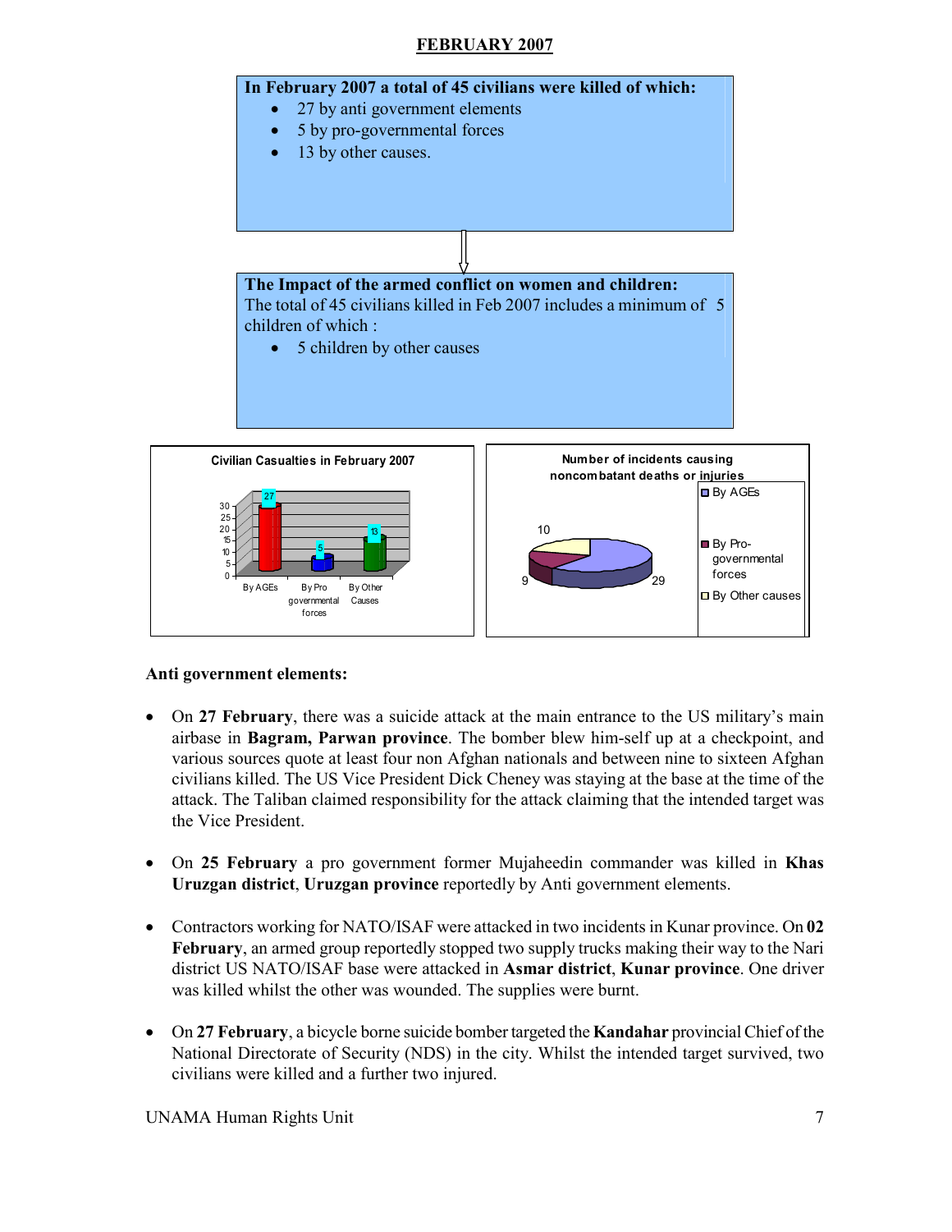## FEBRUARY 2007

**In February 2007 a total of 45 civilians were killed of which:**

- 27 by anti government elements
- 5 by pro-governmental forces
- 13 by other causes.

**The Impact of the armed conflict on women and children:**
The total of 45 civilians killed in Feb 2007 includes a minimum of 5 children of which :

- 5 children by other causes

**Civilian Casualties in February 2007**

| By AGEs | By Pro governmental forces | By Other Causes |
|---|---|---|
| 27 | 5 | 13 |

**Number of incidents causing noncombatant deaths or injuries**

| By AGEs | By Pro-governmental forces | By Other causes |
|---|---|---|
| 29 | 9 | 10 |

**Anti government elements:**

- On **27 February**, there was a suicide attack at the main entrance to the US military's main airbase in **Bagram, Parwan province**. The bomber blew him-self up at a checkpoint, and various sources quote at least four non Afghan nationals and between nine to sixteen Afghan civilians killed. The US Vice President Dick Cheney was staying at the base at the time of the attack. The Taliban claimed responsibility for the attack claiming that the intended target was the Vice President.

- On **25 February** a pro government former Mujaheedin commander was killed in **Khas Uruzgan district**, **Uruzgan province** reportedly by Anti government elements.

- Contractors working for NATO/ISAF were attacked in two incidents in Kunar province. On **02 February**, an armed group reportedly stopped two supply trucks making their way to the Nari district US NATO/ISAF base were attacked in **Asmar district**, **Kunar province**. One driver was killed whilst the other was wounded. The supplies were burnt.

- On **27 February**, a bicycle borne suicide bomber targeted the **Kandahar** provincial Chief of the National Directorate of Security (NDS) in the city. Whilst the intended target survived, two civilians were killed and a further two injured.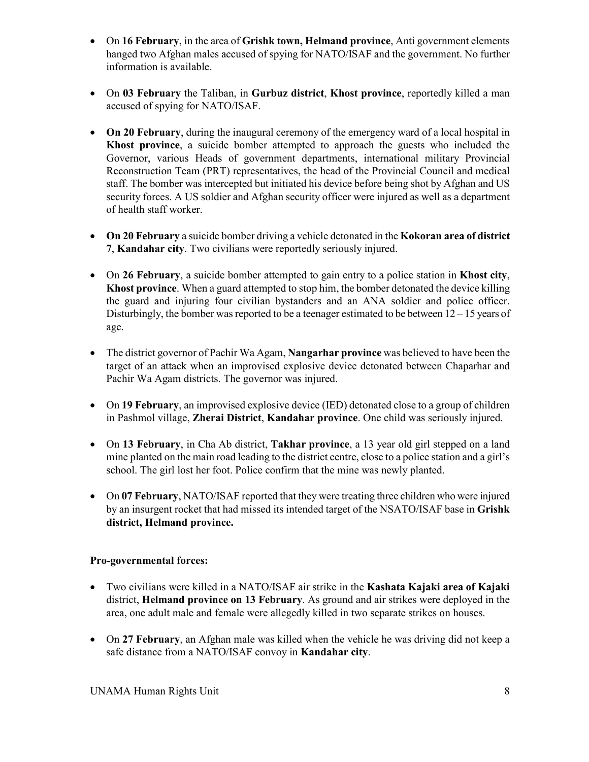- On **16 February**, in the area of **Grishk town, Helmand province**, Anti government elements hanged two Afghan males accused of spying for NATO/ISAF and the government. No further information is available.

- On **03 February** the Taliban, in **Gurbuz district**, **Khost province**, reportedly killed a man accused of spying for NATO/ISAF.

- **On 20 February**, during the inaugural ceremony of the emergency ward of a local hospital in **Khost province**, a suicide bomber attempted to approach the guests who included the Governor, various Heads of government departments, international military Provincial Reconstruction Team (PRT) representatives, the head of the Provincial Council and medical staff. The bomber was intercepted but initiated his device before being shot by Afghan and US security forces. A US soldier and Afghan security officer were injured as well as a department of health staff worker.

- **On 20 February** a suicide bomber driving a vehicle detonated in the **Kokoran area of district 7**, **Kandahar city**. Two civilians were reportedly seriously injured.

- On **26 February**, a suicide bomber attempted to gain entry to a police station in **Khost city**, **Khost province**. When a guard attempted to stop him, the bomber detonated the device killing the guard and injuring four civilian bystanders and an ANA soldier and police officer. Disturbingly, the bomber was reported to be a teenager estimated to be between 12 – 15 years of age.

- The district governor of Pachir Wa Agam, **Nangarhar province** was believed to have been the target of an attack when an improvised explosive device detonated between Chaparhar and Pachir Wa Agam districts. The governor was injured.

- On **19 February**, an improvised explosive device (IED) detonated close to a group of children in Pashmol village, **Zherai District**, **Kandahar province**. One child was seriously injured.

- On **13 February**, in Cha Ab district, **Takhar province**, a 13 year old girl stepped on a land mine planted on the main road leading to the district centre, close to a police station and a girl's school. The girl lost her foot. Police confirm that the mine was newly planted.

- On **07 February**, NATO/ISAF reported that they were treating three children who were injured by an insurgent rocket that had missed its intended target of the NSATO/ISAF base in **Grishk district, Helmand province.**

**Pro-governmental forces:**

- Two civilians were killed in a NATO/ISAF air strike in the **Kashata Kajaki area of Kajaki** district, **Helmand province on 13 February**. As ground and air strikes were deployed in the area, one adult male and female were allegedly killed in two separate strikes on houses.

- On **27 February**, an Afghan male was killed when the vehicle he was driving did not keep a safe distance from a NATO/ISAF convoy in **Kandahar city**.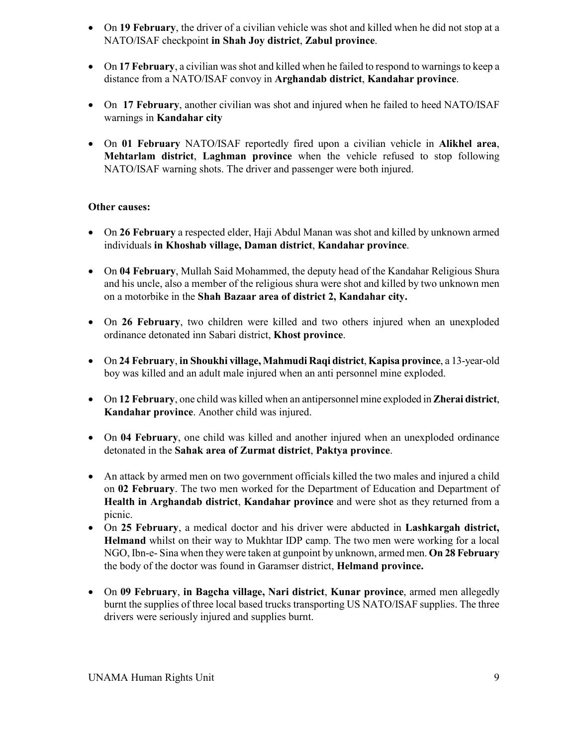- On **19 February**, the driver of a civilian vehicle was shot and killed when he did not stop at a NATO/ISAF checkpoint **in Shah Joy district**, **Zabul province**.

- On **17 February**, a civilian was shot and killed when he failed to respond to warnings to keep a distance from a NATO/ISAF convoy in **Arghandab district**, **Kandahar province**.

- On **17 February**, another civilian was shot and injured when he failed to heed NATO/ISAF warnings in **Kandahar city**

- On **01 February** NATO/ISAF reportedly fired upon a civilian vehicle in **Alikhel area**, **Mehtarlam district**, **Laghman province** when the vehicle refused to stop following NATO/ISAF warning shots. The driver and passenger were both injured.

**Other causes:**

- On **26 February** a respected elder, Haji Abdul Manan was shot and killed by unknown armed individuals **in Khoshab village, Daman district**, **Kandahar province**.

- On **04 February**, Mullah Said Mohammed, the deputy head of the Kandahar Religious Shura and his uncle, also a member of the religious shura were shot and killed by two unknown men on a motorbike in the **Shah Bazaar area of district 2, Kandahar city.**

- On **26 February**, two children were killed and two others injured when an unexploded ordinance detonated inn Sabari district, **Khost province**.

- On **24 February**, **in Shoukhi village, Mahmudi Raqi district**, **Kapisa province**, a 13-year-old boy was killed and an adult male injured when an anti personnel mine exploded.

- On **12 February**, one child was killed when an antipersonnel mine exploded in **Zherai district**, **Kandahar province**. Another child was injured.

- On **04 February**, one child was killed and another injured when an unexploded ordinance detonated in the **Sahak area of Zurmat district**, **Paktya province**.

- An attack by armed men on two government officials killed the two males and injured a child on **02 February**. The two men worked for the Department of Education and Department of **Health in Arghandab district**, **Kandahar province** and were shot as they returned from a picnic.
- On **25 February**, a medical doctor and his driver were abducted in **Lashkargah district, Helmand** whilst on their way to Mukhtar IDP camp. The two men were working for a local NGO, Ibn-e- Sina when they were taken at gunpoint by unknown, armed men. **On 28 February** the body of the doctor was found in Garamser district, **Helmand province.**

- On **09 February**, **in Bagcha village, Nari district**, **Kunar province**, armed men allegedly burnt the supplies of three local based trucks transporting US NATO/ISAF supplies. The three drivers were seriously injured and supplies burnt.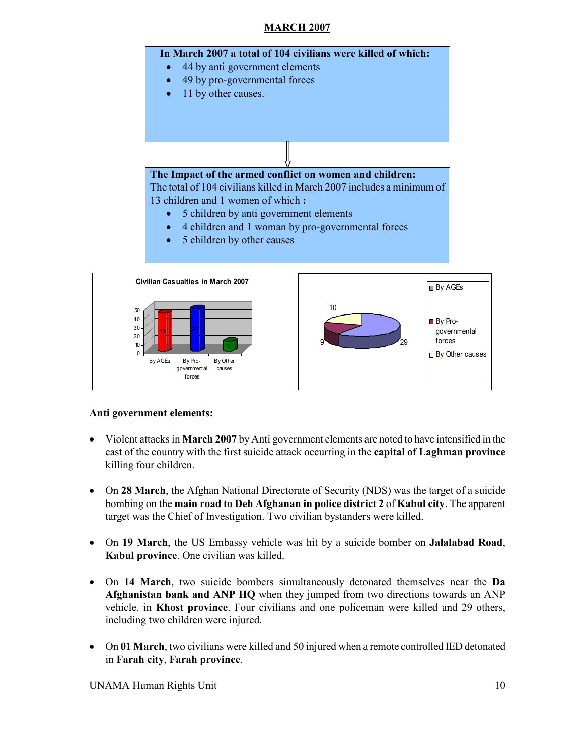## MARCH 2007

**In March 2007 a total of 104 civilians were killed of which:**

- 44 by anti government elements
- 49 by pro-governmental forces
- 11 by other causes.

**The Impact of the armed conflict on women and children:**
The total of 104 civilians killed in March 2007 includes a minimum of 13 children and 1 women of which **:**

- 5 children by anti government elements
- 4 children and 1 woman by pro-governmental forces
- 5 children by other causes

**Anti government elements:**

- Violent attacks in **March 2007** by Anti government elements are noted to have intensified in the east of the country with the first suicide attack occurring in the **capital of Laghman province** killing four children.

- On **28 March**, the Afghan National Directorate of Security (NDS) was the target of a suicide bombing on the **main road to Deh Afghanan in police district 2** of **Kabul city**. The apparent target was the Chief of Investigation. Two civilian bystanders were killed.

- On **19 March**, the US Embassy vehicle was hit by a suicide bomber on **Jalalabad Road**, **Kabul province**. One civilian was killed.

- On **14 March**, two suicide bombers simultaneously detonated themselves near the **Da Afghanistan bank and ANP HQ** when they jumped from two directions towards an ANP vehicle, in **Khost province**. Four civilians and one policeman were killed and 29 others, including two children were injured.

- On **01 March**, two civilians were killed and 50 injured when a remote controlled IED detonated in **Farah city**, **Farah province**.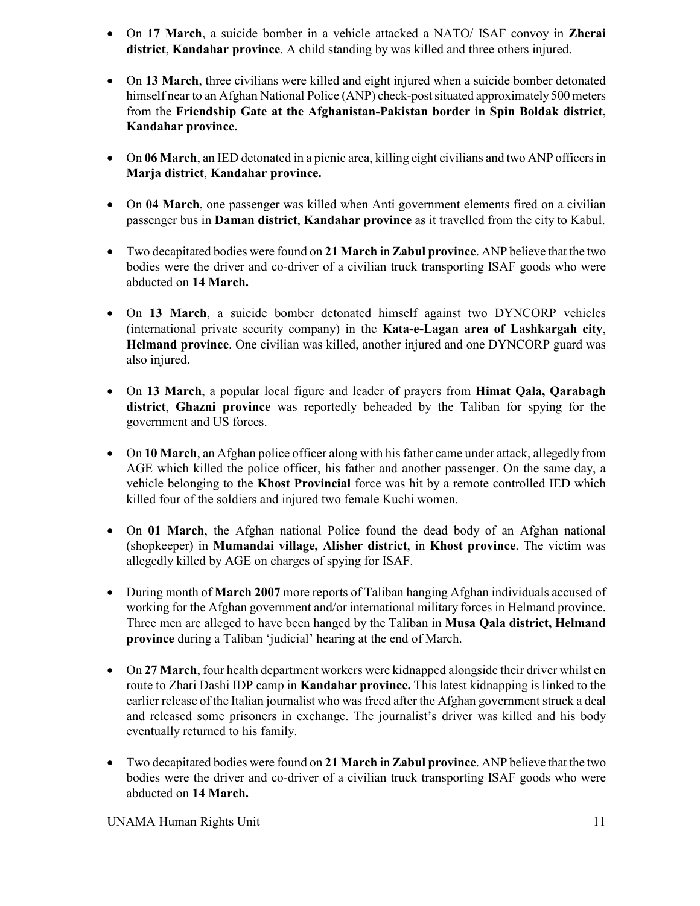- On **17 March**, a suicide bomber in a vehicle attacked a NATO/ ISAF convoy in **Zherai district**, **Kandahar province**. A child standing by was killed and three others injured.

- On **13 March**, three civilians were killed and eight injured when a suicide bomber detonated himself near to an Afghan National Police (ANP) check-post situated approximately 500 meters from the **Friendship Gate at the Afghanistan-Pakistan border in Spin Boldak district, Kandahar province.**

- On **06 March**, an IED detonated in a picnic area, killing eight civilians and two ANP officers in **Marja district**, **Kandahar province.**

- On **04 March**, one passenger was killed when Anti government elements fired on a civilian passenger bus in **Daman district**, **Kandahar province** as it travelled from the city to Kabul.

- Two decapitated bodies were found on **21 March** in **Zabul province**. ANP believe that the two bodies were the driver and co-driver of a civilian truck transporting ISAF goods who were abducted on **14 March.**

- On **13 March**, a suicide bomber detonated himself against two DYNCORP vehicles (international private security company) in the **Kata-e-Lagan area of Lashkargah city**, **Helmand province**. One civilian was killed, another injured and one DYNCORP guard was also injured.

- On **13 March**, a popular local figure and leader of prayers from **Himat Qala, Qarabagh district**, **Ghazni province** was reportedly beheaded by the Taliban for spying for the government and US forces.

- On **10 March**, an Afghan police officer along with his father came under attack, allegedly from AGE which killed the police officer, his father and another passenger. On the same day, a vehicle belonging to the **Khost Provincial** force was hit by a remote controlled IED which killed four of the soldiers and injured two female Kuchi women.

- On **01 March**, the Afghan national Police found the dead body of an Afghan national (shopkeeper) in **Mumandai village, Alisher district**, in **Khost province**. The victim was allegedly killed by AGE on charges of spying for ISAF.

- During month of **March 2007** more reports of Taliban hanging Afghan individuals accused of working for the Afghan government and/or international military forces in Helmand province. Three men are alleged to have been hanged by the Taliban in **Musa Qala district, Helmand province** during a Taliban 'judicial' hearing at the end of March.

- On **27 March**, four health department workers were kidnapped alongside their driver whilst en route to Zhari Dashi IDP camp in **Kandahar province.** This latest kidnapping is linked to the earlier release of the Italian journalist who was freed after the Afghan government struck a deal and released some prisoners in exchange. The journalist's driver was killed and his body eventually returned to his family.

- Two decapitated bodies were found on **21 March** in **Zabul province**. ANP believe that the two bodies were the driver and co-driver of a civilian truck transporting ISAF goods who were abducted on **14 March.**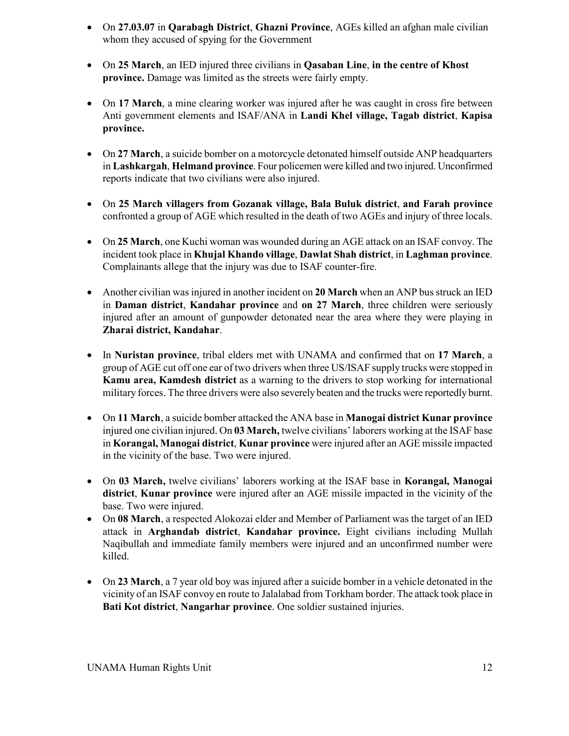- On **27.03.07** in **Qarabagh District**, **Ghazni Province**, AGEs killed an afghan male civilian whom they accused of spying for the Government

- On **25 March**, an IED injured three civilians in **Qasaban Line**, **in the centre of Khost province.** Damage was limited as the streets were fairly empty.

- On **17 March**, a mine clearing worker was injured after he was caught in cross fire between Anti government elements and ISAF/ANA in **Landi Khel village, Tagab district**, **Kapisa province.**

- On **27 March**, a suicide bomber on a motorcycle detonated himself outside ANP headquarters in **Lashkargah**, **Helmand province**. Four policemen were killed and two injured. Unconfirmed reports indicate that two civilians were also injured.

- On **25 March villagers from Gozanak village, Bala Buluk district**, **and Farah province** confronted a group of AGE which resulted in the death of two AGEs and injury of three locals.

- On **25 March**, one Kuchi woman was wounded during an AGE attack on an ISAF convoy. The incident took place in **Khujal Khando village**, **Dawlat Shah district**, in **Laghman province**. Complainants allege that the injury was due to ISAF counter-fire.

- Another civilian was injured in another incident on **20 March** when an ANP bus struck an IED in **Daman district**, **Kandahar province** and **on 27 March**, three children were seriously injured after an amount of gunpowder detonated near the area where they were playing in **Zharai district, Kandahar**.

- In **Nuristan province**, tribal elders met with UNAMA and confirmed that on **17 March**, a group of AGE cut off one ear of two drivers when three US/ISAF supply trucks were stopped in **Kamu area, Kamdesh district** as a warning to the drivers to stop working for international military forces. The three drivers were also severely beaten and the trucks were reportedly burnt.

- On **11 March**, a suicide bomber attacked the ANA base in **Manogai district Kunar province** injured one civilian injured. On **03 March,** twelve civilians' laborers working at the ISAF base in **Korangal, Manogai district**, **Kunar province** were injured after an AGE missile impacted in the vicinity of the base. Two were injured.

- On **03 March,** twelve civilians' laborers working at the ISAF base in **Korangal, Manogai district**, **Kunar province** were injured after an AGE missile impacted in the vicinity of the base. Two were injured.
- On **08 March**, a respected Alokozai elder and Member of Parliament was the target of an IED attack in **Arghandab district**, **Kandahar province.** Eight civilians including Mullah Naqibullah and immediate family members were injured and an unconfirmed number were killed.

- On **23 March**, a 7 year old boy was injured after a suicide bomber in a vehicle detonated in the vicinity of an ISAF convoy en route to Jalalabad from Torkham border. The attack took place in **Bati Kot district**, **Nangarhar province**. One soldier sustained injuries.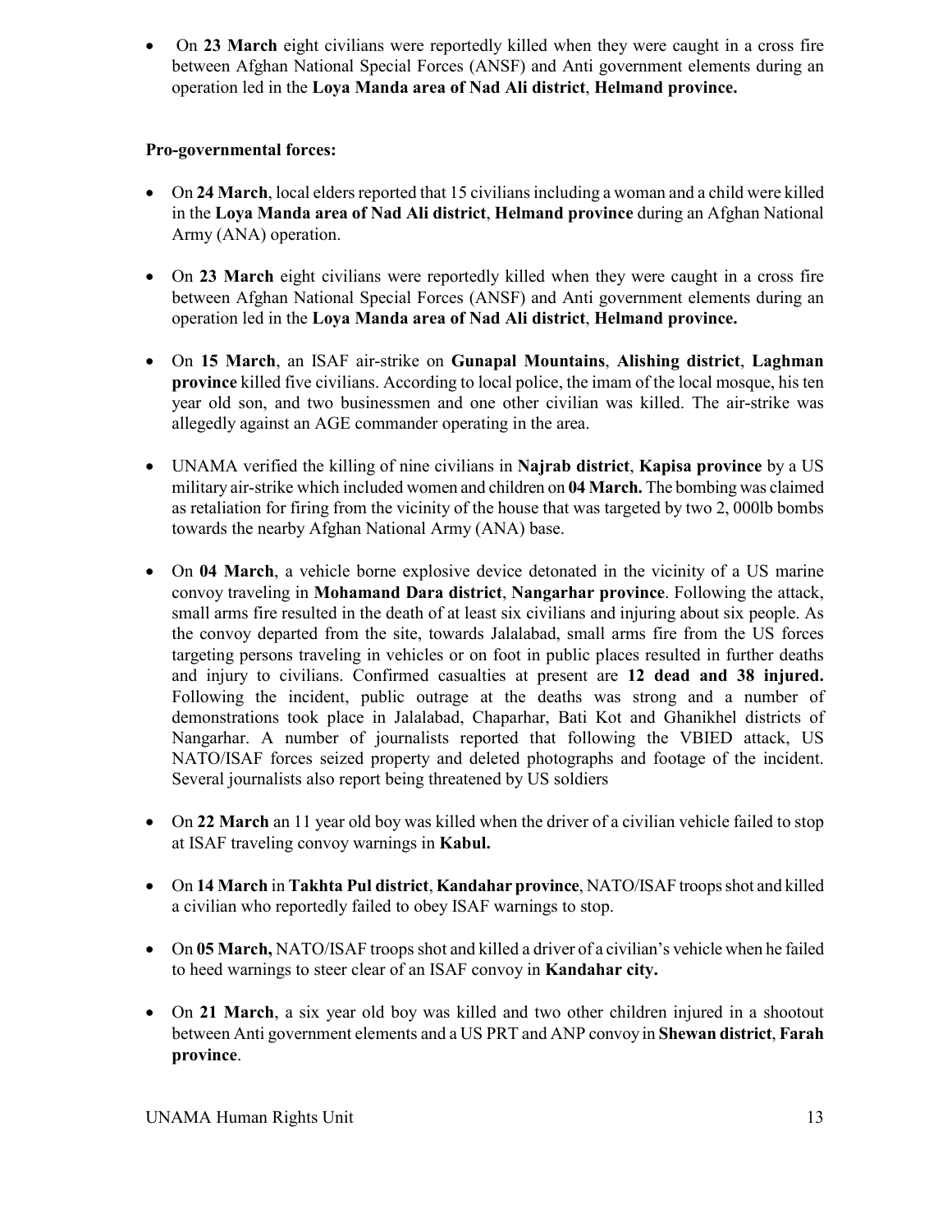- On **23 March** eight civilians were reportedly killed when they were caught in a cross fire between Afghan National Special Forces (ANSF) and Anti government elements during an operation led in the **Loya Manda area of Nad Ali district**, **Helmand province.**

**Pro-governmental forces:**

- On **24 March**, local elders reported that 15 civilians including a woman and a child were killed in the **Loya Manda area of Nad Ali district**, **Helmand province** during an Afghan National Army (ANA) operation.

- On **23 March** eight civilians were reportedly killed when they were caught in a cross fire between Afghan National Special Forces (ANSF) and Anti government elements during an operation led in the **Loya Manda area of Nad Ali district**, **Helmand province.**

- On **15 March**, an ISAF air-strike on **Gunapal Mountains**, **Alishing district**, **Laghman province** killed five civilians. According to local police, the imam of the local mosque, his ten year old son, and two businessmen and one other civilian was killed. The air-strike was allegedly against an AGE commander operating in the area.

- UNAMA verified the killing of nine civilians in **Najrab district**, **Kapisa province** by a US military air-strike which included women and children on **04 March.** The bombing was claimed as retaliation for firing from the vicinity of the house that was targeted by two 2, 000lb bombs towards the nearby Afghan National Army (ANA) base.

- On **04 March**, a vehicle borne explosive device detonated in the vicinity of a US marine convoy traveling in **Mohamand Dara district**, **Nangarhar province**. Following the attack, small arms fire resulted in the death of at least six civilians and injuring about six people. As the convoy departed from the site, towards Jalalabad, small arms fire from the US forces targeting persons traveling in vehicles or on foot in public places resulted in further deaths and injury to civilians. Confirmed casualties at present are **12 dead and 38 injured.** Following the incident, public outrage at the deaths was strong and a number of demonstrations took place in Jalalabad, Chaparhar, Bati Kot and Ghanikhel districts of Nangarhar. A number of journalists reported that following the VBIED attack, US NATO/ISAF forces seized property and deleted photographs and footage of the incident. Several journalists also report being threatened by US soldiers

- On **22 March** an 11 year old boy was killed when the driver of a civilian vehicle failed to stop at ISAF traveling convoy warnings in **Kabul.**

- On **14 March** in **Takhta Pul district**, **Kandahar province**, NATO/ISAF troops shot and killed a civilian who reportedly failed to obey ISAF warnings to stop.

- On **05 March,** NATO/ISAF troops shot and killed a driver of a civilian's vehicle when he failed to heed warnings to steer clear of an ISAF convoy in **Kandahar city.**

- On **21 March**, a six year old boy was killed and two other children injured in a shootout between Anti government elements and a US PRT and ANP convoy in **Shewan district**, **Farah province**.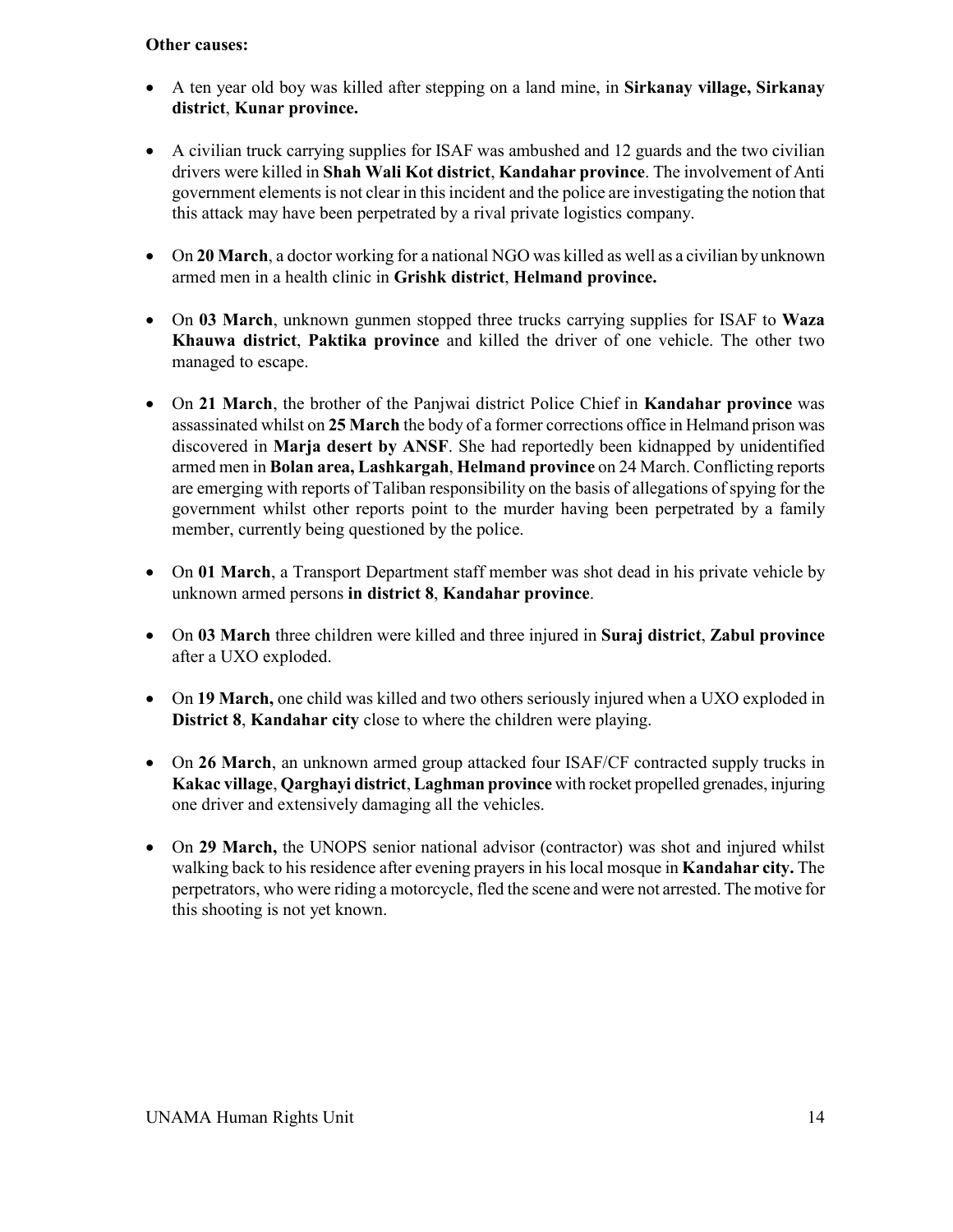**Other causes:**

- A ten year old boy was killed after stepping on a land mine, in **Sirkanay village, Sirkanay district**, **Kunar province.**

- A civilian truck carrying supplies for ISAF was ambushed and 12 guards and the two civilian drivers were killed in **Shah Wali Kot district**, **Kandahar province**. The involvement of Anti government elements is not clear in this incident and the police are investigating the notion that this attack may have been perpetrated by a rival private logistics company.

- On **20 March**, a doctor working for a national NGO was killed as well as a civilian by unknown armed men in a health clinic in **Grishk district**, **Helmand province.**

- On **03 March**, unknown gunmen stopped three trucks carrying supplies for ISAF to **Waza Khauwa district**, **Paktika province** and killed the driver of one vehicle. The other two managed to escape.

- On **21 March**, the brother of the Panjwai district Police Chief in **Kandahar province** was assassinated whilst on **25 March** the body of a former corrections office in Helmand prison was discovered in **Marja desert by ANSF**. She had reportedly been kidnapped by unidentified armed men in **Bolan area, Lashkargah**, **Helmand province** on 24 March. Conflicting reports are emerging with reports of Taliban responsibility on the basis of allegations of spying for the government whilst other reports point to the murder having been perpetrated by a family member, currently being questioned by the police.

- On **01 March**, a Transport Department staff member was shot dead in his private vehicle by unknown armed persons **in district 8**, **Kandahar province**.

- On **03 March** three children were killed and three injured in **Suraj district**, **Zabul province** after a UXO exploded.

- On **19 March,** one child was killed and two others seriously injured when a UXO exploded in **District 8**, **Kandahar city** close to where the children were playing.

- On **26 March**, an unknown armed group attacked four ISAF/CF contracted supply trucks in **Kakac village**, **Qarghayi district**, **Laghman province** with rocket propelled grenades, injuring one driver and extensively damaging all the vehicles.

- On **29 March,** the UNOPS senior national advisor (contractor) was shot and injured whilst walking back to his residence after evening prayers in his local mosque in **Kandahar city.** The perpetrators, who were riding a motorcycle, fled the scene and were not arrested. The motive for this shooting is not yet known.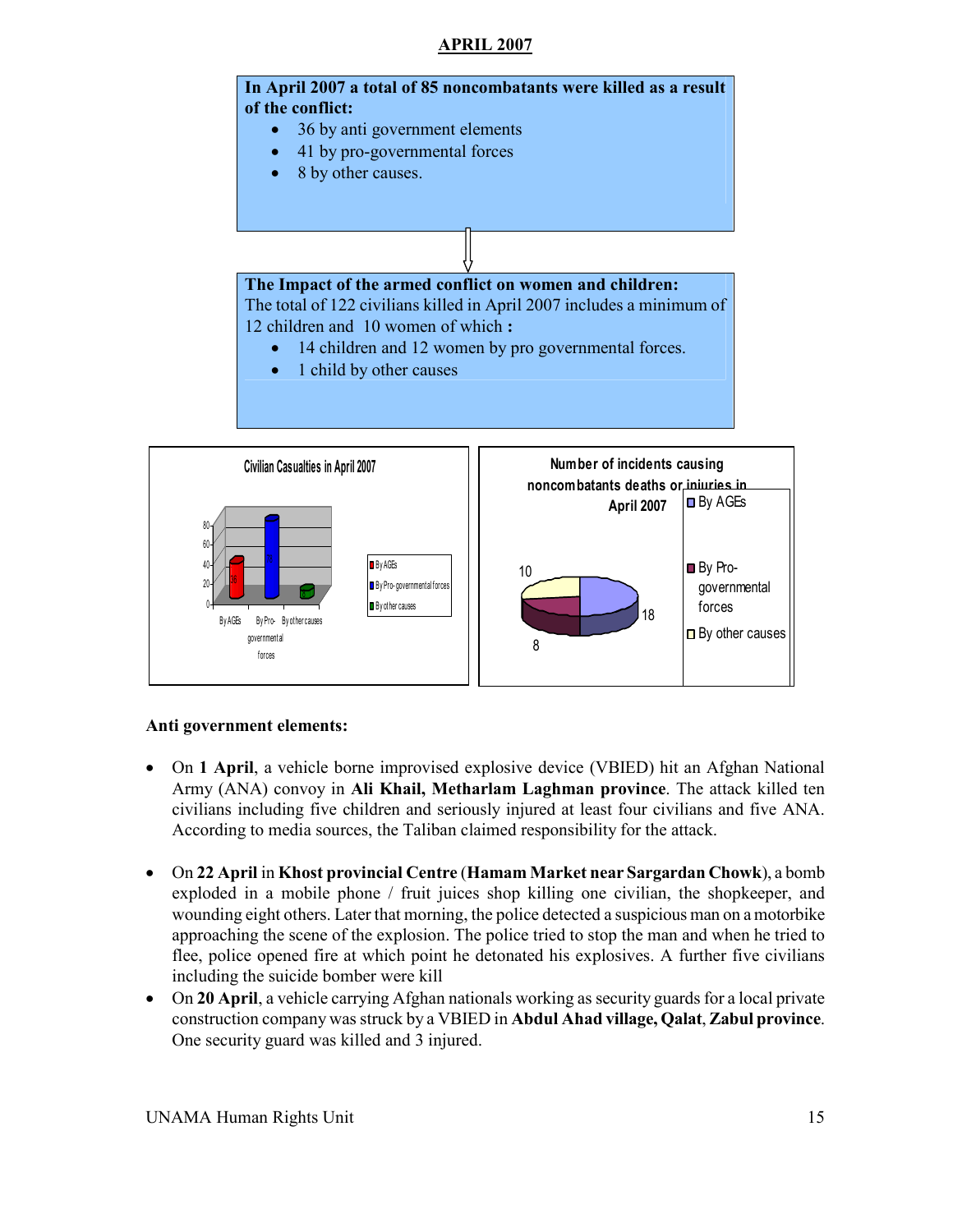## APRIL 2007

**In April 2007 a total of 85 noncombatants were killed as a result of the conflict:**

- 36 by anti government elements
- 41 by pro-governmental forces
- 8 by other causes.

**The Impact of the armed conflict on women and children:**
The total of 122 civilians killed in April 2007 includes a minimum of 12 children and 10 women of which **:**

- 14 children and 12 women by pro governmental forces.
- 1 child by other causes

Civilian Casualties in April 2007

Number of incidents causing noncombatants deaths or injuries in April 2007

**Anti government elements:**

- On **1 April**, a vehicle borne improvised explosive device (VBIED) hit an Afghan National Army (ANA) convoy in **Ali Khail, Metharlam Laghman province**. The attack killed ten civilians including five children and seriously injured at least four civilians and five ANA. According to media sources, the Taliban claimed responsibility for the attack.

- On **22 April** in **Khost provincial Centre** (**Hamam Market near Sargardan Chowk**), a bomb exploded in a mobile phone / fruit juices shop killing one civilian, the shopkeeper, and wounding eight others. Later that morning, the police detected a suspicious man on a motorbike approaching the scene of the explosion. The police tried to stop the man and when he tried to flee, police opened fire at which point he detonated his explosives. A further five civilians including the suicide bomber were kill
- On **20 April**, a vehicle carrying Afghan nationals working as security guards for a local private construction company was struck by a VBIED in **Abdul Ahad village, Qalat**, **Zabul province**. One security guard was killed and 3 injured.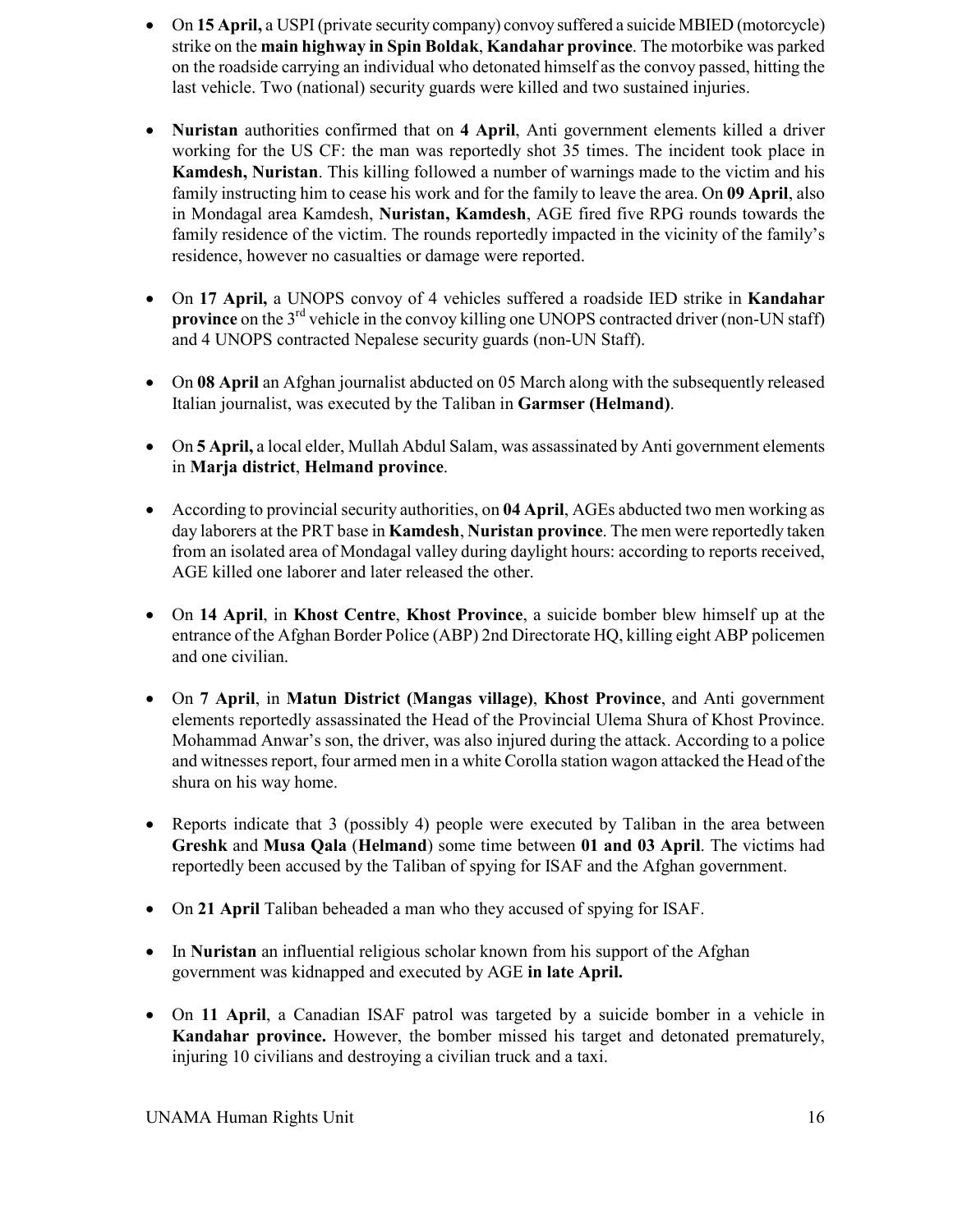- On **15 April,** a USPI (private security company) convoy suffered a suicide MBIED (motorcycle) strike on the **main highway in Spin Boldak**, **Kandahar province**. The motorbike was parked on the roadside carrying an individual who detonated himself as the convoy passed, hitting the last vehicle. Two (national) security guards were killed and two sustained injuries.

- **Nuristan** authorities confirmed that on **4 April**, Anti government elements killed a driver working for the US CF: the man was reportedly shot 35 times. The incident took place in **Kamdesh, Nuristan**. This killing followed a number of warnings made to the victim and his family instructing him to cease his work and for the family to leave the area. On **09 April**, also in Mondagal area Kamdesh, **Nuristan, Kamdesh**, AGE fired five RPG rounds towards the family residence of the victim. The rounds reportedly impacted in the vicinity of the family's residence, however no casualties or damage were reported.

- On **17 April,** a UNOPS convoy of 4 vehicles suffered a roadside IED strike in **Kandahar province** on the 3rd vehicle in the convoy killing one UNOPS contracted driver (non-UN staff) and 4 UNOPS contracted Nepalese security guards (non-UN Staff).

- On **08 April** an Afghan journalist abducted on 05 March along with the subsequently released Italian journalist, was executed by the Taliban in **Garmser (Helmand)**.

- On **5 April,** a local elder, Mullah Abdul Salam, was assassinated by Anti government elements in **Marja district**, **Helmand province**.

- According to provincial security authorities, on **04 April**, AGEs abducted two men working as day laborers at the PRT base in **Kamdesh**, **Nuristan province**. The men were reportedly taken from an isolated area of Mondagal valley during daylight hours: according to reports received, AGE killed one laborer and later released the other.

- On **14 April**, in **Khost Centre**, **Khost Province**, a suicide bomber blew himself up at the entrance of the Afghan Border Police (ABP) 2nd Directorate HQ, killing eight ABP policemen and one civilian.

- On **7 April**, in **Matun District (Mangas village)**, **Khost Province**, and Anti government elements reportedly assassinated the Head of the Provincial Ulema Shura of Khost Province. Mohammad Anwar's son, the driver, was also injured during the attack. According to a police and witnesses report, four armed men in a white Corolla station wagon attacked the Head of the shura on his way home.

- Reports indicate that 3 (possibly 4) people were executed by Taliban in the area between **Greshk** and **Musa Qala** (**Helmand**) some time between **01 and 03 April**. The victims had reportedly been accused by the Taliban of spying for ISAF and the Afghan government.

- On **21 April** Taliban beheaded a man who they accused of spying for ISAF.

- In **Nuristan** an influential religious scholar known from his support of the Afghan government was kidnapped and executed by AGE **in late April.**

- On **11 April**, a Canadian ISAF patrol was targeted by a suicide bomber in a vehicle in **Kandahar province.** However, the bomber missed his target and detonated prematurely, injuring 10 civilians and destroying a civilian truck and a taxi.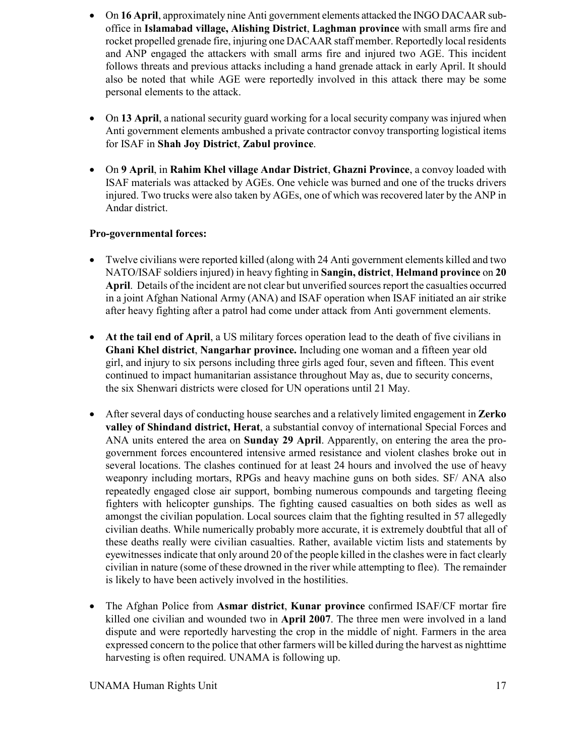- On **16 April**, approximately nine Anti government elements attacked the INGO DACAAR sub-office in **Islamabad village, Alishing District**, **Laghman province** with small arms fire and rocket propelled grenade fire, injuring one DACAAR staff member. Reportedly local residents and ANP engaged the attackers with small arms fire and injured two AGE. This incident follows threats and previous attacks including a hand grenade attack in early April. It should also be noted that while AGE were reportedly involved in this attack there may be some personal elements to the attack.

- On **13 April**, a national security guard working for a local security company was injured when Anti government elements ambushed a private contractor convoy transporting logistical items for ISAF in **Shah Joy District**, **Zabul province**.

- On **9 April**, in **Rahim Khel village Andar District**, **Ghazni Province**, a convoy loaded with ISAF materials was attacked by AGEs. One vehicle was burned and one of the trucks drivers injured. Two trucks were also taken by AGEs, one of which was recovered later by the ANP in Andar district.

**Pro-governmental forces:**

- Twelve civilians were reported killed (along with 24 Anti government elements killed and two NATO/ISAF soldiers injured) in heavy fighting in **Sangin, district**, **Helmand province** on **20 April**. Details of the incident are not clear but unverified sources report the casualties occurred in a joint Afghan National Army (ANA) and ISAF operation when ISAF initiated an air strike after heavy fighting after a patrol had come under attack from Anti government elements.

- **At the tail end of April**, a US military forces operation lead to the death of five civilians in **Ghani Khel district**, **Nangarhar province.** Including one woman and a fifteen year old girl, and injury to six persons including three girls aged four, seven and fifteen. This event continued to impact humanitarian assistance throughout May as, due to security concerns, the six Shenwari districts were closed for UN operations until 21 May.

- After several days of conducting house searches and a relatively limited engagement in **Zerko valley of Shindand district, Herat**, a substantial convoy of international Special Forces and ANA units entered the area on **Sunday 29 April**. Apparently, on entering the area the pro-government forces encountered intensive armed resistance and violent clashes broke out in several locations. The clashes continued for at least 24 hours and involved the use of heavy weaponry including mortars, RPGs and heavy machine guns on both sides. SF/ ANA also repeatedly engaged close air support, bombing numerous compounds and targeting fleeing fighters with helicopter gunships. The fighting caused casualties on both sides as well as amongst the civilian population. Local sources claim that the fighting resulted in 57 allegedly civilian deaths. While numerically probably more accurate, it is extremely doubtful that all of these deaths really were civilian casualties. Rather, available victim lists and statements by eyewitnesses indicate that only around 20 of the people killed in the clashes were in fact clearly civilian in nature (some of these drowned in the river while attempting to flee). The remainder is likely to have been actively involved in the hostilities.

- The Afghan Police from **Asmar district**, **Kunar province** confirmed ISAF/CF mortar fire killed one civilian and wounded two in **April 2007**. The three men were involved in a land dispute and were reportedly harvesting the crop in the middle of night. Farmers in the area expressed concern to the police that other farmers will be killed during the harvest as nighttime harvesting is often required. UNAMA is following up.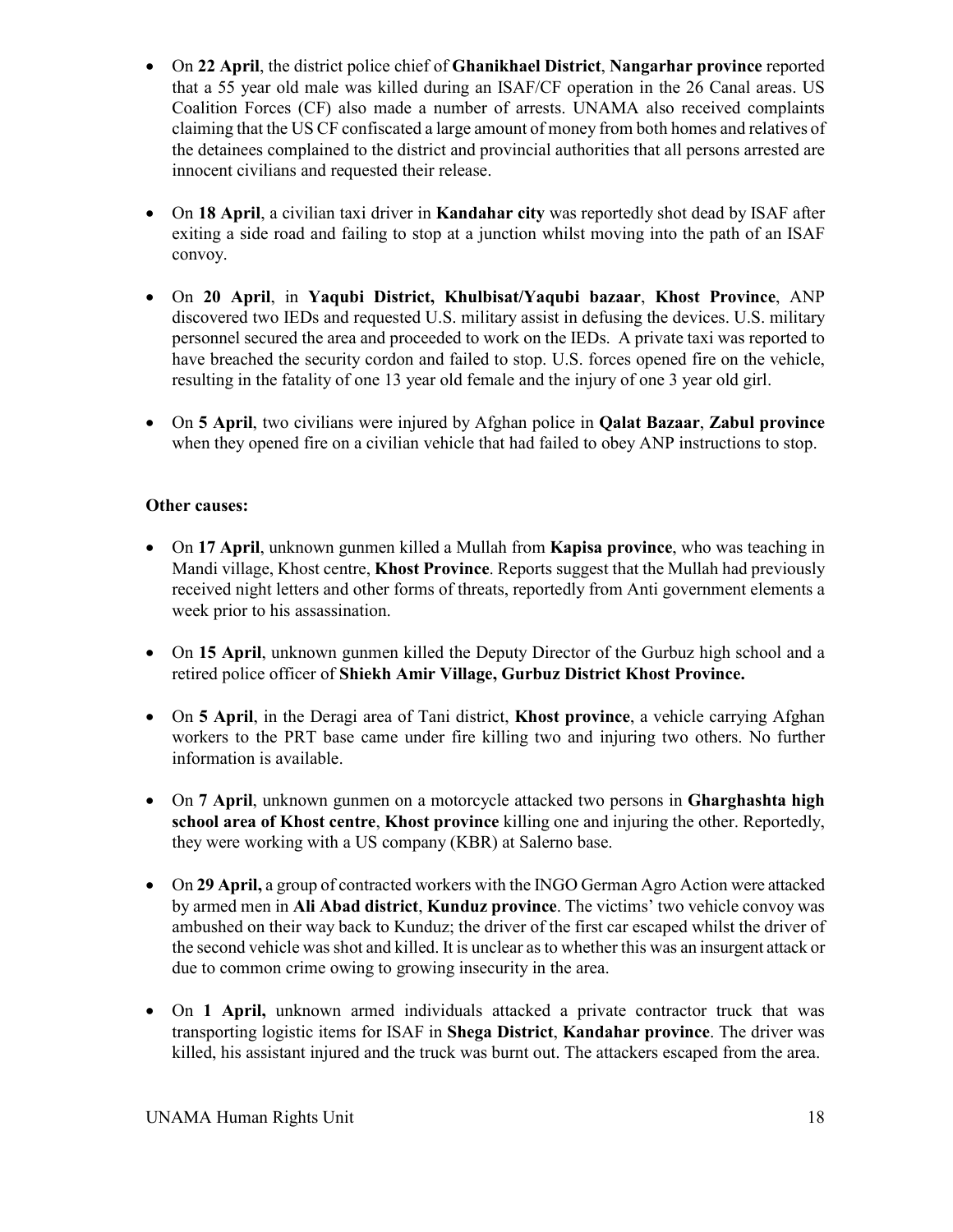- On **22 April**, the district police chief of **Ghanikhael District**, **Nangarhar province** reported that a 55 year old male was killed during an ISAF/CF operation in the 26 Canal areas. US Coalition Forces (CF) also made a number of arrests. UNAMA also received complaints claiming that the US CF confiscated a large amount of money from both homes and relatives of the detainees complained to the district and provincial authorities that all persons arrested are innocent civilians and requested their release.

- On **18 April**, a civilian taxi driver in **Kandahar city** was reportedly shot dead by ISAF after exiting a side road and failing to stop at a junction whilst moving into the path of an ISAF convoy.

- On **20 April**, in **Yaqubi District, Khulbisat/Yaqubi bazaar**, **Khost Province**, ANP discovered two IEDs and requested U.S. military assist in defusing the devices. U.S. military personnel secured the area and proceeded to work on the IEDs. A private taxi was reported to have breached the security cordon and failed to stop. U.S. forces opened fire on the vehicle, resulting in the fatality of one 13 year old female and the injury of one 3 year old girl.

- On **5 April**, two civilians were injured by Afghan police in **Qalat Bazaar**, **Zabul province** when they opened fire on a civilian vehicle that had failed to obey ANP instructions to stop.

**Other causes:**

- On **17 April**, unknown gunmen killed a Mullah from **Kapisa province**, who was teaching in Mandi village, Khost centre, **Khost Province**. Reports suggest that the Mullah had previously received night letters and other forms of threats, reportedly from Anti government elements a week prior to his assassination.

- On **15 April**, unknown gunmen killed the Deputy Director of the Gurbuz high school and a retired police officer of **Shiekh Amir Village, Gurbuz District Khost Province.**

- On **5 April**, in the Deragi area of Tani district, **Khost province**, a vehicle carrying Afghan workers to the PRT base came under fire killing two and injuring two others. No further information is available.

- On **7 April**, unknown gunmen on a motorcycle attacked two persons in **Gharghashta high school area of Khost centre**, **Khost province** killing one and injuring the other. Reportedly, they were working with a US company (KBR) at Salerno base.

- On **29 April,** a group of contracted workers with the INGO German Agro Action were attacked by armed men in **Ali Abad district**, **Kunduz province**. The victims' two vehicle convoy was ambushed on their way back to Kunduz; the driver of the first car escaped whilst the driver of the second vehicle was shot and killed. It is unclear as to whether this was an insurgent attack or due to common crime owing to growing insecurity in the area.

- On **1 April,** unknown armed individuals attacked a private contractor truck that was transporting logistic items for ISAF in **Shega District**, **Kandahar province**. The driver was killed, his assistant injured and the truck was burnt out. The attackers escaped from the area.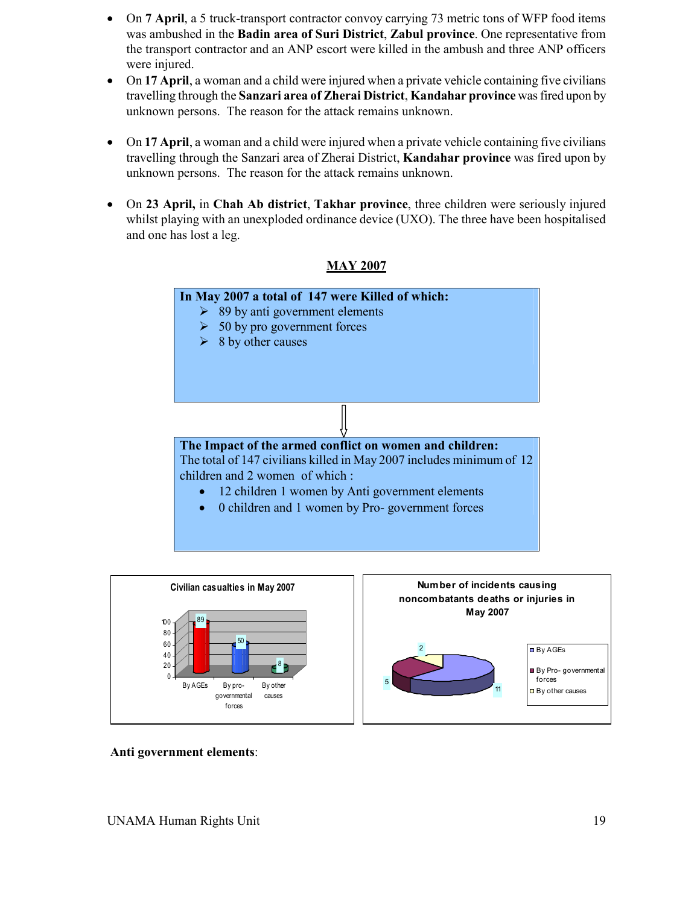- On **7 April**, a 5 truck-transport contractor convoy carrying 73 metric tons of WFP food items was ambushed in the **Badin area of Suri District**, **Zabul province**. One representative from the transport contractor and an ANP escort were killed in the ambush and three ANP officers were injured.
- On **17 April**, a woman and a child were injured when a private vehicle containing five civilians travelling through the **Sanzari area of Zherai District**, **Kandahar province** was fired upon by unknown persons. The reason for the attack remains unknown.

- On **17 April**, a woman and a child were injured when a private vehicle containing five civilians travelling through the Sanzari area of Zherai District, **Kandahar province** was fired upon by unknown persons. The reason for the attack remains unknown.

- On **23 April,** in **Chah Ab district**, **Takhar province**, three children were seriously injured whilst playing with an unexploded ordinance device (UXO). The three have been hospitalised and one has lost a leg.

## MAY 2007

**In May 2007 a total of 147 were Killed of which:**
- 89 by anti government elements
- 50 by pro government forces
- 8 by other causes

**The Impact of the armed conflict on women and children:**
The total of 147 civilians killed in May 2007 includes minimum of 12 children and 2 women of which :
- 12 children 1 women by Anti government elements
- 0 children and 1 women by Pro- government forces

**Civilian casualties in May 2007**

| By AGEs | By pro-governmental forces | By other causes |
|---|---|---|
| 89 | 50 | 8 |

**Number of incidents causing noncombatants deaths or injuries in May 2007**

| By AGEs | By Pro- governmental forces | By other causes |
|---|---|---|
| 11 | 5 | 2 |

**Anti government elements**: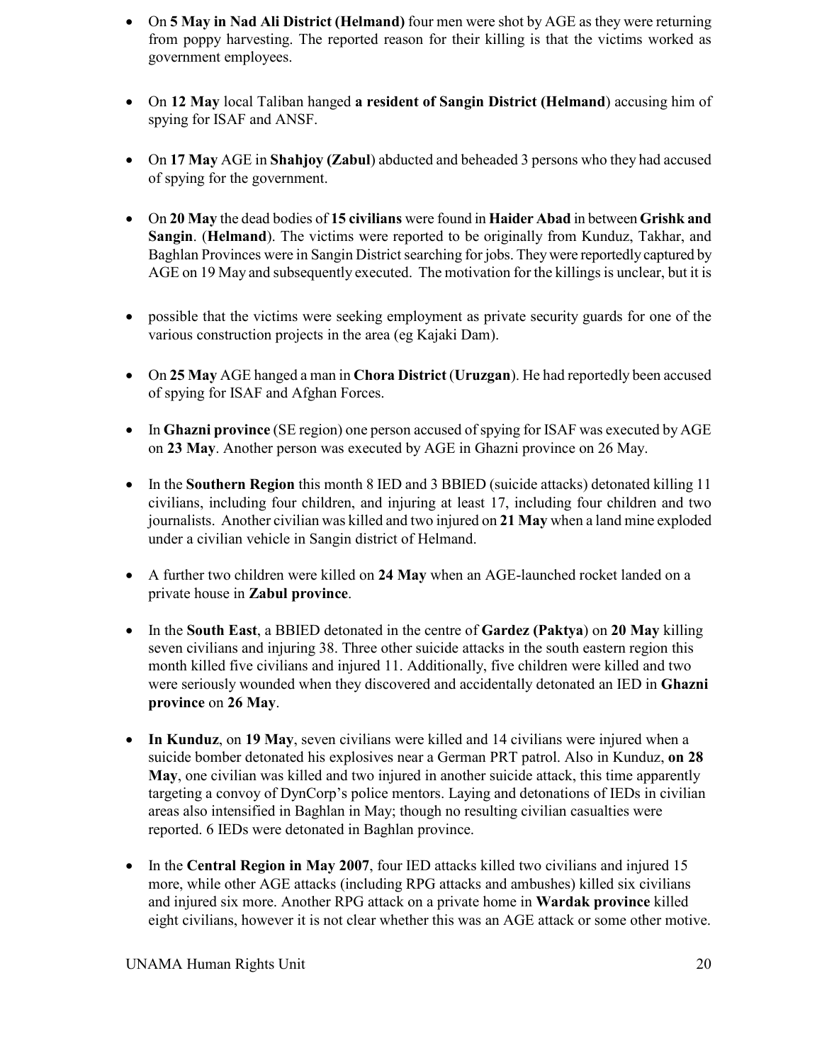- On **5 May in Nad Ali District (Helmand)** four men were shot by AGE as they were returning from poppy harvesting. The reported reason for their killing is that the victims worked as government employees.

- On **12 May** local Taliban hanged **a resident of Sangin District (Helmand**) accusing him of spying for ISAF and ANSF.

- On **17 May** AGE in **Shahjoy (Zabul**) abducted and beheaded 3 persons who they had accused of spying for the government.

- On **20 May** the dead bodies of **15 civilians** were found in **Haider Abad** in between **Grishk and Sangin**. (**Helmand**). The victims were reported to be originally from Kunduz, Takhar, and Baghlan Provinces were in Sangin District searching for jobs. They were reportedly captured by AGE on 19 May and subsequently executed. The motivation for the killings is unclear, but it is

- possible that the victims were seeking employment as private security guards for one of the various construction projects in the area (eg Kajaki Dam).

- On **25 May** AGE hanged a man in **Chora District** (**Uruzgan**). He had reportedly been accused of spying for ISAF and Afghan Forces.

- In **Ghazni province** (SE region) one person accused of spying for ISAF was executed by AGE on **23 May**. Another person was executed by AGE in Ghazni province on 26 May.

- In the **Southern Region** this month 8 IED and 3 BBIED (suicide attacks) detonated killing 11 civilians, including four children, and injuring at least 17, including four children and two journalists. Another civilian was killed and two injured on **21 May** when a land mine exploded under a civilian vehicle in Sangin district of Helmand.

- A further two children were killed on **24 May** when an AGE-launched rocket landed on a private house in **Zabul province**.

- In the **South East**, a BBIED detonated in the centre of **Gardez (Paktya**) on **20 May** killing seven civilians and injuring 38. Three other suicide attacks in the south eastern region this month killed five civilians and injured 11. Additionally, five children were killed and two were seriously wounded when they discovered and accidentally detonated an IED in **Ghazni province** on **26 May**.

- **In Kunduz**, on **19 May**, seven civilians were killed and 14 civilians were injured when a suicide bomber detonated his explosives near a German PRT patrol. Also in Kunduz, **on 28 May**, one civilian was killed and two injured in another suicide attack, this time apparently targeting a convoy of DynCorp's police mentors. Laying and detonations of IEDs in civilian areas also intensified in Baghlan in May; though no resulting civilian casualties were reported. 6 IEDs were detonated in Baghlan province.

- In the **Central Region in May 2007**, four IED attacks killed two civilians and injured 15 more, while other AGE attacks (including RPG attacks and ambushes) killed six civilians and injured six more. Another RPG attack on a private home in **Wardak province** killed eight civilians, however it is not clear whether this was an AGE attack or some other motive.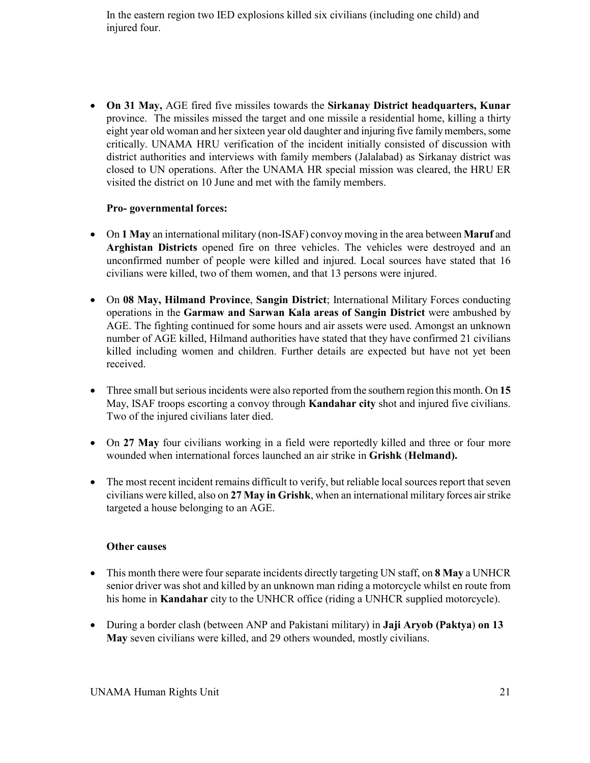In the eastern region two IED explosions killed six civilians (including one child) and injured four.

- **On 31 May,** AGE fired five missiles towards the **Sirkanay District headquarters, Kunar** province. The missiles missed the target and one missile a residential home, killing a thirty eight year old woman and her sixteen year old daughter and injuring five family members, some critically. UNAMA HRU verification of the incident initially consisted of discussion with district authorities and interviews with family members (Jalalabad) as Sirkanay district was closed to UN operations. After the UNAMA HR special mission was cleared, the HRU ER visited the district on 10 June and met with the family members.

**Pro- governmental forces:**

- On **1 May** an international military (non-ISAF) convoy moving in the area between **Maruf** and **Arghistan Districts** opened fire on three vehicles. The vehicles were destroyed and an unconfirmed number of people were killed and injured. Local sources have stated that 16 civilians were killed, two of them women, and that 13 persons were injured.

- On **08 May, Hilmand Province**, **Sangin District**; International Military Forces conducting operations in the **Garmaw and Sarwan Kala areas of Sangin District** were ambushed by AGE. The fighting continued for some hours and air assets were used. Amongst an unknown number of AGE killed, Hilmand authorities have stated that they have confirmed 21 civilians killed including women and children. Further details are expected but have not yet been received.

- Three small but serious incidents were also reported from the southern region this month. On **15** May, ISAF troops escorting a convoy through **Kandahar city** shot and injured five civilians. Two of the injured civilians later died.

- On **27 May** four civilians working in a field were reportedly killed and three or four more wounded when international forces launched an air strike in **Grishk** (**Helmand).**

- The most recent incident remains difficult to verify, but reliable local sources report that seven civilians were killed, also on **27 May in Grishk**, when an international military forces air strike targeted a house belonging to an AGE.

**Other causes**

- This month there were four separate incidents directly targeting UN staff, on **8 May** a UNHCR senior driver was shot and killed by an unknown man riding a motorcycle whilst en route from his home in **Kandahar** city to the UNHCR office (riding a UNHCR supplied motorcycle).

- During a border clash (between ANP and Pakistani military) in **Jaji Aryob (Paktya**) **on 13 May** seven civilians were killed, and 29 others wounded, mostly civilians.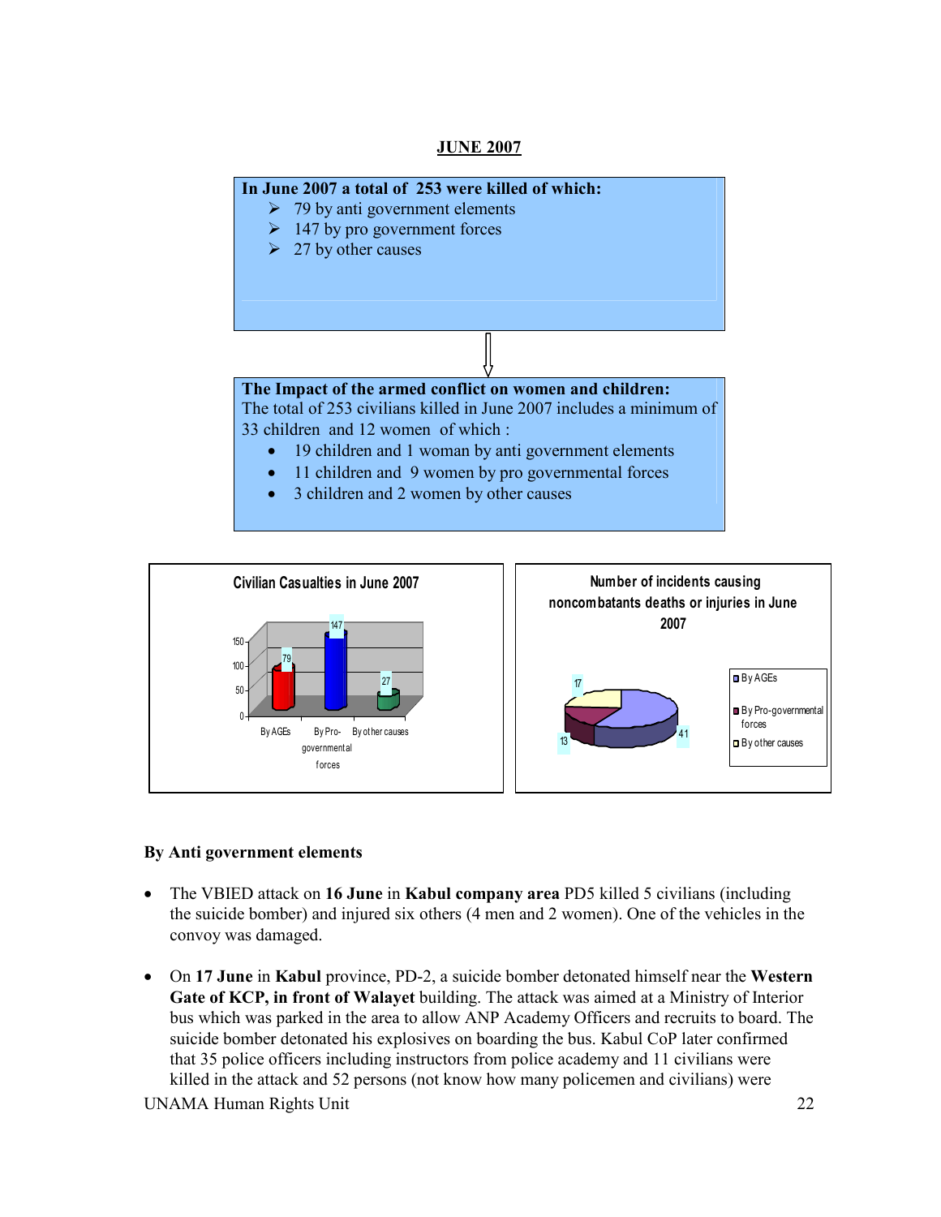## JUNE 2007

**In June 2007 a total of 253 were killed of which:**

- 79 by anti government elements
- 147 by pro government forces
- 27 by other causes

**The Impact of the armed conflict on women and children:**
The total of 253 civilians killed in June 2007 includes a minimum of 33 children and 12 women of which :

- 19 children and 1 woman by anti government elements
- 11 children and 9 women by pro governmental forces
- 3 children and 2 women by other causes

**Civilian Casualties in June 2007**

| By AGEs | By Pro-governmental forces | By other causes |
|---|---|---|
| 79 | 147 | 27 |

**Number of incidents causing noncombatants deaths or injuries in June 2007**

| By AGEs | By Pro-governmental forces | By other causes |
|---|---|---|
| 41 | 13 | 17 |

### By Anti government elements

- The VBIED attack on **16 June** in **Kabul company area** PD5 killed 5 civilians (including the suicide bomber) and injured six others (4 men and 2 women). One of the vehicles in the convoy was damaged.
- On **17 June** in **Kabul** province, PD-2, a suicide bomber detonated himself near the **Western Gate of KCP, in front of Walayet** building. The attack was aimed at a Ministry of Interior bus which was parked in the area to allow ANP Academy Officers and recruits to board. The suicide bomber detonated his explosives on boarding the bus. Kabul CoP later confirmed that 35 police officers including instructors from police academy and 11 civilians were killed in the attack and 52 persons (not know how many policemen and civilians) were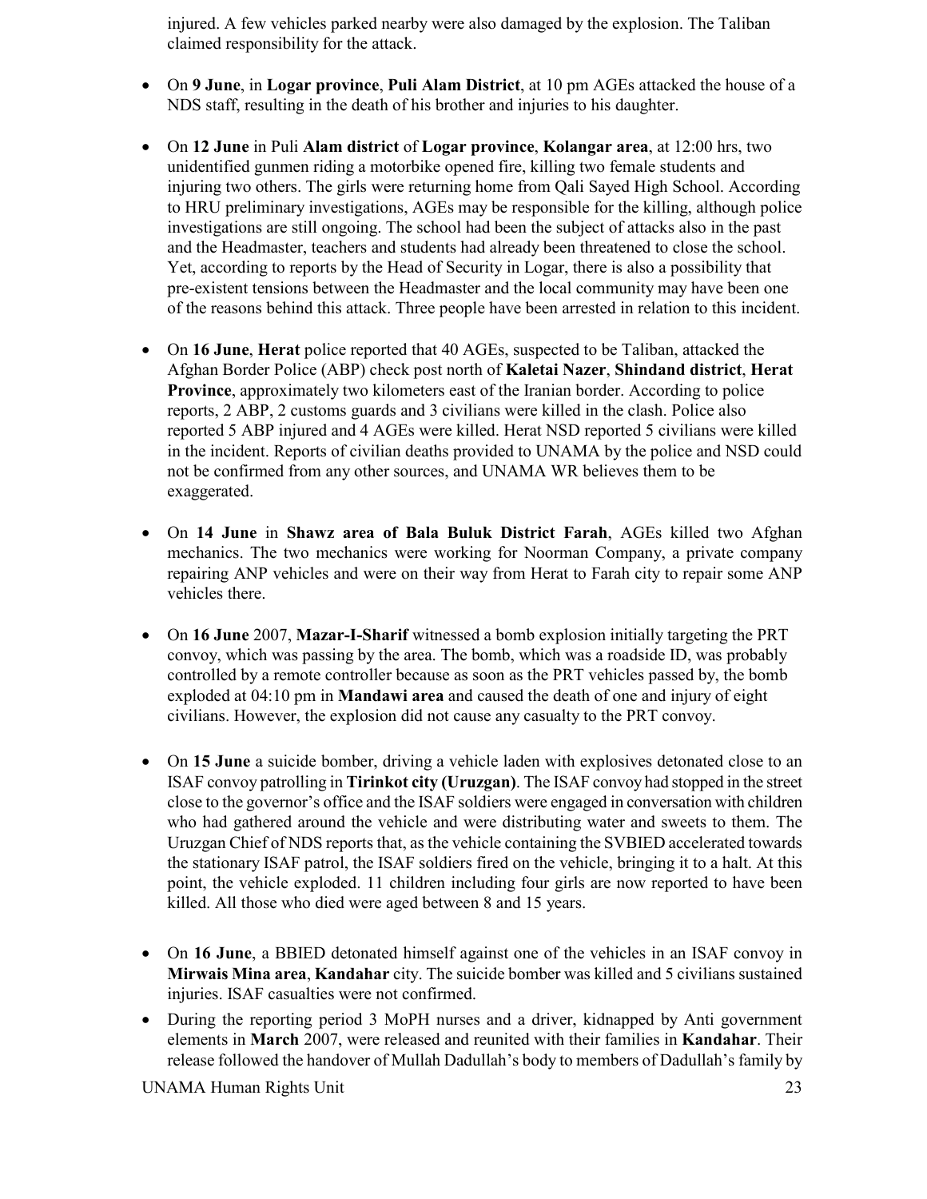injured. A few vehicles parked nearby were also damaged by the explosion. The Taliban claimed responsibility for the attack.

- On **9 June**, in **Logar province**, **Puli Alam District**, at 10 pm AGEs attacked the house of a NDS staff, resulting in the death of his brother and injuries to his daughter.

- On **12 June** in Puli **Alam district** of **Logar province**, **Kolangar area**, at 12:00 hrs, two unidentified gunmen riding a motorbike opened fire, killing two female students and injuring two others. The girls were returning home from Qali Sayed High School. According to HRU preliminary investigations, AGEs may be responsible for the killing, although police investigations are still ongoing. The school had been the subject of attacks also in the past and the Headmaster, teachers and students had already been threatened to close the school. Yet, according to reports by the Head of Security in Logar, there is also a possibility that pre-existent tensions between the Headmaster and the local community may have been one of the reasons behind this attack. Three people have been arrested in relation to this incident.

- On **16 June**, **Herat** police reported that 40 AGEs, suspected to be Taliban, attacked the Afghan Border Police (ABP) check post north of **Kaletai Nazer**, **Shindand district**, **Herat Province**, approximately two kilometers east of the Iranian border. According to police reports, 2 ABP, 2 customs guards and 3 civilians were killed in the clash. Police also reported 5 ABP injured and 4 AGEs were killed. Herat NSD reported 5 civilians were killed in the incident. Reports of civilian deaths provided to UNAMA by the police and NSD could not be confirmed from any other sources, and UNAMA WR believes them to be exaggerated.

- On **14 June** in **Shawz area of Bala Buluk District Farah**, AGEs killed two Afghan mechanics. The two mechanics were working for Noorman Company, a private company repairing ANP vehicles and were on their way from Herat to Farah city to repair some ANP vehicles there.

- On **16 June** 2007, **Mazar-I-Sharif** witnessed a bomb explosion initially targeting the PRT convoy, which was passing by the area. The bomb, which was a roadside ID, was probably controlled by a remote controller because as soon as the PRT vehicles passed by, the bomb exploded at 04:10 pm in **Mandawi area** and caused the death of one and injury of eight civilians. However, the explosion did not cause any casualty to the PRT convoy.

- On **15 June** a suicide bomber, driving a vehicle laden with explosives detonated close to an ISAF convoy patrolling in **Tirinkot city (Uruzgan)**. The ISAF convoy had stopped in the street close to the governor's office and the ISAF soldiers were engaged in conversation with children who had gathered around the vehicle and were distributing water and sweets to them. The Uruzgan Chief of NDS reports that, as the vehicle containing the SVBIED accelerated towards the stationary ISAF patrol, the ISAF soldiers fired on the vehicle, bringing it to a halt. At this point, the vehicle exploded. 11 children including four girls are now reported to have been killed. All those who died were aged between 8 and 15 years.

- On **16 June**, a BBIED detonated himself against one of the vehicles in an ISAF convoy in **Mirwais Mina area**, **Kandahar** city. The suicide bomber was killed and 5 civilians sustained injuries. ISAF casualties were not confirmed.

- During the reporting period 3 MoPH nurses and a driver, kidnapped by Anti government elements in **March** 2007, were released and reunited with their families in **Kandahar**. Their release followed the handover of Mullah Dadullah's body to members of Dadullah's family by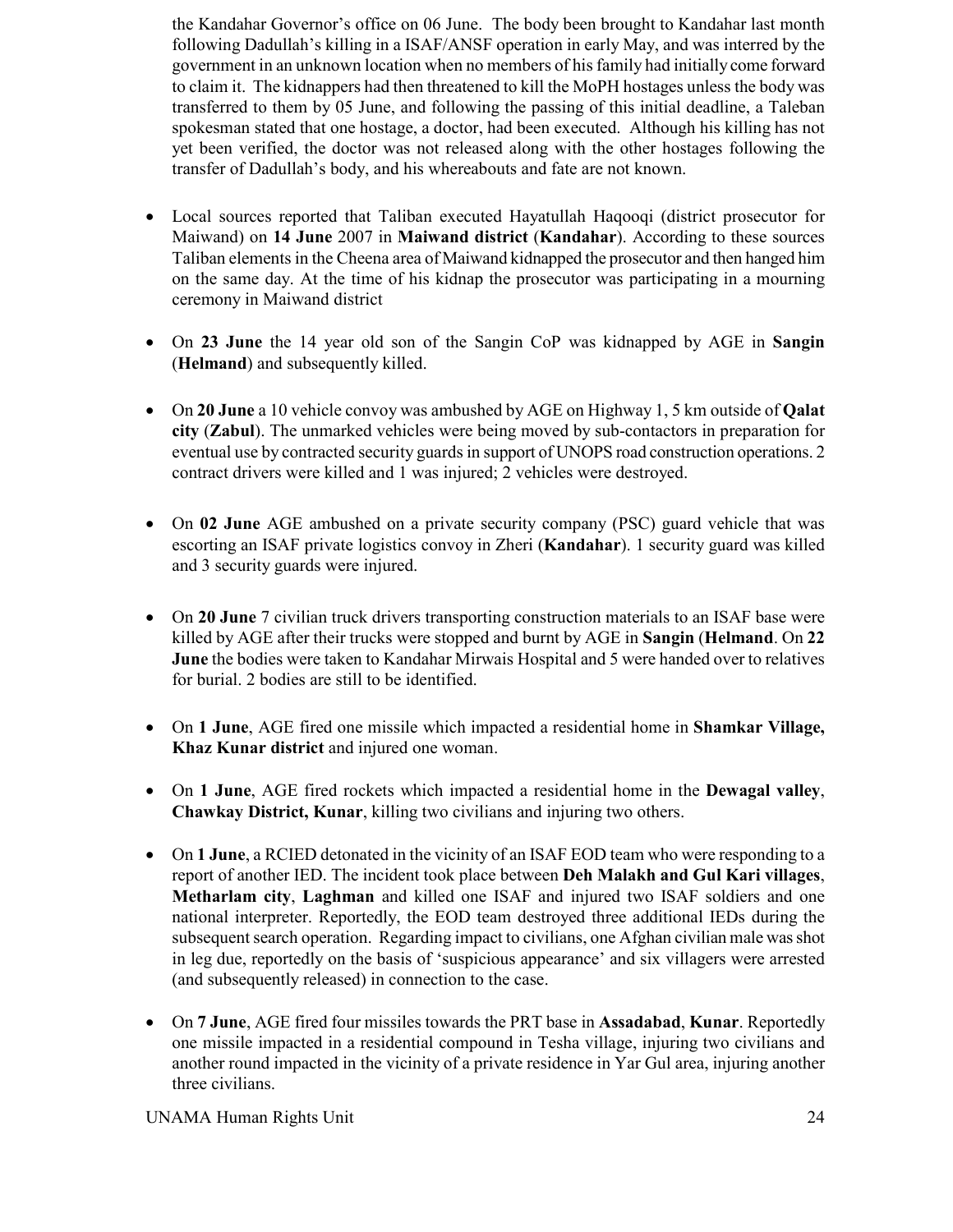the Kandahar Governor's office on 06 June. The body been brought to Kandahar last month following Dadullah's killing in a ISAF/ANSF operation in early May, and was interred by the government in an unknown location when no members of his family had initially come forward to claim it. The kidnappers had then threatened to kill the MoPH hostages unless the body was transferred to them by 05 June, and following the passing of this initial deadline, a Taleban spokesman stated that one hostage, a doctor, had been executed. Although his killing has not yet been verified, the doctor was not released along with the other hostages following the transfer of Dadullah's body, and his whereabouts and fate are not known.

- Local sources reported that Taliban executed Hayatullah Haqooqi (district prosecutor for Maiwand) on **14 June** 2007 in **Maiwand district** (**Kandahar**). According to these sources Taliban elements in the Cheena area of Maiwand kidnapped the prosecutor and then hanged him on the same day. At the time of his kidnap the prosecutor was participating in a mourning ceremony in Maiwand district

- On **23 June** the 14 year old son of the Sangin CoP was kidnapped by AGE in **Sangin** (**Helmand**) and subsequently killed.

- On **20 June** a 10 vehicle convoy was ambushed by AGE on Highway 1, 5 km outside of **Qalat city** (**Zabul**). The unmarked vehicles were being moved by sub-contactors in preparation for eventual use by contracted security guards in support of UNOPS road construction operations. 2 contract drivers were killed and 1 was injured; 2 vehicles were destroyed.

- On **02 June** AGE ambushed on a private security company (PSC) guard vehicle that was escorting an ISAF private logistics convoy in Zheri (**Kandahar**). 1 security guard was killed and 3 security guards were injured.

- On **20 June** 7 civilian truck drivers transporting construction materials to an ISAF base were killed by AGE after their trucks were stopped and burnt by AGE in **Sangin** (**Helmand**. On **22 June** the bodies were taken to Kandahar Mirwais Hospital and 5 were handed over to relatives for burial. 2 bodies are still to be identified.

- On **1 June**, AGE fired one missile which impacted a residential home in **Shamkar Village, Khaz Kunar district** and injured one woman.

- On **1 June**, AGE fired rockets which impacted a residential home in the **Dewagal valley**, **Chawkay District, Kunar**, killing two civilians and injuring two others.

- On **1 June**, a RCIED detonated in the vicinity of an ISAF EOD team who were responding to a report of another IED. The incident took place between **Deh Malakh and Gul Kari villages**, **Metharlam city**, **Laghman** and killed one ISAF and injured two ISAF soldiers and one national interpreter. Reportedly, the EOD team destroyed three additional IEDs during the subsequent search operation. Regarding impact to civilians, one Afghan civilian male was shot in leg due, reportedly on the basis of 'suspicious appearance' and six villagers were arrested (and subsequently released) in connection to the case.

- On **7 June**, AGE fired four missiles towards the PRT base in **Assadabad**, **Kunar**. Reportedly one missile impacted in a residential compound in Tesha village, injuring two civilians and another round impacted in the vicinity of a private residence in Yar Gul area, injuring another three civilians.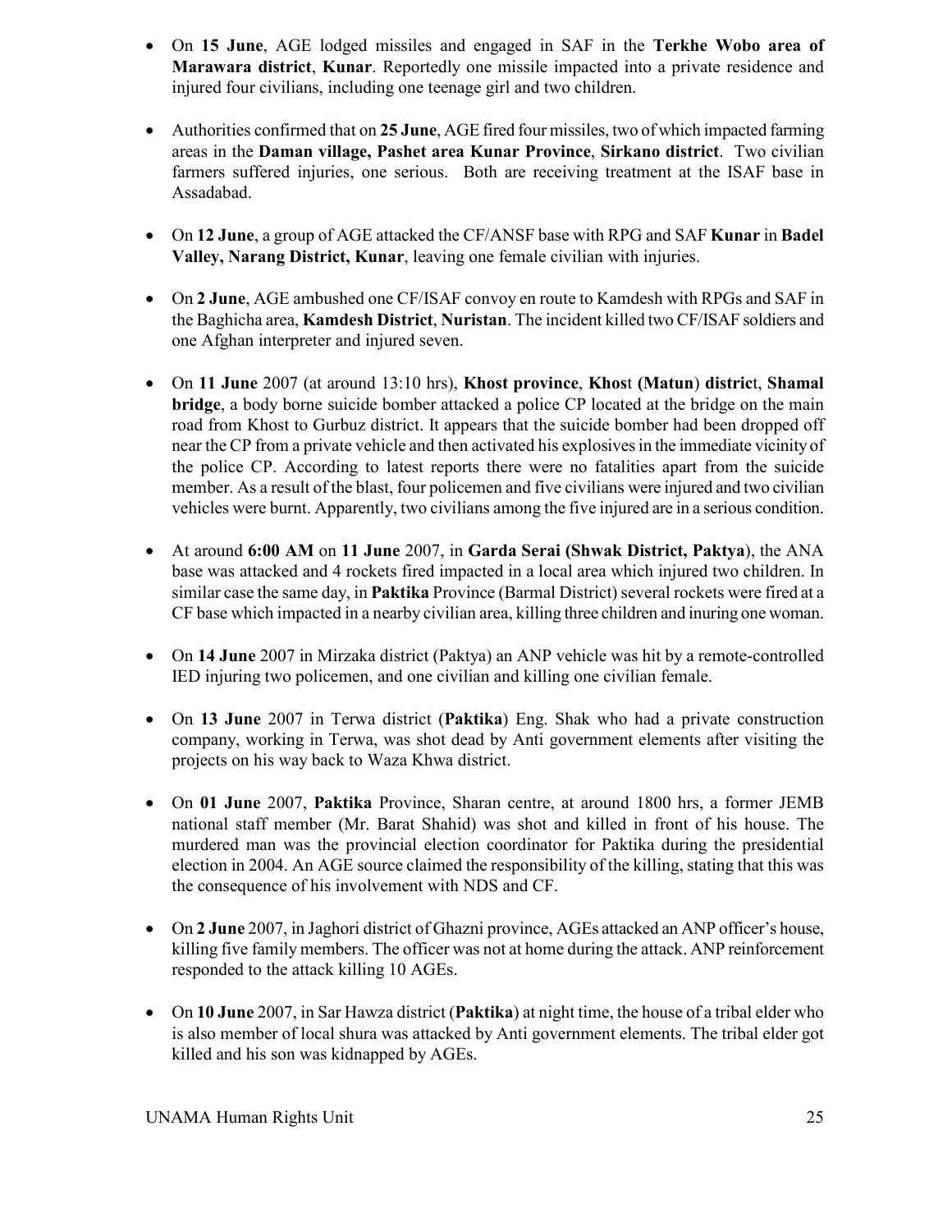- On **15 June**, AGE lodged missiles and engaged in SAF in the **Terkhe Wobo area of Marawara district**, **Kunar**. Reportedly one missile impacted into a private residence and injured four civilians, including one teenage girl and two children.

- Authorities confirmed that on **25 June**, AGE fired four missiles, two of which impacted farming areas in the **Daman village, Pashet area Kunar Province**, **Sirkano district**. Two civilian farmers suffered injuries, one serious. Both are receiving treatment at the ISAF base in Assadabad.

- On **12 June**, a group of AGE attacked the CF/ANSF base with RPG and SAF **Kunar** in **Badel Valley, Narang District, Kunar**, leaving one female civilian with injuries.

- On **2 June**, AGE ambushed one CF/ISAF convoy en route to Kamdesh with RPGs and SAF in the Baghicha area, **Kamdesh District**, **Nuristan**. The incident killed two CF/ISAF soldiers and one Afghan interpreter and injured seven.

- On **11 June** 2007 (at around 13:10 hrs), **Khost province**, **Khos**t **(Matun**) **distric**t, **Shamal bridge**, a body borne suicide bomber attacked a police CP located at the bridge on the main road from Khost to Gurbuz district. It appears that the suicide bomber had been dropped off near the CP from a private vehicle and then activated his explosives in the immediate vicinity of the police CP. According to latest reports there were no fatalities apart from the suicide member. As a result of the blast, four policemen and five civilians were injured and two civilian vehicles were burnt. Apparently, two civilians among the five injured are in a serious condition.

- At around **6:00 AM** on **11 June** 2007, in **Garda Serai (Shwak District, Paktya**), the ANA base was attacked and 4 rockets fired impacted in a local area which injured two children. In similar case the same day, in **Paktika** Province (Barmal District) several rockets were fired at a CF base which impacted in a nearby civilian area, killing three children and inuring one woman.

- On **14 June** 2007 in Mirzaka district (Paktya) an ANP vehicle was hit by a remote-controlled IED injuring two policemen, and one civilian and killing one civilian female.

- On **13 June** 2007 in Terwa district (**Paktika**) Eng. Shak who had a private construction company, working in Terwa, was shot dead by Anti government elements after visiting the projects on his way back to Waza Khwa district.

- On **01 June** 2007, **Paktika** Province, Sharan centre, at around 1800 hrs, a former JEMB national staff member (Mr. Barat Shahid) was shot and killed in front of his house. The murdered man was the provincial election coordinator for Paktika during the presidential election in 2004. An AGE source claimed the responsibility of the killing, stating that this was the consequence of his involvement with NDS and CF.

- On **2 June** 2007, in Jaghori district of Ghazni province, AGEs attacked an ANP officer's house, killing five family members. The officer was not at home during the attack. ANP reinforcement responded to the attack killing 10 AGEs.

- On **10 June** 2007, in Sar Hawza district (**Paktika**) at night time, the house of a tribal elder who is also member of local shura was attacked by Anti government elements. The tribal elder got killed and his son was kidnapped by AGEs.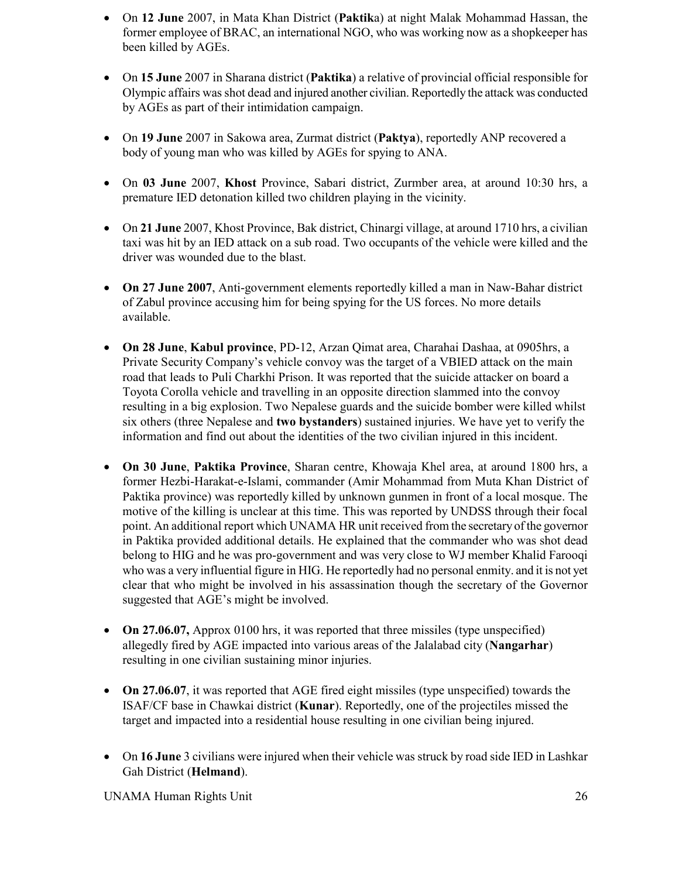- On **12 June** 2007, in Mata Khan District (**Paktik**a) at night Malak Mohammad Hassan, the former employee of BRAC, an international NGO, who was working now as a shopkeeper has been killed by AGEs.

- On **15 June** 2007 in Sharana district (**Paktika**) a relative of provincial official responsible for Olympic affairs was shot dead and injured another civilian. Reportedly the attack was conducted by AGEs as part of their intimidation campaign.

- On **19 June** 2007 in Sakowa area, Zurmat district (**Paktya**), reportedly ANP recovered a body of young man who was killed by AGEs for spying to ANA.

- On **03 June** 2007, **Khost** Province, Sabari district, Zurmber area, at around 10:30 hrs, a premature IED detonation killed two children playing in the vicinity.

- On **21 June** 2007, Khost Province, Bak district, Chinargi village, at around 1710 hrs, a civilian taxi was hit by an IED attack on a sub road. Two occupants of the vehicle were killed and the driver was wounded due to the blast.

- **On 27 June 2007**, Anti-government elements reportedly killed a man in Naw-Bahar district of Zabul province accusing him for being spying for the US forces. No more details available.

- **On 28 June**, **Kabul province**, PD-12, Arzan Qimat area, Charahai Dashaa, at 0905hrs, a Private Security Company's vehicle convoy was the target of a VBIED attack on the main road that leads to Puli Charkhi Prison. It was reported that the suicide attacker on board a Toyota Corolla vehicle and travelling in an opposite direction slammed into the convoy resulting in a big explosion. Two Nepalese guards and the suicide bomber were killed whilst six others (three Nepalese and **two bystanders**) sustained injuries. We have yet to verify the information and find out about the identities of the two civilian injured in this incident.

- **On 30 June**, **Paktika Province**, Sharan centre, Khowaja Khel area, at around 1800 hrs, a former Hezbi-Harakat-e-Islami, commander (Amir Mohammad from Muta Khan District of Paktika province) was reportedly killed by unknown gunmen in front of a local mosque. The motive of the killing is unclear at this time. This was reported by UNDSS through their focal point. An additional report which UNAMA HR unit received from the secretary of the governor in Paktika provided additional details. He explained that the commander who was shot dead belong to HIG and he was pro-government and was very close to WJ member Khalid Farooqi who was a very influential figure in HIG. He reportedly had no personal enmity. and it is not yet clear that who might be involved in his assassination though the secretary of the Governor suggested that AGE's might be involved.

- **On 27.06.07,** Approx 0100 hrs, it was reported that three missiles (type unspecified) allegedly fired by AGE impacted into various areas of the Jalalabad city (**Nangarhar**) resulting in one civilian sustaining minor injuries.

- **On 27.06.07**, it was reported that AGE fired eight missiles (type unspecified) towards the ISAF/CF base in Chawkai district (**Kunar**). Reportedly, one of the projectiles missed the target and impacted into a residential house resulting in one civilian being injured.

- On **16 June** 3 civilians were injured when their vehicle was struck by road side IED in Lashkar Gah District (**Helmand**).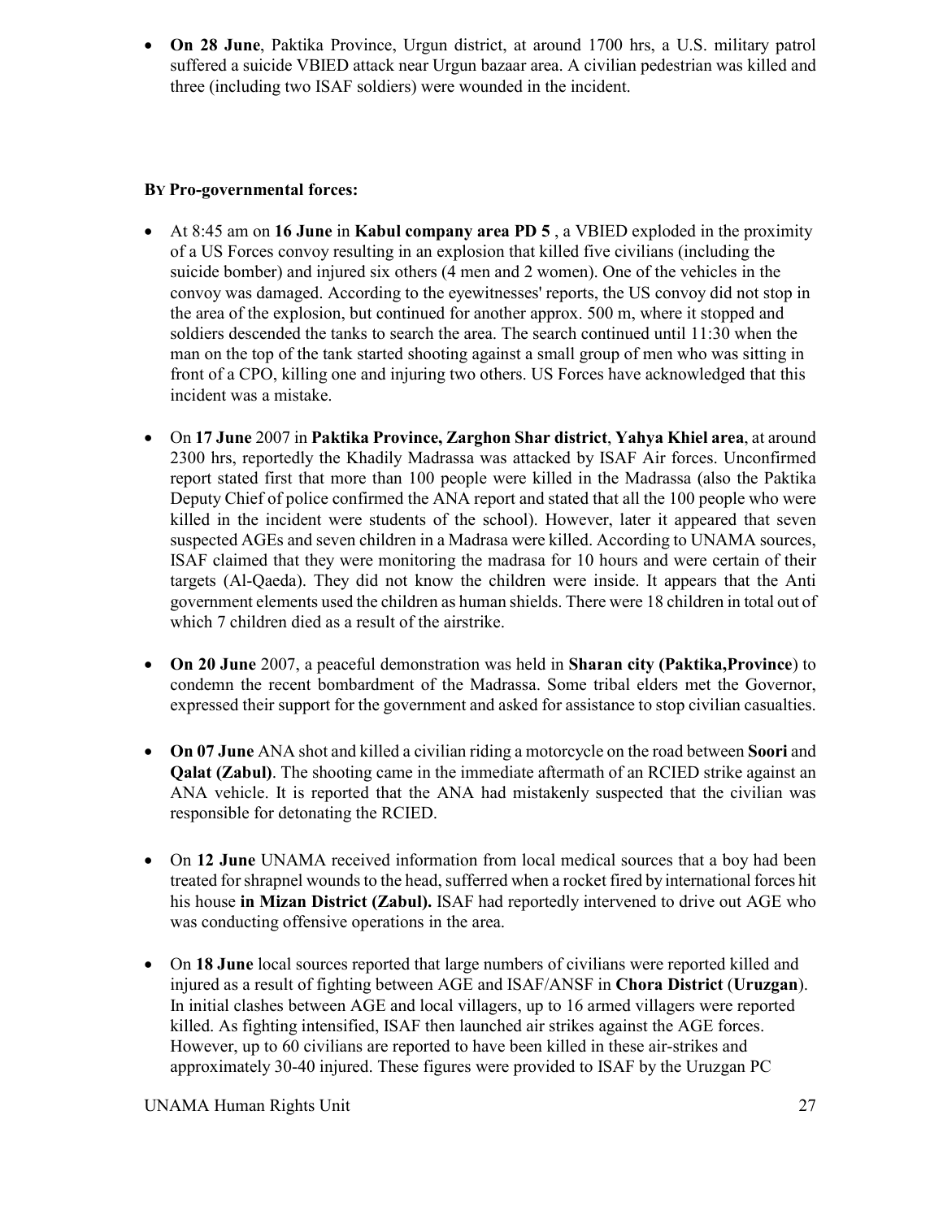- **On 28 June**, Paktika Province, Urgun district, at around 1700 hrs, a U.S. military patrol suffered a suicide VBIED attack near Urgun bazaar area. A civilian pedestrian was killed and three (including two ISAF soldiers) were wounded in the incident.

**BY Pro-governmental forces:**

- At 8:45 am on **16 June** in **Kabul company area PD 5** , a VBIED exploded in the proximity of a US Forces convoy resulting in an explosion that killed five civilians (including the suicide bomber) and injured six others (4 men and 2 women). One of the vehicles in the convoy was damaged. According to the eyewitnesses' reports, the US convoy did not stop in the area of the explosion, but continued for another approx. 500 m, where it stopped and soldiers descended the tanks to search the area. The search continued until 11:30 when the man on the top of the tank started shooting against a small group of men who was sitting in front of a CPO, killing one and injuring two others. US Forces have acknowledged that this incident was a mistake.

- On **17 June** 2007 in **Paktika Province, Zarghon Shar district**, **Yahya Khiel area**, at around 2300 hrs, reportedly the Khadily Madrassa was attacked by ISAF Air forces. Unconfirmed report stated first that more than 100 people were killed in the Madrassa (also the Paktika Deputy Chief of police confirmed the ANA report and stated that all the 100 people who were killed in the incident were students of the school). However, later it appeared that seven suspected AGEs and seven children in a Madrasa were killed. According to UNAMA sources, ISAF claimed that they were monitoring the madrasa for 10 hours and were certain of their targets (Al-Qaeda). They did not know the children were inside. It appears that the Anti government elements used the children as human shields. There were 18 children in total out of which 7 children died as a result of the airstrike.

- **On 20 June** 2007, a peaceful demonstration was held in **Sharan city (Paktika,Province**) to condemn the recent bombardment of the Madrassa. Some tribal elders met the Governor, expressed their support for the government and asked for assistance to stop civilian casualties.

- **On 07 June** ANA shot and killed a civilian riding a motorcycle on the road between **Soori** and **Qalat (Zabul)**. The shooting came in the immediate aftermath of an RCIED strike against an ANA vehicle. It is reported that the ANA had mistakenly suspected that the civilian was responsible for detonating the RCIED.

- On **12 June** UNAMA received information from local medical sources that a boy had been treated for shrapnel wounds to the head, sufferred when a rocket fired by international forces hit his house **in Mizan District (Zabul).** ISAF had reportedly intervened to drive out AGE who was conducting offensive operations in the area.

- On **18 June** local sources reported that large numbers of civilians were reported killed and injured as a result of fighting between AGE and ISAF/ANSF in **Chora District** (**Uruzgan**). In initial clashes between AGE and local villagers, up to 16 armed villagers were reported killed. As fighting intensified, ISAF then launched air strikes against the AGE forces. However, up to 60 civilians are reported to have been killed in these air-strikes and approximately 30-40 injured. These figures were provided to ISAF by the Uruzgan PC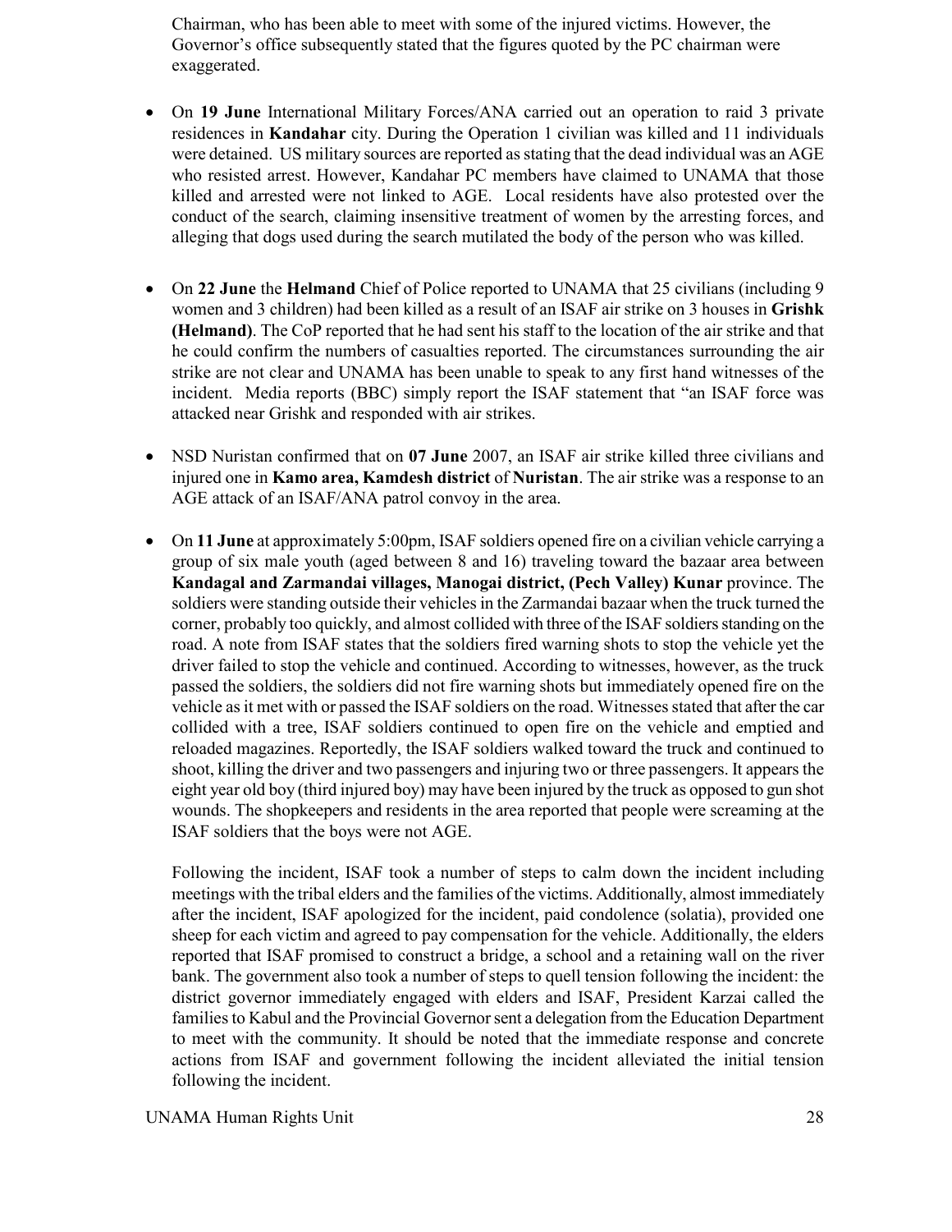Chairman, who has been able to meet with some of the injured victims. However, the Governor's office subsequently stated that the figures quoted by the PC chairman were exaggerated.

- On **19 June** International Military Forces/ANA carried out an operation to raid 3 private residences in **Kandahar** city. During the Operation 1 civilian was killed and 11 individuals were detained. US military sources are reported as stating that the dead individual was an AGE who resisted arrest. However, Kandahar PC members have claimed to UNAMA that those killed and arrested were not linked to AGE. Local residents have also protested over the conduct of the search, claiming insensitive treatment of women by the arresting forces, and alleging that dogs used during the search mutilated the body of the person who was killed.

- On **22 June** the **Helmand** Chief of Police reported to UNAMA that 25 civilians (including 9 women and 3 children) had been killed as a result of an ISAF air strike on 3 houses in **Grishk (Helmand)**. The CoP reported that he had sent his staff to the location of the air strike and that he could confirm the numbers of casualties reported. The circumstances surrounding the air strike are not clear and UNAMA has been unable to speak to any first hand witnesses of the incident. Media reports (BBC) simply report the ISAF statement that "an ISAF force was attacked near Grishk and responded with air strikes.

- NSD Nuristan confirmed that on **07 June** 2007, an ISAF air strike killed three civilians and injured one in **Kamo area, Kamdesh district** of **Nuristan**. The air strike was a response to an AGE attack of an ISAF/ANA patrol convoy in the area.

- On **11 June** at approximately 5:00pm, ISAF soldiers opened fire on a civilian vehicle carrying a group of six male youth (aged between 8 and 16) traveling toward the bazaar area between **Kandagal and Zarmandai villages, Manogai district, (Pech Valley) Kunar** province. The soldiers were standing outside their vehicles in the Zarmandai bazaar when the truck turned the corner, probably too quickly, and almost collided with three of the ISAF soldiers standing on the road. A note from ISAF states that the soldiers fired warning shots to stop the vehicle yet the driver failed to stop the vehicle and continued. According to witnesses, however, as the truck passed the soldiers, the soldiers did not fire warning shots but immediately opened fire on the vehicle as it met with or passed the ISAF soldiers on the road. Witnesses stated that after the car collided with a tree, ISAF soldiers continued to open fire on the vehicle and emptied and reloaded magazines. Reportedly, the ISAF soldiers walked toward the truck and continued to shoot, killing the driver and two passengers and injuring two or three passengers. It appears the eight year old boy (third injured boy) may have been injured by the truck as opposed to gun shot wounds. The shopkeepers and residents in the area reported that people were screaming at the ISAF soldiers that the boys were not AGE.

  Following the incident, ISAF took a number of steps to calm down the incident including meetings with the tribal elders and the families of the victims. Additionally, almost immediately after the incident, ISAF apologized for the incident, paid condolence (solatia), provided one sheep for each victim and agreed to pay compensation for the vehicle. Additionally, the elders reported that ISAF promised to construct a bridge, a school and a retaining wall on the river bank. The government also took a number of steps to quell tension following the incident: the district governor immediately engaged with elders and ISAF, President Karzai called the families to Kabul and the Provincial Governor sent a delegation from the Education Department to meet with the community. It should be noted that the immediate response and concrete actions from ISAF and government following the incident alleviated the initial tension following the incident.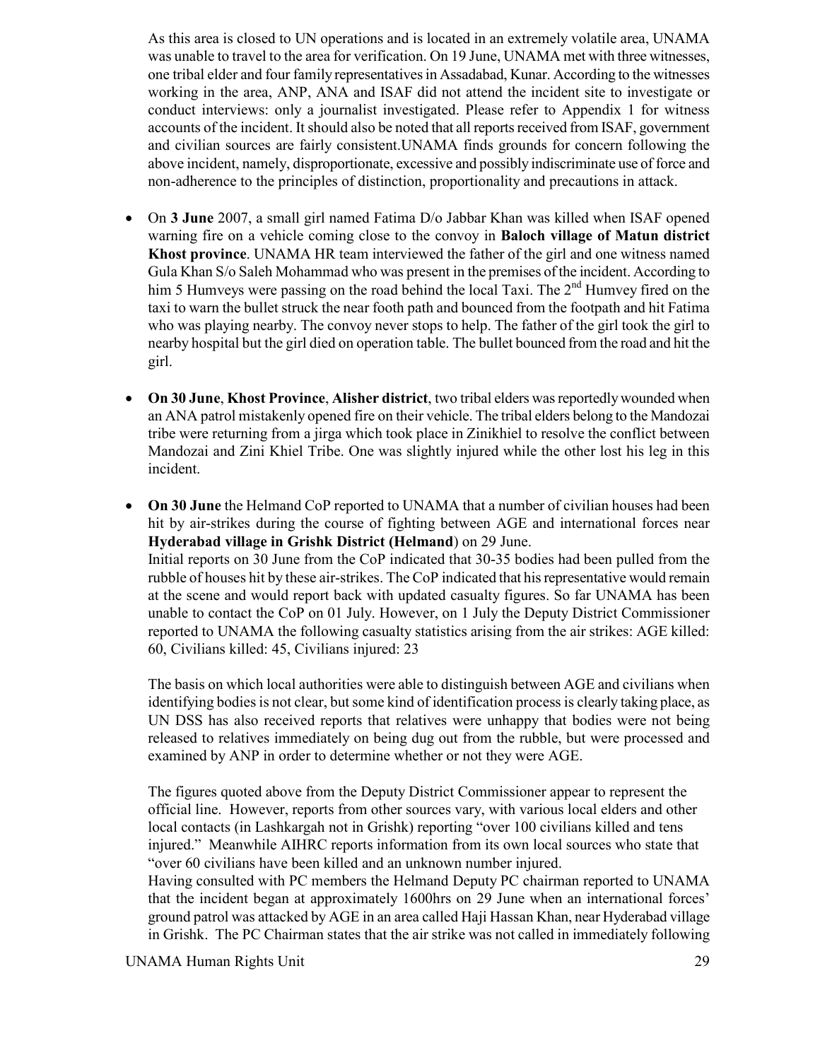As this area is closed to UN operations and is located in an extremely volatile area, UNAMA was unable to travel to the area for verification. On 19 June, UNAMA met with three witnesses, one tribal elder and four family representatives in Assadabad, Kunar. According to the witnesses working in the area, ANP, ANA and ISAF did not attend the incident site to investigate or conduct interviews: only a journalist investigated. Please refer to Appendix 1 for witness accounts of the incident. It should also be noted that all reports received from ISAF, government and civilian sources are fairly consistent.UNAMA finds grounds for concern following the above incident, namely, disproportionate, excessive and possibly indiscriminate use of force and non-adherence to the principles of distinction, proportionality and precautions in attack.

- On **3 June** 2007, a small girl named Fatima D/o Jabbar Khan was killed when ISAF opened warning fire on a vehicle coming close to the convoy in **Baloch village of Matun district Khost province**. UNAMA HR team interviewed the father of the girl and one witness named Gula Khan S/o Saleh Mohammad who was present in the premises of the incident. According to him 5 Humveys were passing on the road behind the local Taxi. The 2nd Humvey fired on the taxi to warn the bullet struck the near footh path and bounced from the footpath and hit Fatima who was playing nearby. The convoy never stops to help. The father of the girl took the girl to nearby hospital but the girl died on operation table. The bullet bounced from the road and hit the girl.

- **On 30 June**, **Khost Province**, **Alisher district**, two tribal elders was reportedly wounded when an ANA patrol mistakenly opened fire on their vehicle. The tribal elders belong to the Mandozai tribe were returning from a jirga which took place in Zinikhiel to resolve the conflict between Mandozai and Zini Khiel Tribe. One was slightly injured while the other lost his leg in this incident.

- **On 30 June** the Helmand CoP reported to UNAMA that a number of civilian houses had been hit by air-strikes during the course of fighting between AGE and international forces near **Hyderabad village in Grishk District (Helmand**) on 29 June.

  Initial reports on 30 June from the CoP indicated that 30-35 bodies had been pulled from the rubble of houses hit by these air-strikes. The CoP indicated that his representative would remain at the scene and would report back with updated casualty figures. So far UNAMA has been unable to contact the CoP on 01 July. However, on 1 July the Deputy District Commissioner reported to UNAMA the following casualty statistics arising from the air strikes: AGE killed: 60, Civilians killed: 45, Civilians injured: 23

  The basis on which local authorities were able to distinguish between AGE and civilians when identifying bodies is not clear, but some kind of identification process is clearly taking place, as UN DSS has also received reports that relatives were unhappy that bodies were not being released to relatives immediately on being dug out from the rubble, but were processed and examined by ANP in order to determine whether or not they were AGE.

  The figures quoted above from the Deputy District Commissioner appear to represent the official line. However, reports from other sources vary, with various local elders and other local contacts (in Lashkargah not in Grishk) reporting "over 100 civilians killed and tens injured." Meanwhile AIHRC reports information from its own local sources who state that "over 60 civilians have been killed and an unknown number injured.

  Having consulted with PC members the Helmand Deputy PC chairman reported to UNAMA that the incident began at approximately 1600hrs on 29 June when an international forces' ground patrol was attacked by AGE in an area called Haji Hassan Khan, near Hyderabad village in Grishk. The PC Chairman states that the air strike was not called in immediately following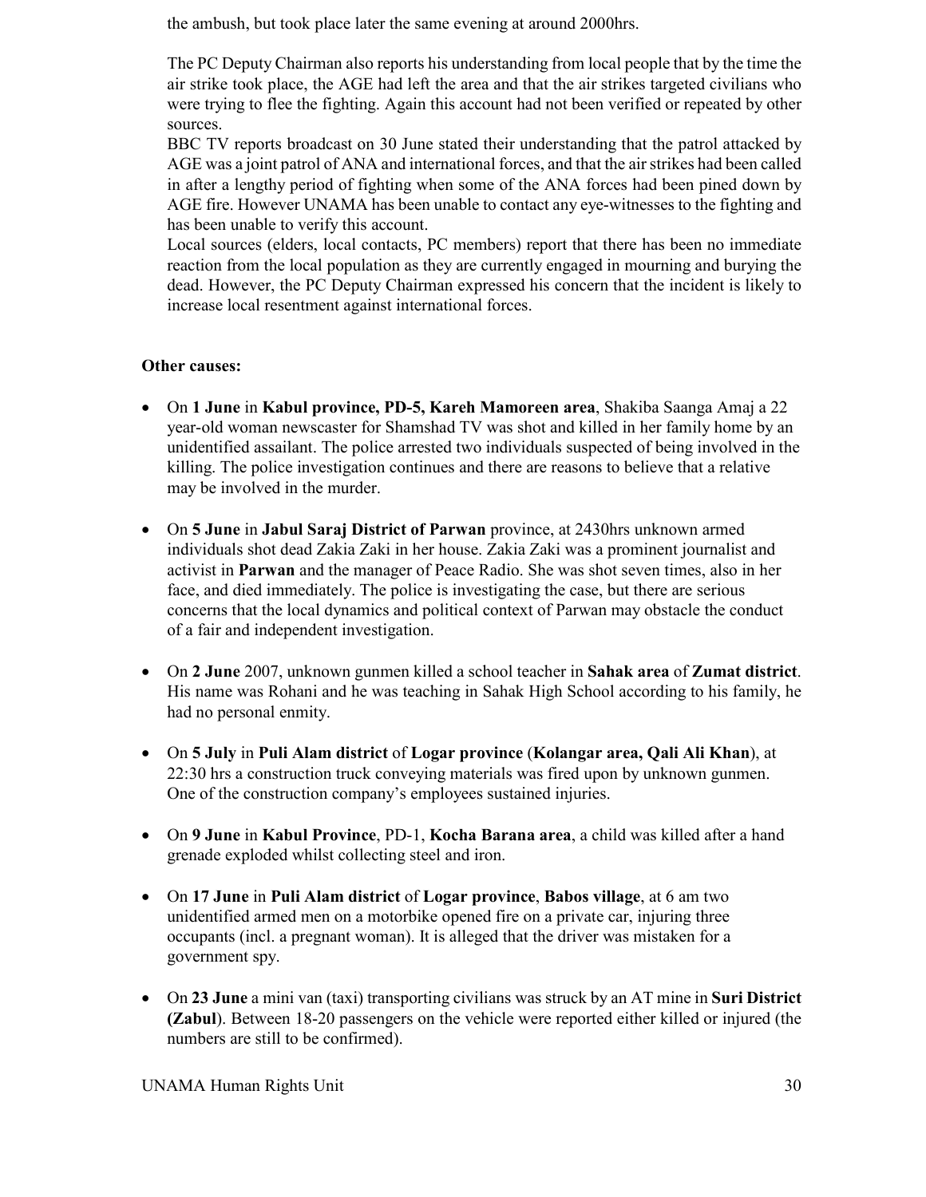the ambush, but took place later the same evening at around 2000hrs.

The PC Deputy Chairman also reports his understanding from local people that by the time the air strike took place, the AGE had left the area and that the air strikes targeted civilians who were trying to flee the fighting. Again this account had not been verified or repeated by other sources.

BBC TV reports broadcast on 30 June stated their understanding that the patrol attacked by AGE was a joint patrol of ANA and international forces, and that the air strikes had been called in after a lengthy period of fighting when some of the ANA forces had been pined down by AGE fire. However UNAMA has been unable to contact any eye-witnesses to the fighting and has been unable to verify this account.

Local sources (elders, local contacts, PC members) report that there has been no immediate reaction from the local population as they are currently engaged in mourning and burying the dead. However, the PC Deputy Chairman expressed his concern that the incident is likely to increase local resentment against international forces.

**Other causes:**

- On **1 June** in **Kabul province, PD-5, Kareh Mamoreen area**, Shakiba Saanga Amaj a 22 year-old woman newscaster for Shamshad TV was shot and killed in her family home by an unidentified assailant. The police arrested two individuals suspected of being involved in the killing. The police investigation continues and there are reasons to believe that a relative may be involved in the murder.

- On **5 June** in **Jabul Saraj District of Parwan** province, at 2430hrs unknown armed individuals shot dead Zakia Zaki in her house. Zakia Zaki was a prominent journalist and activist in **Parwan** and the manager of Peace Radio. She was shot seven times, also in her face, and died immediately. The police is investigating the case, but there are serious concerns that the local dynamics and political context of Parwan may obstacle the conduct of a fair and independent investigation.

- On **2 June** 2007, unknown gunmen killed a school teacher in **Sahak area** of **Zumat district**. His name was Rohani and he was teaching in Sahak High School according to his family, he had no personal enmity.

- On **5 July** in **Puli Alam district** of **Logar province** (**Kolangar area, Qali Ali Khan**), at 22:30 hrs a construction truck conveying materials was fired upon by unknown gunmen. One of the construction company's employees sustained injuries.

- On **9 June** in **Kabul Province**, PD-1, **Kocha Barana area**, a child was killed after a hand grenade exploded whilst collecting steel and iron.

- On **17 June** in **Puli Alam district** of **Logar province**, **Babos village**, at 6 am two unidentified armed men on a motorbike opened fire on a private car, injuring three occupants (incl. a pregnant woman). It is alleged that the driver was mistaken for a government spy.

- On **23 June** a mini van (taxi) transporting civilians was struck by an AT mine in **Suri District (Zabul**). Between 18-20 passengers on the vehicle were reported either killed or injured (the numbers are still to be confirmed).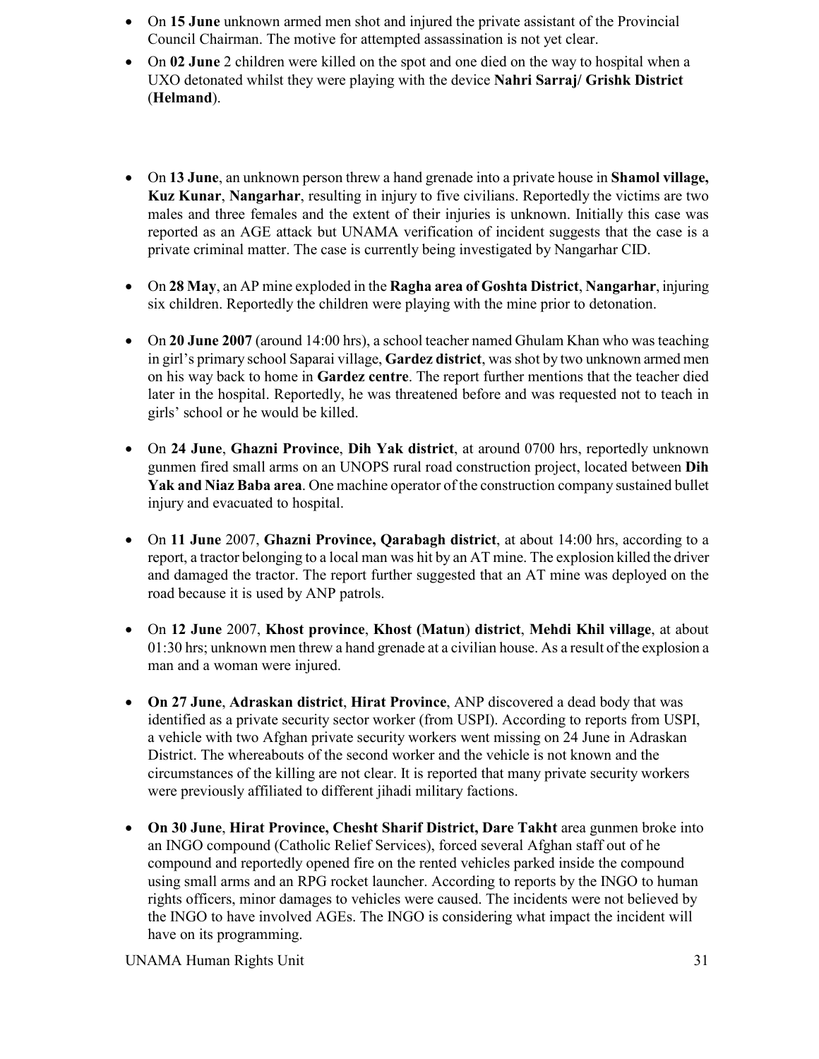- On **15 June** unknown armed men shot and injured the private assistant of the Provincial Council Chairman. The motive for attempted assassination is not yet clear.
- On **02 June** 2 children were killed on the spot and one died on the way to hospital when a UXO detonated whilst they were playing with the device **Nahri Sarraj/ Grishk District** (**Helmand**).

- On **13 June**, an unknown person threw a hand grenade into a private house in **Shamol village, Kuz Kunar**, **Nangarhar**, resulting in injury to five civilians. Reportedly the victims are two males and three females and the extent of their injuries is unknown. Initially this case was reported as an AGE attack but UNAMA verification of incident suggests that the case is a private criminal matter. The case is currently being investigated by Nangarhar CID.

- On **28 May**, an AP mine exploded in the **Ragha area of Goshta District**, **Nangarhar**, injuring six children. Reportedly the children were playing with the mine prior to detonation.

- On **20 June 2007** (around 14:00 hrs), a school teacher named Ghulam Khan who was teaching in girl's primary school Saparai village, **Gardez district**, was shot by two unknown armed men on his way back to home in **Gardez centre**. The report further mentions that the teacher died later in the hospital. Reportedly, he was threatened before and was requested not to teach in girls' school or he would be killed.

- On **24 June**, **Ghazni Province**, **Dih Yak district**, at around 0700 hrs, reportedly unknown gunmen fired small arms on an UNOPS rural road construction project, located between **Dih Yak and Niaz Baba area**. One machine operator of the construction company sustained bullet injury and evacuated to hospital.

- On **11 June** 2007, **Ghazni Province, Qarabagh district**, at about 14:00 hrs, according to a report, a tractor belonging to a local man was hit by an AT mine. The explosion killed the driver and damaged the tractor. The report further suggested that an AT mine was deployed on the road because it is used by ANP patrols.

- On **12 June** 2007, **Khost province**, **Khost (Matun) district**, **Mehdi Khil village**, at about 01:30 hrs; unknown men threw a hand grenade at a civilian house. As a result of the explosion a man and a woman were injured.

- **On 27 June**, **Adraskan district**, **Hirat Province**, ANP discovered a dead body that was identified as a private security sector worker (from USPI). According to reports from USPI, a vehicle with two Afghan private security workers went missing on 24 June in Adraskan District. The whereabouts of the second worker and the vehicle is not known and the circumstances of the killing are not clear. It is reported that many private security workers were previously affiliated to different jihadi military factions.

- **On 30 June**, **Hirat Province, Chesht Sharif District, Dare Takht** area gunmen broke into an INGO compound (Catholic Relief Services), forced several Afghan staff out of he compound and reportedly opened fire on the rented vehicles parked inside the compound using small arms and an RPG rocket launcher. According to reports by the INGO to human rights officers, minor damages to vehicles were caused. The incidents were not believed by the INGO to have involved AGEs. The INGO is considering what impact the incident will have on its programming.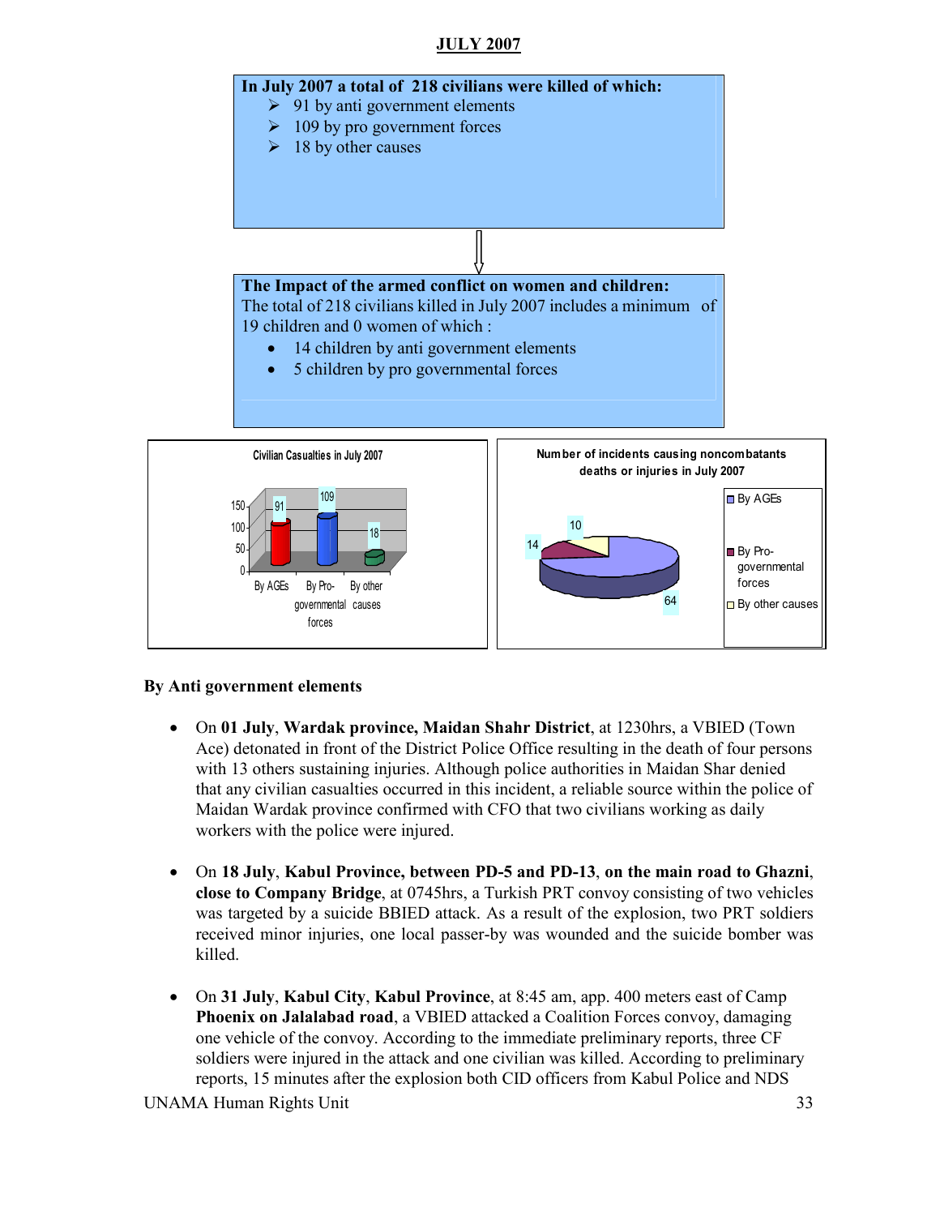## JULY 2007

**In July 2007 a total of 218 civilians were killed of which:**

- 91 by anti government elements
- 109 by pro government forces
- 18 by other causes

**The Impact of the armed conflict on women and children:**
The total of 218 civilians killed in July 2007 includes a minimum of 19 children and 0 women of which :

- 14 children by anti government elements
- 5 children by pro governmental forces

Civilian Casualties in July 2007

| By AGEs | By Pro-governmental forces | By other causes |
|---|---|---|
| 91 | 109 | 18 |

Number of incidents causing noncombatants deaths or injuries in July 2007

| By AGEs | By Pro-governmental forces | By other causes |
|---|---|---|
| 64 | 14 | 10 |

**By Anti government elements**

- On **01 July**, **Wardak province, Maidan Shahr District**, at 1230hrs, a VBIED (Town Ace) detonated in front of the District Police Office resulting in the death of four persons with 13 others sustaining injuries. Although police authorities in Maidan Shar denied that any civilian casualties occurred in this incident, a reliable source within the police of Maidan Wardak province confirmed with CFO that two civilians working as daily workers with the police were injured.

- On **18 July**, **Kabul Province, between PD-5 and PD-13**, **on the main road to Ghazni**, **close to Company Bridge**, at 0745hrs, a Turkish PRT convoy consisting of two vehicles was targeted by a suicide BBIED attack. As a result of the explosion, two PRT soldiers received minor injuries, one local passer-by was wounded and the suicide bomber was killed.

- On **31 July**, **Kabul City**, **Kabul Province**, at 8:45 am, app. 400 meters east of Camp **Phoenix on Jalalabad road**, a VBIED attacked a Coalition Forces convoy, damaging one vehicle of the convoy. According to the immediate preliminary reports, three CF soldiers were injured in the attack and one civilian was killed. According to preliminary reports, 15 minutes after the explosion both CID officers from Kabul Police and NDS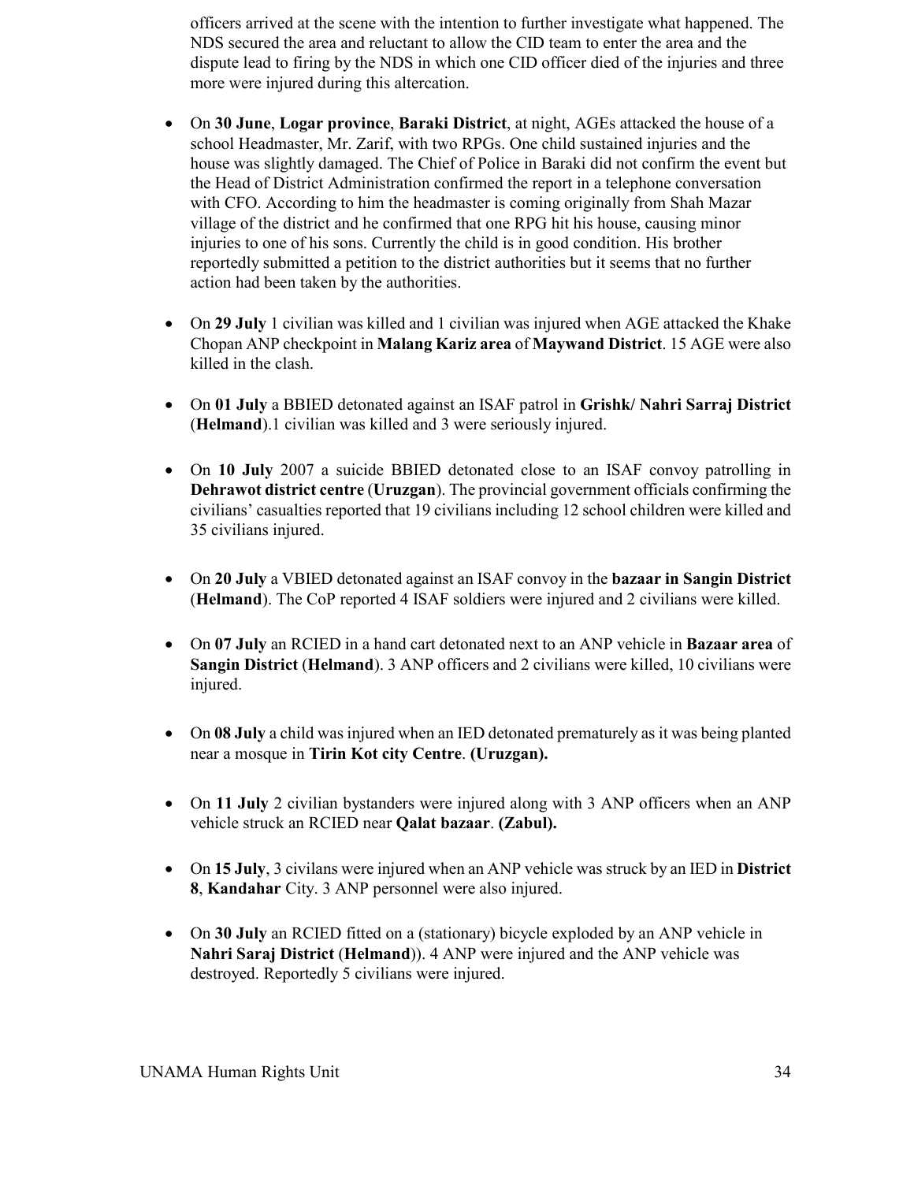officers arrived at the scene with the intention to further investigate what happened. The NDS secured the area and reluctant to allow the CID team to enter the area and the dispute lead to firing by the NDS in which one CID officer died of the injuries and three more were injured during this altercation.

- On **30 June**, **Logar province**, **Baraki District**, at night, AGEs attacked the house of a school Headmaster, Mr. Zarif, with two RPGs. One child sustained injuries and the house was slightly damaged. The Chief of Police in Baraki did not confirm the event but the Head of District Administration confirmed the report in a telephone conversation with CFO. According to him the headmaster is coming originally from Shah Mazar village of the district and he confirmed that one RPG hit his house, causing minor injuries to one of his sons. Currently the child is in good condition. His brother reportedly submitted a petition to the district authorities but it seems that no further action had been taken by the authorities.

- On **29 July** 1 civilian was killed and 1 civilian was injured when AGE attacked the Khake Chopan ANP checkpoint in **Malang Kariz area** of **Maywand District**. 15 AGE were also killed in the clash.

- On **01 July** a BBIED detonated against an ISAF patrol in **Grishk/ Nahri Sarraj District** (**Helmand**).1 civilian was killed and 3 were seriously injured.

- On **10 July** 2007 a suicide BBIED detonated close to an ISAF convoy patrolling in **Dehrawot district centre** (**Uruzgan**). The provincial government officials confirming the civilians' casualties reported that 19 civilians including 12 school children were killed and 35 civilians injured.

- On **20 July** a VBIED detonated against an ISAF convoy in the **bazaar in Sangin District** (**Helmand**). The CoP reported 4 ISAF soldiers were injured and 2 civilians were killed.

- On **07 July** an RCIED in a hand cart detonated next to an ANP vehicle in **Bazaar area** of **Sangin District** (**Helmand**). 3 ANP officers and 2 civilians were killed, 10 civilians were injured.

- On **08 July** a child was injured when an IED detonated prematurely as it was being planted near a mosque in **Tirin Kot city Centre**. **(Uruzgan).**

- On **11 July** 2 civilian bystanders were injured along with 3 ANP officers when an ANP vehicle struck an RCIED near **Qalat bazaar**. **(Zabul).**

- On **15 July**, 3 civilans were injured when an ANP vehicle was struck by an IED in **District 8**, **Kandahar** City. 3 ANP personnel were also injured.

- On **30 July** an RCIED fitted on a (stationary) bicycle exploded by an ANP vehicle in **Nahri Saraj District** (**Helmand**)). 4 ANP were injured and the ANP vehicle was destroyed. Reportedly 5 civilians were injured.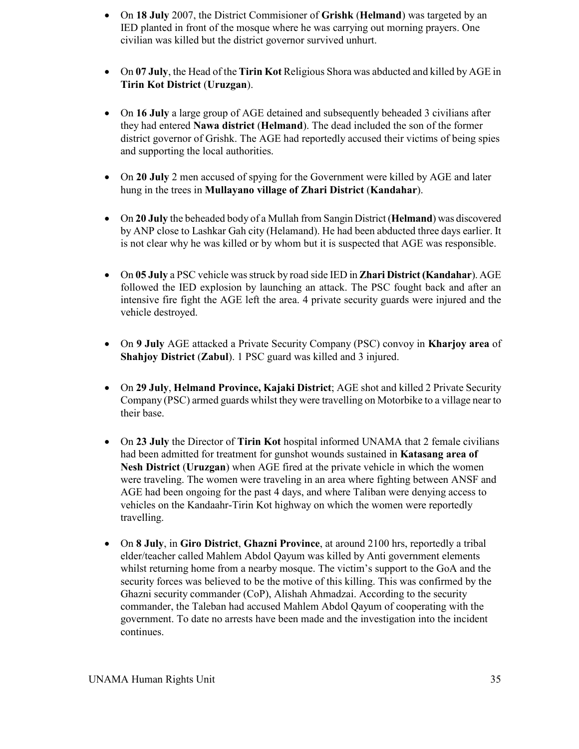- On **18 July** 2007, the District Commisioner of **Grishk** (**Helmand**) was targeted by an IED planted in front of the mosque where he was carrying out morning prayers. One civilian was killed but the district governor survived unhurt.

- On **07 July**, the Head of the **Tirin Kot** Religious Shora was abducted and killed by AGE in **Tirin Kot District** (**Uruzgan**).

- On **16 July** a large group of AGE detained and subsequently beheaded 3 civilians after they had entered **Nawa district** (**Helmand**). The dead included the son of the former district governor of Grishk. The AGE had reportedly accused their victims of being spies and supporting the local authorities.

- On **20 July** 2 men accused of spying for the Government were killed by AGE and later hung in the trees in **Mullayano village of Zhari District** (**Kandahar**).

- On **20 July** the beheaded body of a Mullah from Sangin District (**Helmand**) was discovered by ANP close to Lashkar Gah city (Helamand). He had been abducted three days earlier. It is not clear why he was killed or by whom but it is suspected that AGE was responsible.

- On **05 July** a PSC vehicle was struck by road side IED in **Zhari District (Kandahar**). AGE followed the IED explosion by launching an attack. The PSC fought back and after an intensive fire fight the AGE left the area. 4 private security guards were injured and the vehicle destroyed.

- On **9 July** AGE attacked a Private Security Company (PSC) convoy in **Kharjoy area** of **Shahjoy District** (**Zabul**). 1 PSC guard was killed and 3 injured.

- On **29 July**, **Helmand Province, Kajaki District**; AGE shot and killed 2 Private Security Company (PSC) armed guards whilst they were travelling on Motorbike to a village near to their base.

- On **23 July** the Director of **Tirin Kot** hospital informed UNAMA that 2 female civilians had been admitted for treatment for gunshot wounds sustained in **Katasang area of Nesh District** (**Uruzgan**) when AGE fired at the private vehicle in which the women were traveling. The women were traveling in an area where fighting between ANSF and AGE had been ongoing for the past 4 days, and where Taliban were denying access to vehicles on the Kandaahr-Tirin Kot highway on which the women were reportedly travelling.

- On **8 July**, in **Giro District**, **Ghazni Province**, at around 2100 hrs, reportedly a tribal elder/teacher called Mahlem Abdol Qayum was killed by Anti government elements whilst returning home from a nearby mosque. The victim's support to the GoA and the security forces was believed to be the motive of this killing. This was confirmed by the Ghazni security commander (CoP), Alishah Ahmadzai. According to the security commander, the Taleban had accused Mahlem Abdol Qayum of cooperating with the government. To date no arrests have been made and the investigation into the incident continues.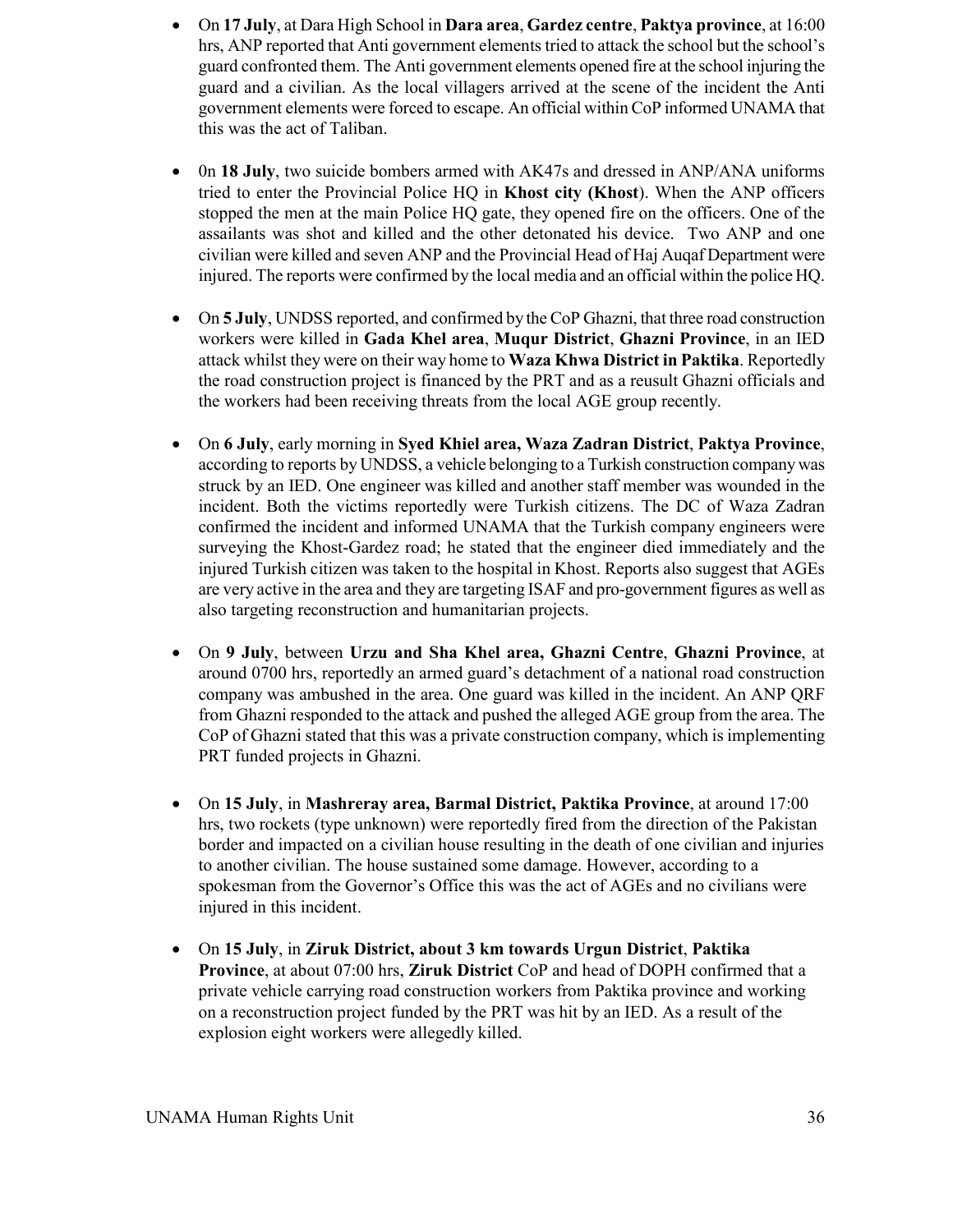- On **17 July**, at Dara High School in **Dara area**, **Gardez centre**, **Paktya province**, at 16:00 hrs, ANP reported that Anti government elements tried to attack the school but the school's guard confronted them. The Anti government elements opened fire at the school injuring the guard and a civilian. As the local villagers arrived at the scene of the incident the Anti government elements were forced to escape. An official within CoP informed UNAMA that this was the act of Taliban.

- 0n **18 July**, two suicide bombers armed with AK47s and dressed in ANP/ANA uniforms tried to enter the Provincial Police HQ in **Khost city (Khost**). When the ANP officers stopped the men at the main Police HQ gate, they opened fire on the officers. One of the assailants was shot and killed and the other detonated his device. Two ANP and one civilian were killed and seven ANP and the Provincial Head of Haj Auqaf Department were injured. The reports were confirmed by the local media and an official within the police HQ.

- On **5 July**, UNDSS reported, and confirmed by the CoP Ghazni, that three road construction workers were killed in **Gada Khel area**, **Muqur District**, **Ghazni Province**, in an IED attack whilst they were on their way home to **Waza Khwa District in Paktika**. Reportedly the road construction project is financed by the PRT and as a reusult Ghazni officials and the workers had been receiving threats from the local AGE group recently.

- On **6 July**, early morning in **Syed Khiel area, Waza Zadran District**, **Paktya Province**, according to reports by UNDSS, a vehicle belonging to a Turkish construction company was struck by an IED. One engineer was killed and another staff member was wounded in the incident. Both the victims reportedly were Turkish citizens. The DC of Waza Zadran confirmed the incident and informed UNAMA that the Turkish company engineers were surveying the Khost-Gardez road; he stated that the engineer died immediately and the injured Turkish citizen was taken to the hospital in Khost. Reports also suggest that AGEs are very active in the area and they are targeting ISAF and pro-government figures as well as also targeting reconstruction and humanitarian projects.

- On **9 July**, between **Urzu and Sha Khel area, Ghazni Centre**, **Ghazni Province**, at around 0700 hrs, reportedly an armed guard's detachment of a national road construction company was ambushed in the area. One guard was killed in the incident. An ANP QRF from Ghazni responded to the attack and pushed the alleged AGE group from the area. The CoP of Ghazni stated that this was a private construction company, which is implementing PRT funded projects in Ghazni.

- On **15 July**, in **Mashreray area, Barmal District, Paktika Province**, at around 17:00 hrs, two rockets (type unknown) were reportedly fired from the direction of the Pakistan border and impacted on a civilian house resulting in the death of one civilian and injuries to another civilian. The house sustained some damage. However, according to a spokesman from the Governor's Office this was the act of AGEs and no civilians were injured in this incident.

- On **15 July**, in **Ziruk District, about 3 km towards Urgun District**, **Paktika Province**, at about 07:00 hrs, **Ziruk District** CoP and head of DOPH confirmed that a private vehicle carrying road construction workers from Paktika province and working on a reconstruction project funded by the PRT was hit by an IED. As a result of the explosion eight workers were allegedly killed.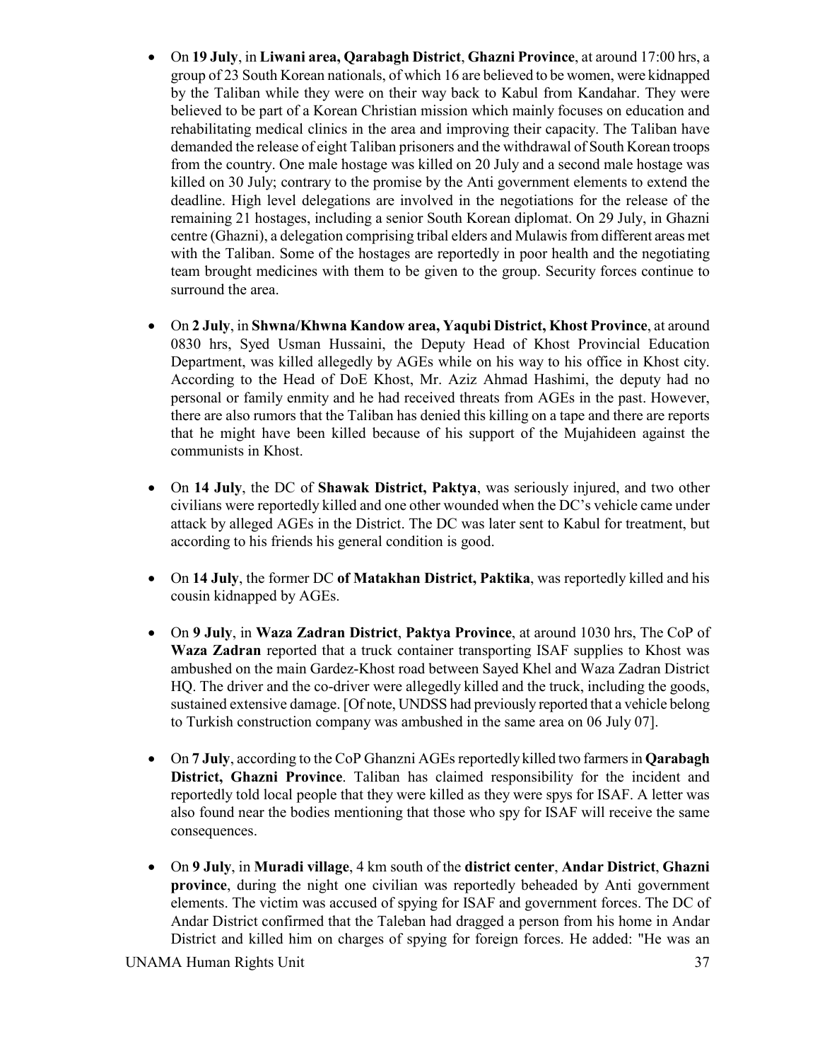- On **19 July**, in **Liwani area, Qarabagh District**, **Ghazni Province**, at around 17:00 hrs, a group of 23 South Korean nationals, of which 16 are believed to be women, were kidnapped by the Taliban while they were on their way back to Kabul from Kandahar. They were believed to be part of a Korean Christian mission which mainly focuses on education and rehabilitating medical clinics in the area and improving their capacity. The Taliban have demanded the release of eight Taliban prisoners and the withdrawal of South Korean troops from the country. One male hostage was killed on 20 July and a second male hostage was killed on 30 July; contrary to the promise by the Anti government elements to extend the deadline. High level delegations are involved in the negotiations for the release of the remaining 21 hostages, including a senior South Korean diplomat. On 29 July, in Ghazni centre (Ghazni), a delegation comprising tribal elders and Mulawis from different areas met with the Taliban. Some of the hostages are reportedly in poor health and the negotiating team brought medicines with them to be given to the group. Security forces continue to surround the area.

- On **2 July**, in **Shwna/Khwna Kandow area, Yaqubi District, Khost Province**, at around 0830 hrs, Syed Usman Hussaini, the Deputy Head of Khost Provincial Education Department, was killed allegedly by AGEs while on his way to his office in Khost city. According to the Head of DoE Khost, Mr. Aziz Ahmad Hashimi, the deputy had no personal or family enmity and he had received threats from AGEs in the past. However, there are also rumors that the Taliban has denied this killing on a tape and there are reports that he might have been killed because of his support of the Mujahideen against the communists in Khost.

- On **14 July**, the DC of **Shawak District, Paktya**, was seriously injured, and two other civilians were reportedly killed and one other wounded when the DC's vehicle came under attack by alleged AGEs in the District. The DC was later sent to Kabul for treatment, but according to his friends his general condition is good.

- On **14 July**, the former DC **of Matakhan District, Paktika**, was reportedly killed and his cousin kidnapped by AGEs.

- On **9 July**, in **Waza Zadran District**, **Paktya Province**, at around 1030 hrs, The CoP of **Waza Zadran** reported that a truck container transporting ISAF supplies to Khost was ambushed on the main Gardez-Khost road between Sayed Khel and Waza Zadran District HQ. The driver and the co-driver were allegedly killed and the truck, including the goods, sustained extensive damage. [Of note, UNDSS had previously reported that a vehicle belong to Turkish construction company was ambushed in the same area on 06 July 07].

- On **7 July**, according to the CoP Ghanzni AGEs reportedly killed two farmers in **Qarabagh District, Ghazni Province**. Taliban has claimed responsibility for the incident and reportedly told local people that they were killed as they were spys for ISAF. A letter was also found near the bodies mentioning that those who spy for ISAF will receive the same consequences.

- On **9 July**, in **Muradi village**, 4 km south of the **district center**, **Andar District**, **Ghazni province**, during the night one civilian was reportedly beheaded by Anti government elements. The victim was accused of spying for ISAF and government forces. The DC of Andar District confirmed that the Taleban had dragged a person from his home in Andar District and killed him on charges of spying for foreign forces. He added: "He was an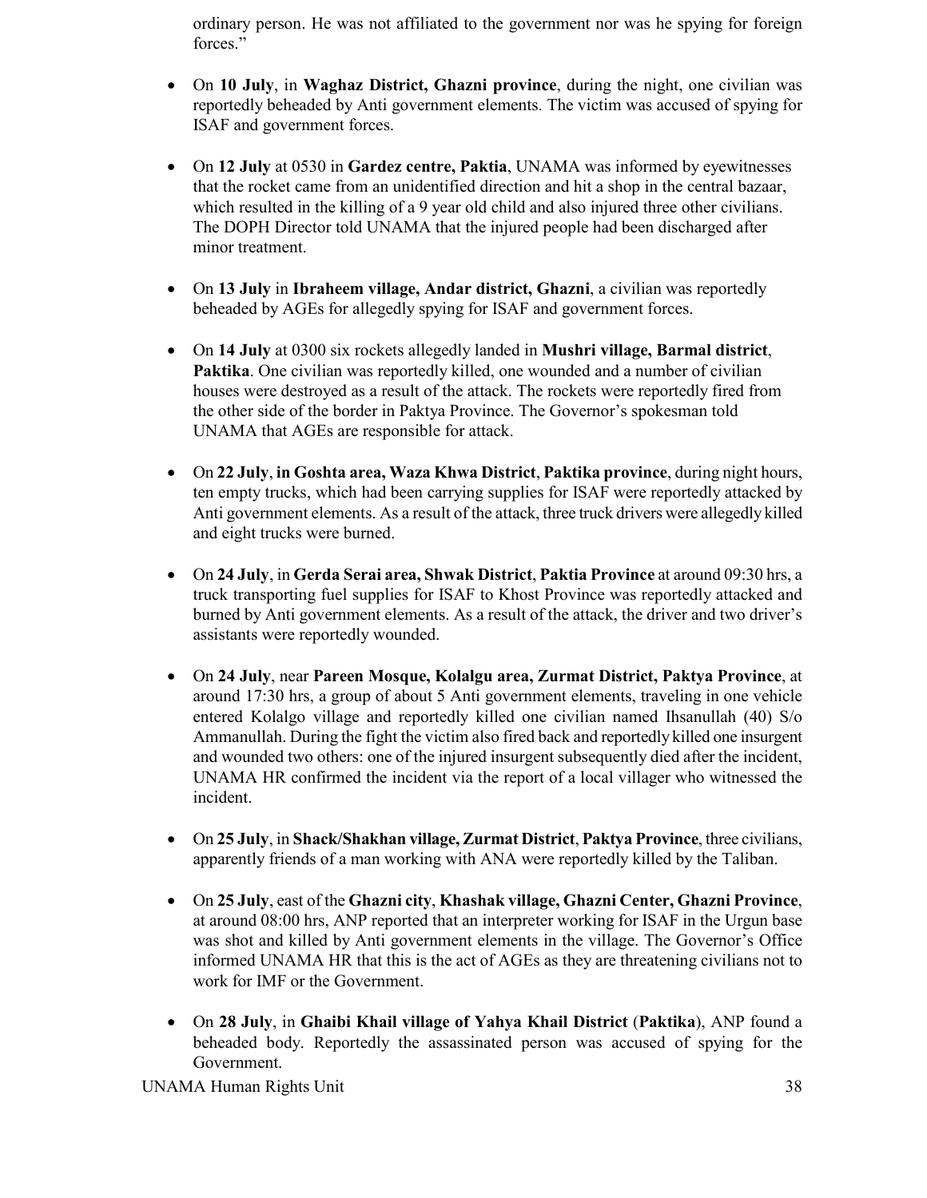ordinary person. He was not affiliated to the government nor was he spying for foreign forces."

- On **10 July**, in **Waghaz District, Ghazni province**, during the night, one civilian was reportedly beheaded by Anti government elements. The victim was accused of spying for ISAF and government forces.

- On **12 July** at 0530 in **Gardez centre, Paktia**, UNAMA was informed by eyewitnesses that the rocket came from an unidentified direction and hit a shop in the central bazaar, which resulted in the killing of a 9 year old child and also injured three other civilians. The DOPH Director told UNAMA that the injured people had been discharged after minor treatment.

- On **13 July** in **Ibraheem village, Andar district, Ghazni**, a civilian was reportedly beheaded by AGEs for allegedly spying for ISAF and government forces.

- On **14 July** at 0300 six rockets allegedly landed in **Mushri village, Barmal district**, **Paktika**. One civilian was reportedly killed, one wounded and a number of civilian houses were destroyed as a result of the attack. The rockets were reportedly fired from the other side of the border in Paktya Province. The Governor's spokesman told UNAMA that AGEs are responsible for attack.

- On **22 July**, **in Goshta area, Waza Khwa District**, **Paktika province**, during night hours, ten empty trucks, which had been carrying supplies for ISAF were reportedly attacked by Anti government elements. As a result of the attack, three truck drivers were allegedly killed and eight trucks were burned.

- On **24 July**, in **Gerda Serai area, Shwak District**, **Paktia Province** at around 09:30 hrs, a truck transporting fuel supplies for ISAF to Khost Province was reportedly attacked and burned by Anti government elements. As a result of the attack, the driver and two driver's assistants were reportedly wounded.

- On **24 July**, near **Pareen Mosque, Kolalgu area, Zurmat District, Paktya Province**, at around 17:30 hrs, a group of about 5 Anti government elements, traveling in one vehicle entered Kolalgo village and reportedly killed one civilian named Ihsanullah (40) S/o Ammanullah. During the fight the victim also fired back and reportedly killed one insurgent and wounded two others: one of the injured insurgent subsequently died after the incident, UNAMA HR confirmed the incident via the report of a local villager who witnessed the incident.

- On **25 July**, in **Shack/Shakhan village, Zurmat District**, **Paktya Province**, three civilians, apparently friends of a man working with ANA were reportedly killed by the Taliban.

- On **25 July**, east of the **Ghazni city**, **Khashak village, Ghazni Center, Ghazni Province**, at around 08:00 hrs, ANP reported that an interpreter working for ISAF in the Urgun base was shot and killed by Anti government elements in the village. The Governor's Office informed UNAMA HR that this is the act of AGEs as they are threatening civilians not to work for IMF or the Government.

- On **28 July**, in **Ghaibi Khail village of Yahya Khail District** (**Paktika**), ANP found a beheaded body. Reportedly the assassinated person was accused of spying for the Government.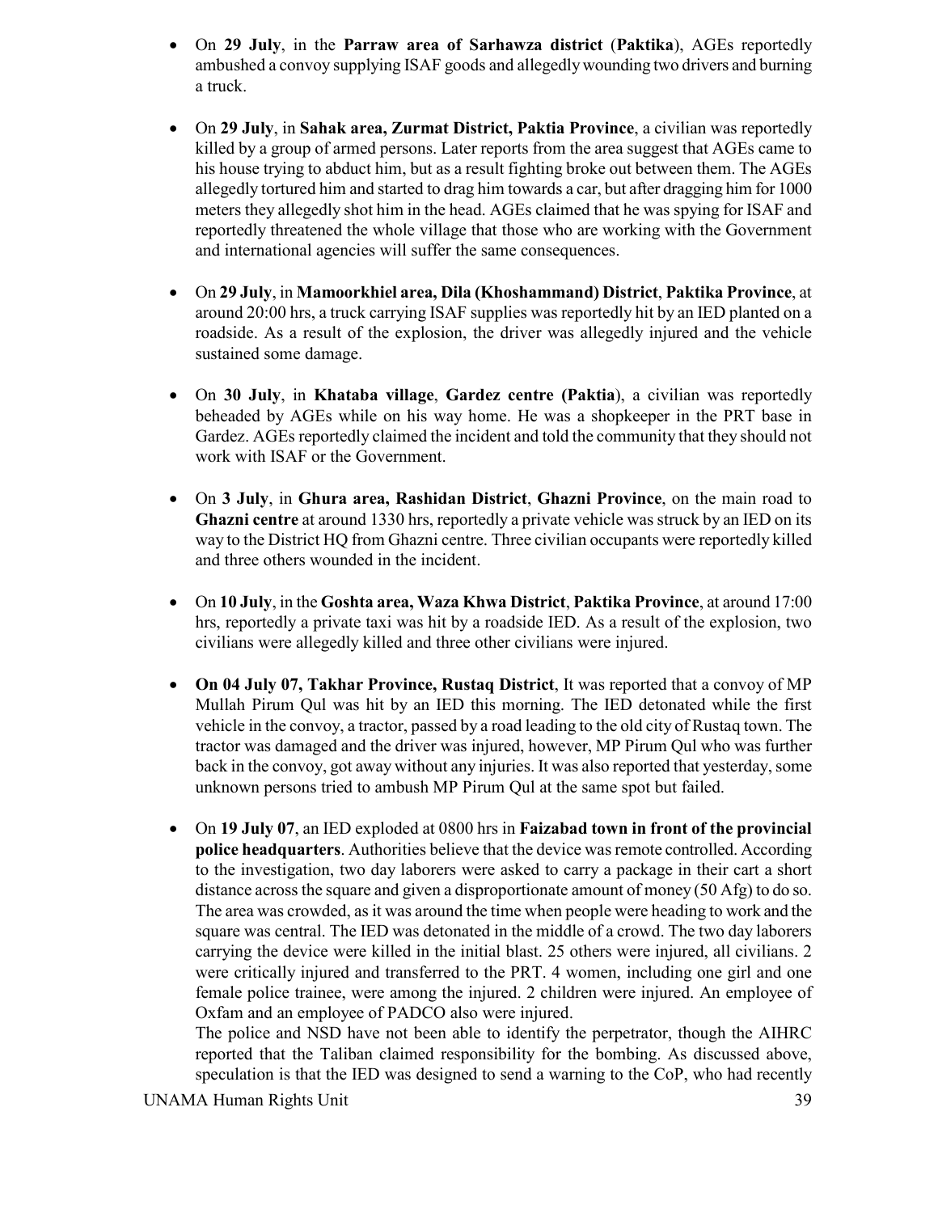- On **29 July**, in the **Parraw area of Sarhawza district** (**Paktika**), AGEs reportedly ambushed a convoy supplying ISAF goods and allegedly wounding two drivers and burning a truck.

- On **29 July**, in **Sahak area, Zurmat District, Paktia Province**, a civilian was reportedly killed by a group of armed persons. Later reports from the area suggest that AGEs came to his house trying to abduct him, but as a result fighting broke out between them. The AGEs allegedly tortured him and started to drag him towards a car, but after dragging him for 1000 meters they allegedly shot him in the head. AGEs claimed that he was spying for ISAF and reportedly threatened the whole village that those who are working with the Government and international agencies will suffer the same consequences.

- On **29 July**, in **Mamoorkhiel area, Dila (Khoshammand) District**, **Paktika Province**, at around 20:00 hrs, a truck carrying ISAF supplies was reportedly hit by an IED planted on a roadside. As a result of the explosion, the driver was allegedly injured and the vehicle sustained some damage.

- On **30 July**, in **Khataba village**, **Gardez centre (Paktia**), a civilian was reportedly beheaded by AGEs while on his way home. He was a shopkeeper in the PRT base in Gardez. AGEs reportedly claimed the incident and told the community that they should not work with ISAF or the Government.

- On **3 July**, in **Ghura area, Rashidan District**, **Ghazni Province**, on the main road to **Ghazni centre** at around 1330 hrs, reportedly a private vehicle was struck by an IED on its way to the District HQ from Ghazni centre. Three civilian occupants were reportedly killed and three others wounded in the incident.

- On **10 July**, in the **Goshta area, Waza Khwa District**, **Paktika Province**, at around 17:00 hrs, reportedly a private taxi was hit by a roadside IED. As a result of the explosion, two civilians were allegedly killed and three other civilians were injured.

- **On 04 July 07, Takhar Province, Rustaq District**, It was reported that a convoy of MP Mullah Pirum Qul was hit by an IED this morning. The IED detonated while the first vehicle in the convoy, a tractor, passed by a road leading to the old city of Rustaq town. The tractor was damaged and the driver was injured, however, MP Pirum Qul who was further back in the convoy, got away without any injuries. It was also reported that yesterday, some unknown persons tried to ambush MP Pirum Qul at the same spot but failed.

- On **19 July 07**, an IED exploded at 0800 hrs in **Faizabad town in front of the provincial police headquarters**. Authorities believe that the device was remote controlled. According to the investigation, two day laborers were asked to carry a package in their cart a short distance across the square and given a disproportionate amount of money (50 Afg) to do so. The area was crowded, as it was around the time when people were heading to work and the square was central. The IED was detonated in the middle of a crowd. The two day laborers carrying the device were killed in the initial blast. 25 others were injured, all civilians. 2 were critically injured and transferred to the PRT. 4 women, including one girl and one female police trainee, were among the injured. 2 children were injured. An employee of Oxfam and an employee of PADCO also were injured.

  The police and NSD have not been able to identify the perpetrator, though the AIHRC reported that the Taliban claimed responsibility for the bombing. As discussed above, speculation is that the IED was designed to send a warning to the CoP, who had recently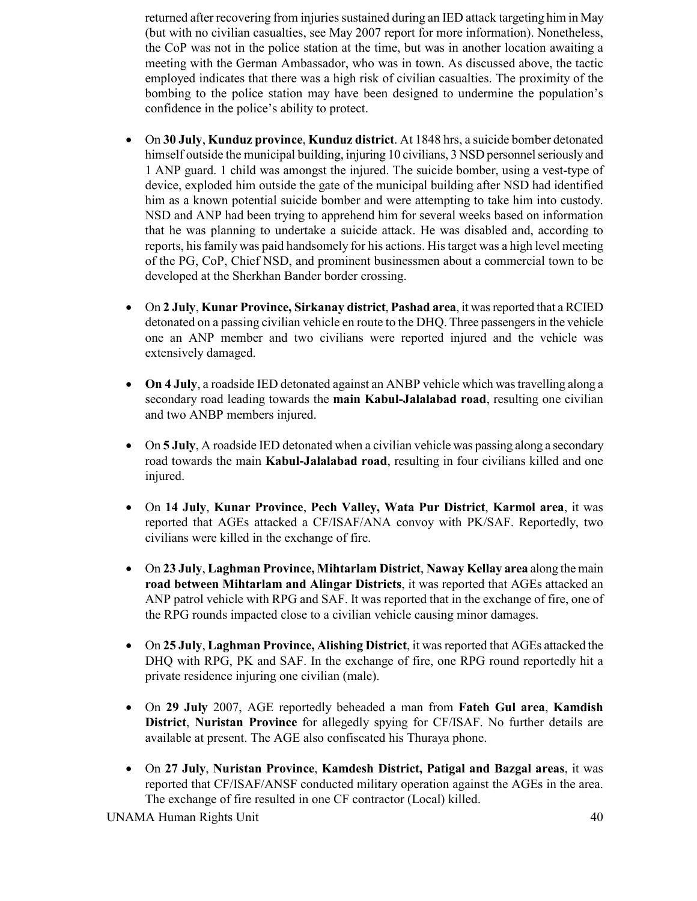returned after recovering from injuries sustained during an IED attack targeting him in May (but with no civilian casualties, see May 2007 report for more information). Nonetheless, the CoP was not in the police station at the time, but was in another location awaiting a meeting with the German Ambassador, who was in town. As discussed above, the tactic employed indicates that there was a high risk of civilian casualties. The proximity of the bombing to the police station may have been designed to undermine the population's confidence in the police's ability to protect.

- On **30 July**, **Kunduz province**, **Kunduz district**. At 1848 hrs, a suicide bomber detonated himself outside the municipal building, injuring 10 civilians, 3 NSD personnel seriously and 1 ANP guard. 1 child was amongst the injured. The suicide bomber, using a vest-type of device, exploded him outside the gate of the municipal building after NSD had identified him as a known potential suicide bomber and were attempting to take him into custody. NSD and ANP had been trying to apprehend him for several weeks based on information that he was planning to undertake a suicide attack. He was disabled and, according to reports, his family was paid handsomely for his actions. His target was a high level meeting of the PG, CoP, Chief NSD, and prominent businessmen about a commercial town to be developed at the Sherkhan Bander border crossing.

- On **2 July**, **Kunar Province, Sirkanay district**, **Pashad area**, it was reported that a RCIED detonated on a passing civilian vehicle en route to the DHQ. Three passengers in the vehicle one an ANP member and two civilians were reported injured and the vehicle was extensively damaged.

- **On 4 July**, a roadside IED detonated against an ANBP vehicle which was travelling along a secondary road leading towards the **main Kabul-Jalalabad road**, resulting one civilian and two ANBP members injured.

- On **5 July**, A roadside IED detonated when a civilian vehicle was passing along a secondary road towards the main **Kabul-Jalalabad road**, resulting in four civilians killed and one injured.

- On **14 July**, **Kunar Province**, **Pech Valley, Wata Pur District**, **Karmol area**, it was reported that AGEs attacked a CF/ISAF/ANA convoy with PK/SAF. Reportedly, two civilians were killed in the exchange of fire.

- On **23 July**, **Laghman Province, Mihtarlam District**, **Naway Kellay area** along the main **road between Mihtarlam and Alingar Districts**, it was reported that AGEs attacked an ANP patrol vehicle with RPG and SAF. It was reported that in the exchange of fire, one of the RPG rounds impacted close to a civilian vehicle causing minor damages.

- On **25 July**, **Laghman Province, Alishing District**, it was reported that AGEs attacked the DHQ with RPG, PK and SAF. In the exchange of fire, one RPG round reportedly hit a private residence injuring one civilian (male).

- On **29 July** 2007, AGE reportedly beheaded a man from **Fateh Gul area**, **Kamdish District**, **Nuristan Province** for allegedly spying for CF/ISAF. No further details are available at present. The AGE also confiscated his Thuraya phone.

- On **27 July**, **Nuristan Province**, **Kamdesh District, Patigal and Bazgal areas**, it was reported that CF/ISAF/ANSF conducted military operation against the AGEs in the area. The exchange of fire resulted in one CF contractor (Local) killed.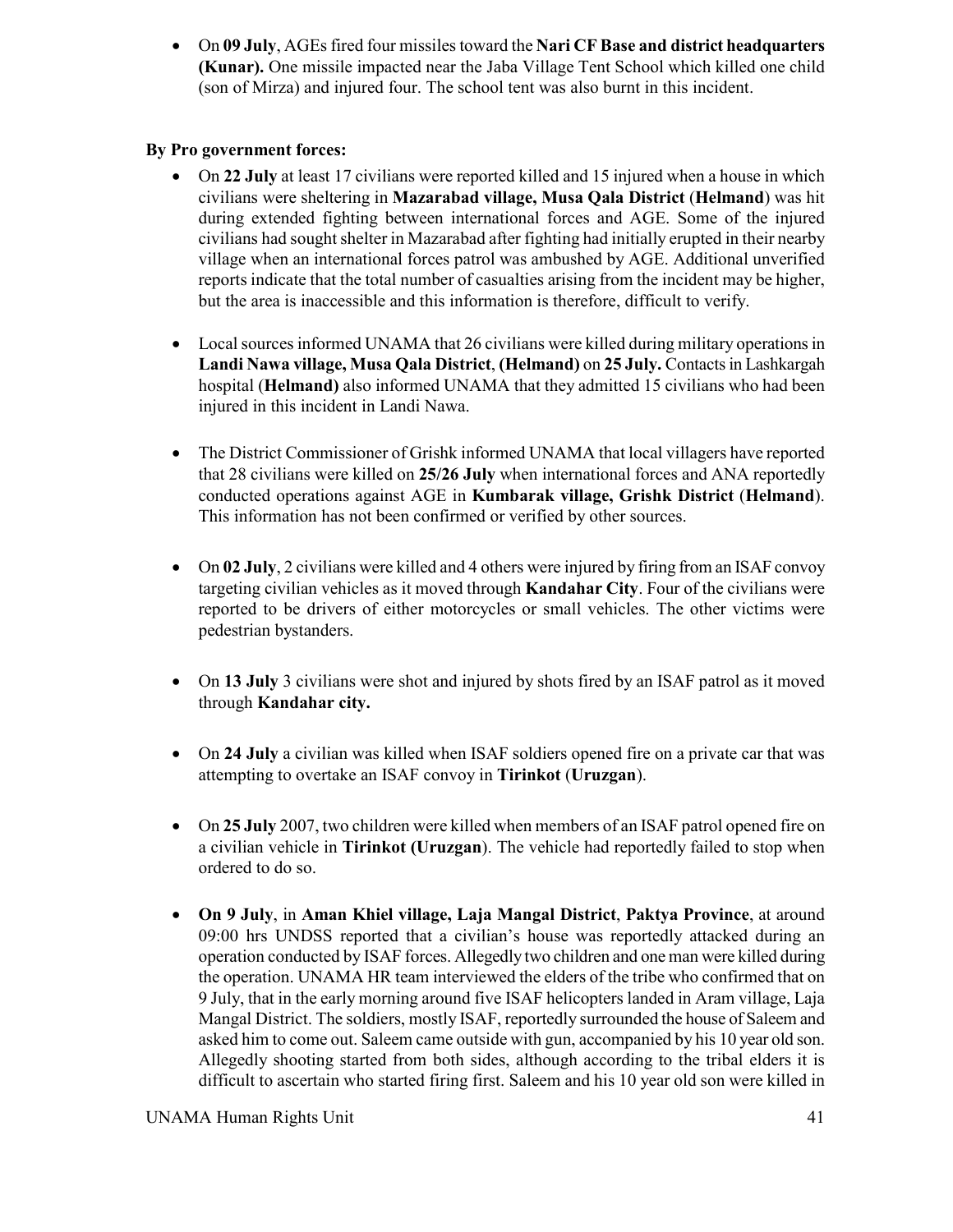- On **09 July**, AGEs fired four missiles toward the **Nari CF Base and district headquarters (Kunar).** One missile impacted near the Jaba Village Tent School which killed one child (son of Mirza) and injured four. The school tent was also burnt in this incident.

**By Pro government forces:**

- On **22 July** at least 17 civilians were reported killed and 15 injured when a house in which civilians were sheltering in **Mazarabad village, Musa Qala District** (**Helmand**) was hit during extended fighting between international forces and AGE. Some of the injured civilians had sought shelter in Mazarabad after fighting had initially erupted in their nearby village when an international forces patrol was ambushed by AGE. Additional unverified reports indicate that the total number of casualties arising from the incident may be higher, but the area is inaccessible and this information is therefore, difficult to verify.

- Local sources informed UNAMA that 26 civilians were killed during military operations in **Landi Nawa village, Musa Qala District**, **(Helmand)** on **25 July.** Contacts in Lashkargah hospital (**Helmand)** also informed UNAMA that they admitted 15 civilians who had been injured in this incident in Landi Nawa.

- The District Commissioner of Grishk informed UNAMA that local villagers have reported that 28 civilians were killed on **25/26 July** when international forces and ANA reportedly conducted operations against AGE in **Kumbarak village, Grishk District** (**Helmand**). This information has not been confirmed or verified by other sources.

- On **02 July**, 2 civilians were killed and 4 others were injured by firing from an ISAF convoy targeting civilian vehicles as it moved through **Kandahar City**. Four of the civilians were reported to be drivers of either motorcycles or small vehicles. The other victims were pedestrian bystanders.

- On **13 July** 3 civilians were shot and injured by shots fired by an ISAF patrol as it moved through **Kandahar city.**

- On **24 July** a civilian was killed when ISAF soldiers opened fire on a private car that was attempting to overtake an ISAF convoy in **Tirinkot** (**Uruzgan**).

- On **25 July** 2007, two children were killed when members of an ISAF patrol opened fire on a civilian vehicle in **Tirinkot (Uruzgan**). The vehicle had reportedly failed to stop when ordered to do so.

- **On 9 July**, in **Aman Khiel village, Laja Mangal District**, **Paktya Province**, at around 09:00 hrs UNDSS reported that a civilian's house was reportedly attacked during an operation conducted by ISAF forces. Allegedly two children and one man were killed during the operation. UNAMA HR team interviewed the elders of the tribe who confirmed that on 9 July, that in the early morning around five ISAF helicopters landed in Aram village, Laja Mangal District. The soldiers, mostly ISAF, reportedly surrounded the house of Saleem and asked him to come out. Saleem came outside with gun, accompanied by his 10 year old son. Allegedly shooting started from both sides, although according to the tribal elders it is difficult to ascertain who started firing first. Saleem and his 10 year old son were killed in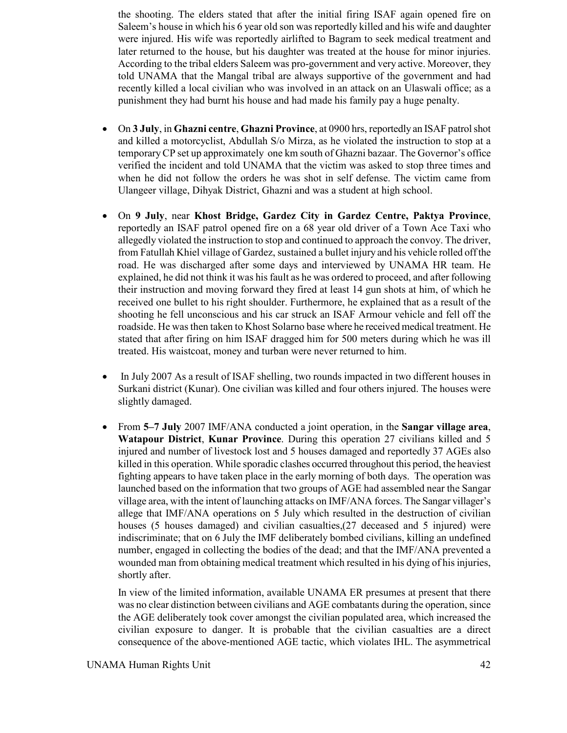the shooting. The elders stated that after the initial firing ISAF again opened fire on Saleem's house in which his 6 year old son was reportedly killed and his wife and daughter were injured. His wife was reportedly airlifted to Bagram to seek medical treatment and later returned to the house, but his daughter was treated at the house for minor injuries. According to the tribal elders Saleem was pro-government and very active. Moreover, they told UNAMA that the Mangal tribal are always supportive of the government and had recently killed a local civilian who was involved in an attack on an Ulaswali office; as a punishment they had burnt his house and had made his family pay a huge penalty.

- On **3 July**, in **Ghazni centre**, **Ghazni Province**, at 0900 hrs, reportedly an ISAF patrol shot and killed a motorcyclist, Abdullah S/o Mirza, as he violated the instruction to stop at a temporary CP set up approximately one km south of Ghazni bazaar. The Governor's office verified the incident and told UNAMA that the victim was asked to stop three times and when he did not follow the orders he was shot in self defense. The victim came from Ulangeer village, Dihyak District, Ghazni and was a student at high school.

- On **9 July**, near **Khost Bridge, Gardez City in Gardez Centre, Paktya Province**, reportedly an ISAF patrol opened fire on a 68 year old driver of a Town Ace Taxi who allegedly violated the instruction to stop and continued to approach the convoy. The driver, from Fatullah Khiel village of Gardez, sustained a bullet injury and his vehicle rolled off the road. He was discharged after some days and interviewed by UNAMA HR team. He explained, he did not think it was his fault as he was ordered to proceed, and after following their instruction and moving forward they fired at least 14 gun shots at him, of which he received one bullet to his right shoulder. Furthermore, he explained that as a result of the shooting he fell unconscious and his car struck an ISAF Armour vehicle and fell off the roadside. He was then taken to Khost Solarno base where he received medical treatment. He stated that after firing on him ISAF dragged him for 500 meters during which he was ill treated. His waistcoat, money and turban were never returned to him.

- In July 2007 As a result of ISAF shelling, two rounds impacted in two different houses in Surkani district (Kunar). One civilian was killed and four others injured. The houses were slightly damaged.

- From **5–7 July** 2007 IMF/ANA conducted a joint operation, in the **Sangar village area**, **Watapour District**, **Kunar Province**. During this operation 27 civilians killed and 5 injured and number of livestock lost and 5 houses damaged and reportedly 37 AGEs also killed in this operation. While sporadic clashes occurred throughout this period, the heaviest fighting appears to have taken place in the early morning of both days. The operation was launched based on the information that two groups of AGE had assembled near the Sangar village area, with the intent of launching attacks on IMF/ANA forces. The Sangar villager's allege that IMF/ANA operations on 5 July which resulted in the destruction of civilian houses (5 houses damaged) and civilian casualties,(27 deceased and 5 injured) were indiscriminate; that on 6 July the IMF deliberately bombed civilians, killing an undefined number, engaged in collecting the bodies of the dead; and that the IMF/ANA prevented a wounded man from obtaining medical treatment which resulted in his dying of his injuries, shortly after.

  In view of the limited information, available UNAMA ER presumes at present that there was no clear distinction between civilians and AGE combatants during the operation, since the AGE deliberately took cover amongst the civilian populated area, which increased the civilian exposure to danger. It is probable that the civilian casualties are a direct consequence of the above-mentioned AGE tactic, which violates IHL. The asymmetrical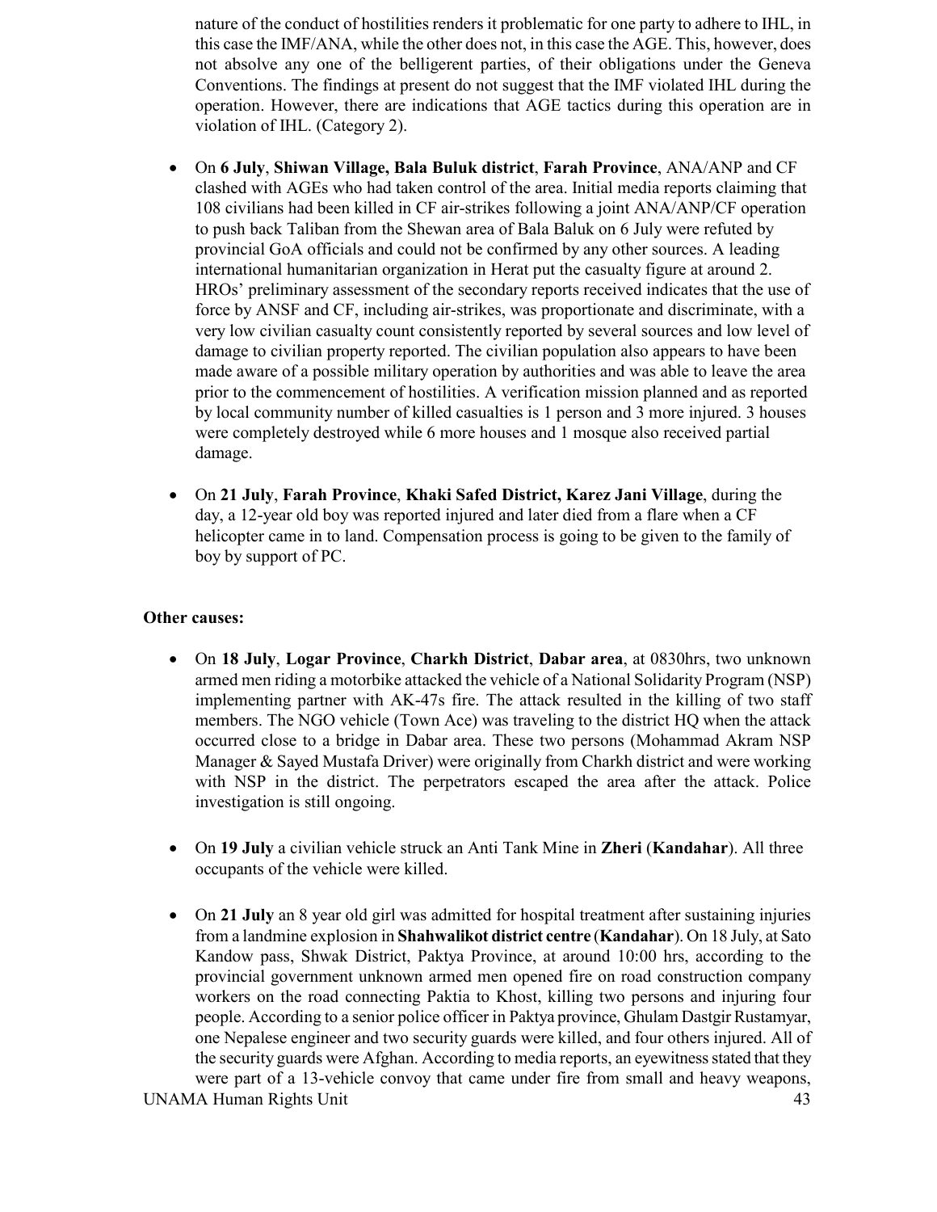nature of the conduct of hostilities renders it problematic for one party to adhere to IHL, in this case the IMF/ANA, while the other does not, in this case the AGE. This, however, does not absolve any one of the belligerent parties, of their obligations under the Geneva Conventions. The findings at present do not suggest that the IMF violated IHL during the operation. However, there are indications that AGE tactics during this operation are in violation of IHL. (Category 2).

- On **6 July**, **Shiwan Village, Bala Buluk district**, **Farah Province**, ANA/ANP and CF clashed with AGEs who had taken control of the area. Initial media reports claiming that 108 civilians had been killed in CF air-strikes following a joint ANA/ANP/CF operation to push back Taliban from the Shewan area of Bala Baluk on 6 July were refuted by provincial GoA officials and could not be confirmed by any other sources. A leading international humanitarian organization in Herat put the casualty figure at around 2. HROs' preliminary assessment of the secondary reports received indicates that the use of force by ANSF and CF, including air-strikes, was proportionate and discriminate, with a very low civilian casualty count consistently reported by several sources and low level of damage to civilian property reported. The civilian population also appears to have been made aware of a possible military operation by authorities and was able to leave the area prior to the commencement of hostilities. A verification mission planned and as reported by local community number of killed casualties is 1 person and 3 more injured. 3 houses were completely destroyed while 6 more houses and 1 mosque also received partial damage.

- On **21 July**, **Farah Province**, **Khaki Safed District, Karez Jani Village**, during the day, a 12-year old boy was reported injured and later died from a flare when a CF helicopter came in to land. Compensation process is going to be given to the family of boy by support of PC.

**Other causes:**

- On **18 July**, **Logar Province**, **Charkh District**, **Dabar area**, at 0830hrs, two unknown armed men riding a motorbike attacked the vehicle of a National Solidarity Program (NSP) implementing partner with AK-47s fire. The attack resulted in the killing of two staff members. The NGO vehicle (Town Ace) was traveling to the district HQ when the attack occurred close to a bridge in Dabar area. These two persons (Mohammad Akram NSP Manager & Sayed Mustafa Driver) were originally from Charkh district and were working with NSP in the district. The perpetrators escaped the area after the attack. Police investigation is still ongoing.

- On **19 July** a civilian vehicle struck an Anti Tank Mine in **Zheri** (**Kandahar**). All three occupants of the vehicle were killed.

- On **21 July** an 8 year old girl was admitted for hospital treatment after sustaining injuries from a landmine explosion in **Shahwalikot district centre** (**Kandahar**). On 18 July, at Sato Kandow pass, Shwak District, Paktya Province, at around 10:00 hrs, according to the provincial government unknown armed men opened fire on road construction company workers on the road connecting Paktia to Khost, killing two persons and injuring four people. According to a senior police officer in Paktya province, Ghulam Dastgir Rustamyar, one Nepalese engineer and two security guards were killed, and four others injured. All of the security guards were Afghan. According to media reports, an eyewitness stated that they were part of a 13-vehicle convoy that came under fire from small and heavy weapons,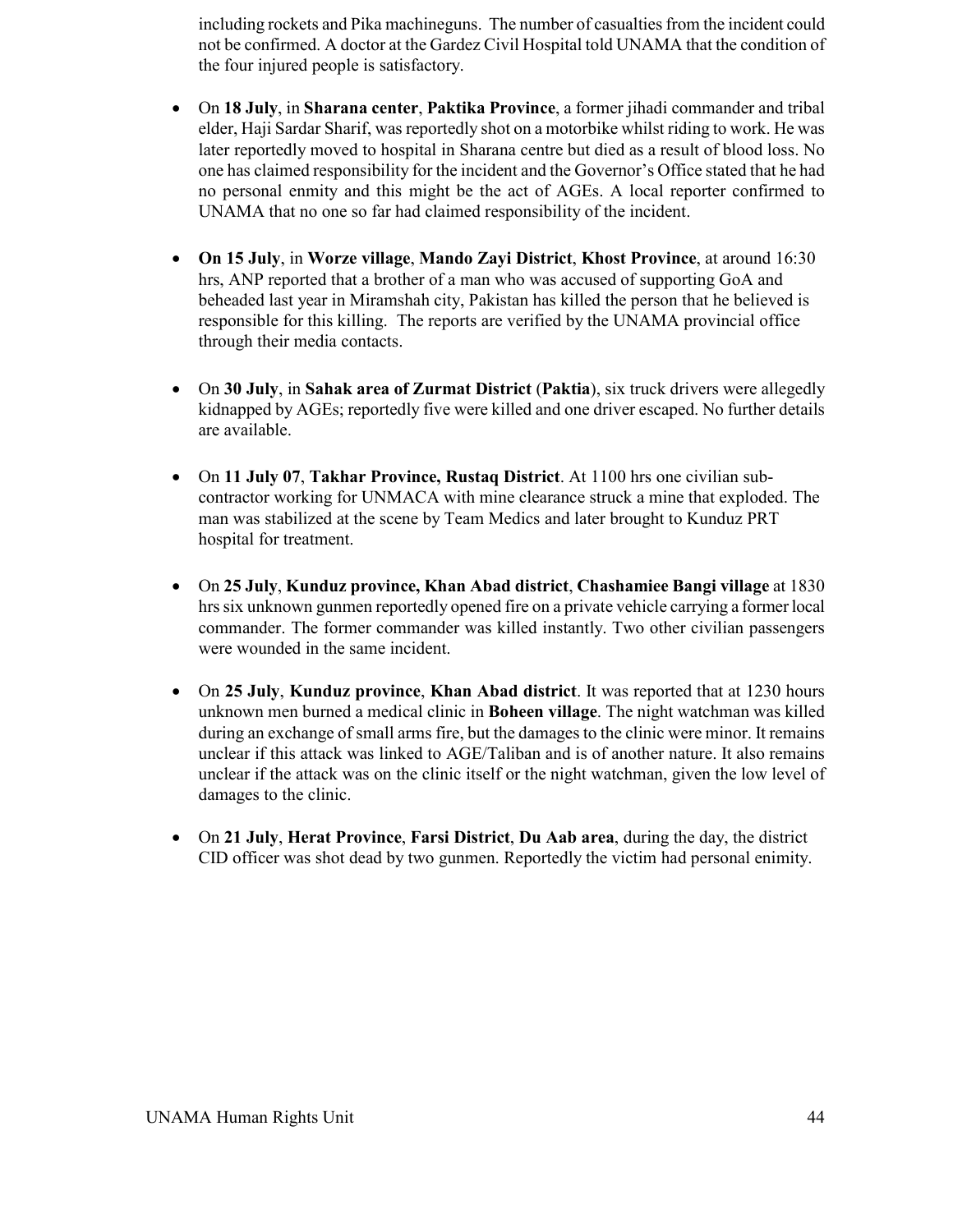including rockets and Pika machineguns.  The number of casualties from the incident could not be confirmed. A doctor at the Gardez Civil Hospital told UNAMA that the condition of the four injured people is satisfactory.

- On **18 July**, in **Sharana center**, **Paktika Province**, a former jihadi commander and tribal elder, Haji Sardar Sharif, was reportedly shot on a motorbike whilst riding to work. He was later reportedly moved to hospital in Sharana centre but died as a result of blood loss. No one has claimed responsibility for the incident and the Governor's Office stated that he had no personal enmity and this might be the act of AGEs. A local reporter confirmed to UNAMA that no one so far had claimed responsibility of the incident.

- **On 15 July**, in **Worze village**, **Mando Zayi District**, **Khost Province**, at around 16:30 hrs, ANP reported that a brother of a man who was accused of supporting GoA and beheaded last year in Miramshah city, Pakistan has killed the person that he believed is responsible for this killing.  The reports are verified by the UNAMA provincial office through their media contacts.

- On **30 July**, in **Sahak area of Zurmat District** (**Paktia**), six truck drivers were allegedly kidnapped by AGEs; reportedly five were killed and one driver escaped. No further details are available.

- On **11 July 07**, **Takhar Province, Rustaq District**. At 1100 hrs one civilian sub-contractor working for UNMACA with mine clearance struck a mine that exploded. The man was stabilized at the scene by Team Medics and later brought to Kunduz PRT hospital for treatment.

- On **25 July**, **Kunduz province, Khan Abad district**, **Chashamiee Bangi village** at 1830 hrs six unknown gunmen reportedly opened fire on a private vehicle carrying a former local commander. The former commander was killed instantly. Two other civilian passengers were wounded in the same incident.

- On **25 July**, **Kunduz province**, **Khan Abad district**. It was reported that at 1230 hours unknown men burned a medical clinic in **Boheen village**. The night watchman was killed during an exchange of small arms fire, but the damages to the clinic were minor. It remains unclear if this attack was linked to AGE/Taliban and is of another nature. It also remains unclear if the attack was on the clinic itself or the night watchman, given the low level of damages to the clinic.

- On **21 July**, **Herat Province**, **Farsi District**, **Du Aab area**, during the day, the district CID officer was shot dead by two gunmen. Reportedly the victim had personal enimity.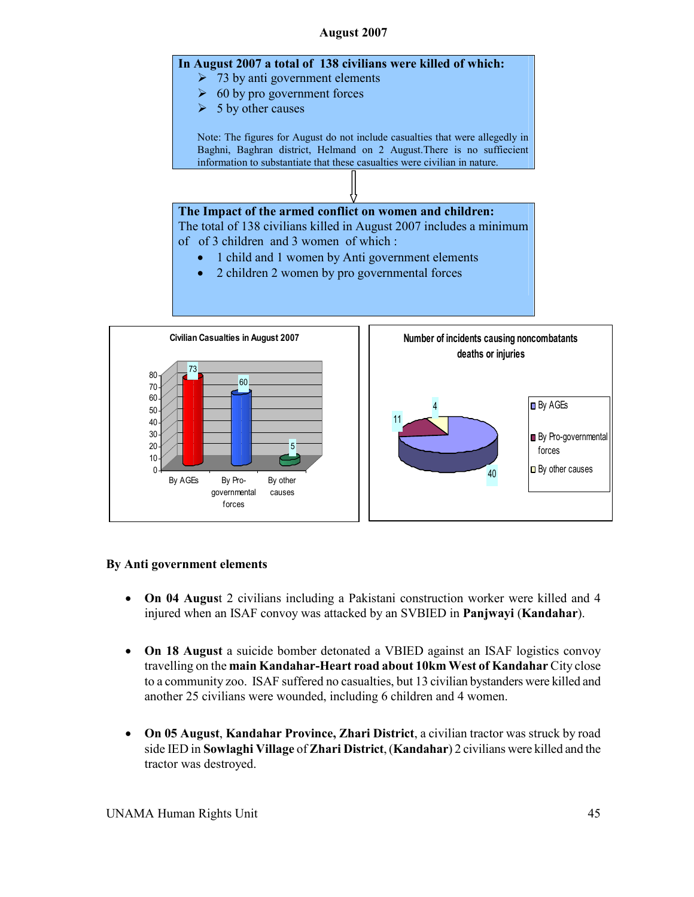## August 2007

**In August 2007 a total of 138 civilians were killed of which:**

- 73 by anti government elements
- 60 by pro government forces
- 5 by other causes

Note: The figures for August do not include casualties that were allegedly in Baghni, Baghran district, Helmand on 2 August.There is no suffiecient information to substantiate that these casualties were civilian in nature.

**The Impact of the armed conflict on women and children:**

The total of 138 civilians killed in August 2007 includes a minimum of of 3 children and 3 women of which :

- 1 child and 1 women by Anti government elements
- 2 children 2 women by pro governmental forces

**Civilian Casualties in August 2007**

| By AGEs | By Pro-governmental forces | By other causes |
|---|---|---|
| 73 | 60 | 5 |

**Number of incidents causing noncombatants deaths or injuries**

| By AGEs | By Pro-governmental forces | By other causes |
|---|---|---|
| 40 | 11 | 4 |

### By Anti government elements

- **On 04 August** 2 civilians including a Pakistani construction worker were killed and 4 injured when an ISAF convoy was attacked by an SVBIED in **Panjwayi** (**Kandahar**).

- **On 18 August** a suicide bomber detonated a VBIED against an ISAF logistics convoy travelling on the **main Kandahar-Heart road about 10km West of Kandahar** City close to a community zoo. ISAF suffered no casualties, but 13 civilian bystanders were killed and another 25 civilians were wounded, including 6 children and 4 women.

- **On 05 August**, **Kandahar Province, Zhari District**, a civilian tractor was struck by road side IED in **Sowlaghi Village** of **Zhari District**, (**Kandahar**) 2 civilians were killed and the tractor was destroyed.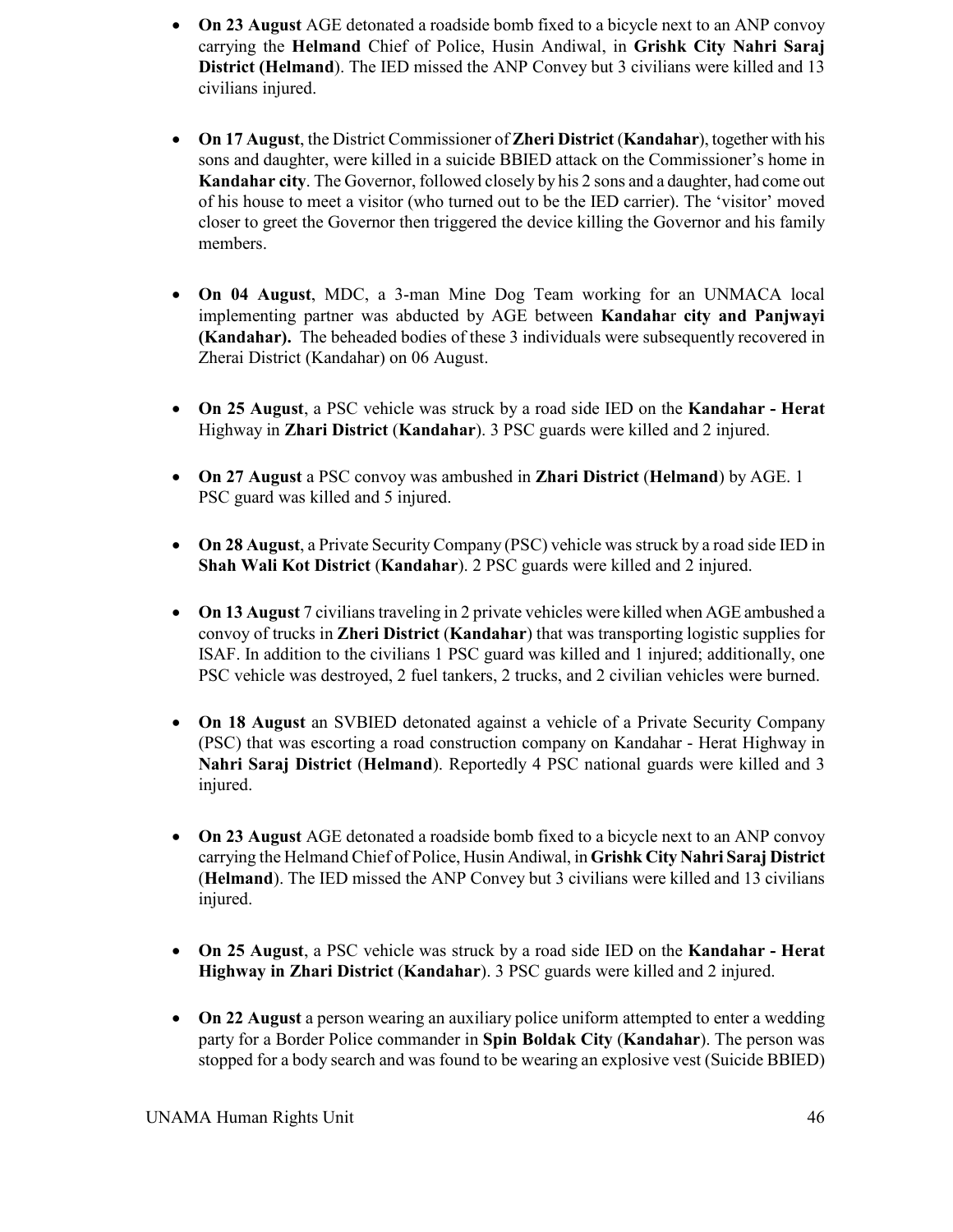- **On 23 August** AGE detonated a roadside bomb fixed to a bicycle next to an ANP convoy carrying the **Helmand** Chief of Police, Husin Andiwal, in **Grishk City Nahri Saraj District (Helmand**). The IED missed the ANP Convey but 3 civilians were killed and 13 civilians injured.

- **On 17 August**, the District Commissioner of **Zheri District** (**Kandahar**), together with his sons and daughter, were killed in a suicide BBIED attack on the Commissioner's home in **Kandahar city**. The Governor, followed closely by his 2 sons and a daughter, had come out of his house to meet a visitor (who turned out to be the IED carrier). The 'visitor' moved closer to greet the Governor then triggered the device killing the Governor and his family members.

- **On 04 August**, MDC, a 3-man Mine Dog Team working for an UNMACA local implementing partner was abducted by AGE between **Kandaha**r **city and Panjwayi (Kandahar).** The beheaded bodies of these 3 individuals were subsequently recovered in Zherai District (Kandahar) on 06 August.

- **On 25 August**, a PSC vehicle was struck by a road side IED on the **Kandahar - Herat** Highway in **Zhari District** (**Kandahar**). 3 PSC guards were killed and 2 injured.

- **On 27 August** a PSC convoy was ambushed in **Zhari District** (**Helmand**) by AGE. 1 PSC guard was killed and 5 injured.

- **On 28 August**, a Private Security Company (PSC) vehicle was struck by a road side IED in **Shah Wali Kot District** (**Kandahar**). 2 PSC guards were killed and 2 injured.

- **On 13 August** 7 civilians traveling in 2 private vehicles were killed when AGE ambushed a convoy of trucks in **Zheri District** (**Kandahar**) that was transporting logistic supplies for ISAF. In addition to the civilians 1 PSC guard was killed and 1 injured; additionally, one PSC vehicle was destroyed, 2 fuel tankers, 2 trucks, and 2 civilian vehicles were burned.

- **On 18 August** an SVBIED detonated against a vehicle of a Private Security Company (PSC) that was escorting a road construction company on Kandahar - Herat Highway in **Nahri Saraj District** (**Helmand**). Reportedly 4 PSC national guards were killed and 3 injured.

- **On 23 August** AGE detonated a roadside bomb fixed to a bicycle next to an ANP convoy carrying the Helmand Chief of Police, Husin Andiwal, in **Grishk City Nahri Saraj District** (**Helmand**). The IED missed the ANP Convey but 3 civilians were killed and 13 civilians injured.

- **On 25 August**, a PSC vehicle was struck by a road side IED on the **Kandahar - Herat Highway in Zhari District** (**Kandahar**). 3 PSC guards were killed and 2 injured.

- **On 22 August** a person wearing an auxiliary police uniform attempted to enter a wedding party for a Border Police commander in **Spin Boldak City** (**Kandahar**). The person was stopped for a body search and was found to be wearing an explosive vest (Suicide BBIED)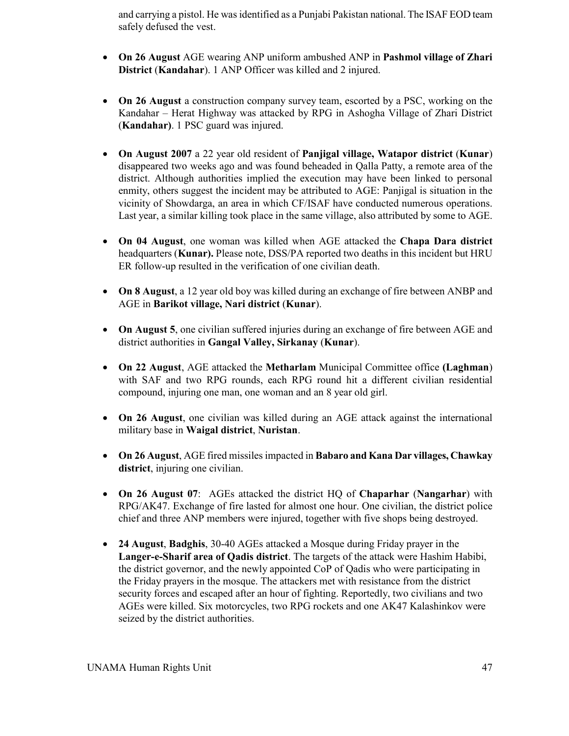and carrying a pistol. He was identified as a Punjabi Pakistan national. The ISAF EOD team safely defused the vest.

- **On 26 August** AGE wearing ANP uniform ambushed ANP in **Pashmol village of Zhari District** (**Kandahar**). 1 ANP Officer was killed and 2 injured.

- **On 26 August** a construction company survey team, escorted by a PSC, working on the Kandahar – Herat Highway was attacked by RPG in Ashogha Village of Zhari District (**Kandahar)**. 1 PSC guard was injured.

- **On August 2007** a 22 year old resident of **Panjigal village, Watapor district** (**Kunar**) disappeared two weeks ago and was found beheaded in Qalla Patty, a remote area of the district. Although authorities implied the execution may have been linked to personal enmity, others suggest the incident may be attributed to AGE: Panjigal is situation in the vicinity of Showdarga, an area in which CF/ISAF have conducted numerous operations. Last year, a similar killing took place in the same village, also attributed by some to AGE.

- **On 04 August**, one woman was killed when AGE attacked the **Chapa Dara district** headquarters (**Kunar).** Please note, DSS/PA reported two deaths in this incident but HRU ER follow-up resulted in the verification of one civilian death.

- **On 8 August**, a 12 year old boy was killed during an exchange of fire between ANBP and AGE in **Barikot village, Nari district** (**Kunar**).

- **On August 5**, one civilian suffered injuries during an exchange of fire between AGE and district authorities in **Gangal Valley, Sirkanay** (**Kunar**).

- **On 22 August**, AGE attacked the **Metharlam** Municipal Committee office **(Laghman**) with SAF and two RPG rounds, each RPG round hit a different civilian residential compound, injuring one man, one woman and an 8 year old girl.

- **On 26 August**, one civilian was killed during an AGE attack against the international military base in **Waigal district**, **Nuristan**.

- **On 26 August**, AGE fired missiles impacted in **Babaro and Kana Dar villages, Chawkay district**, injuring one civilian.

- **On 26 August 07**: AGEs attacked the district HQ of **Chaparhar** (**Nangarhar**) with RPG/AK47. Exchange of fire lasted for almost one hour. One civilian, the district police chief and three ANP members were injured, together with five shops being destroyed.

- **24 August**, **Badghis**, 30-40 AGEs attacked a Mosque during Friday prayer in the **Langer-e-Sharif area of Qadis district**. The targets of the attack were Hashim Habibi, the district governor, and the newly appointed CoP of Qadis who were participating in the Friday prayers in the mosque. The attackers met with resistance from the district security forces and escaped after an hour of fighting. Reportedly, two civilians and two AGEs were killed. Six motorcycles, two RPG rockets and one AK47 Kalashinkov were seized by the district authorities.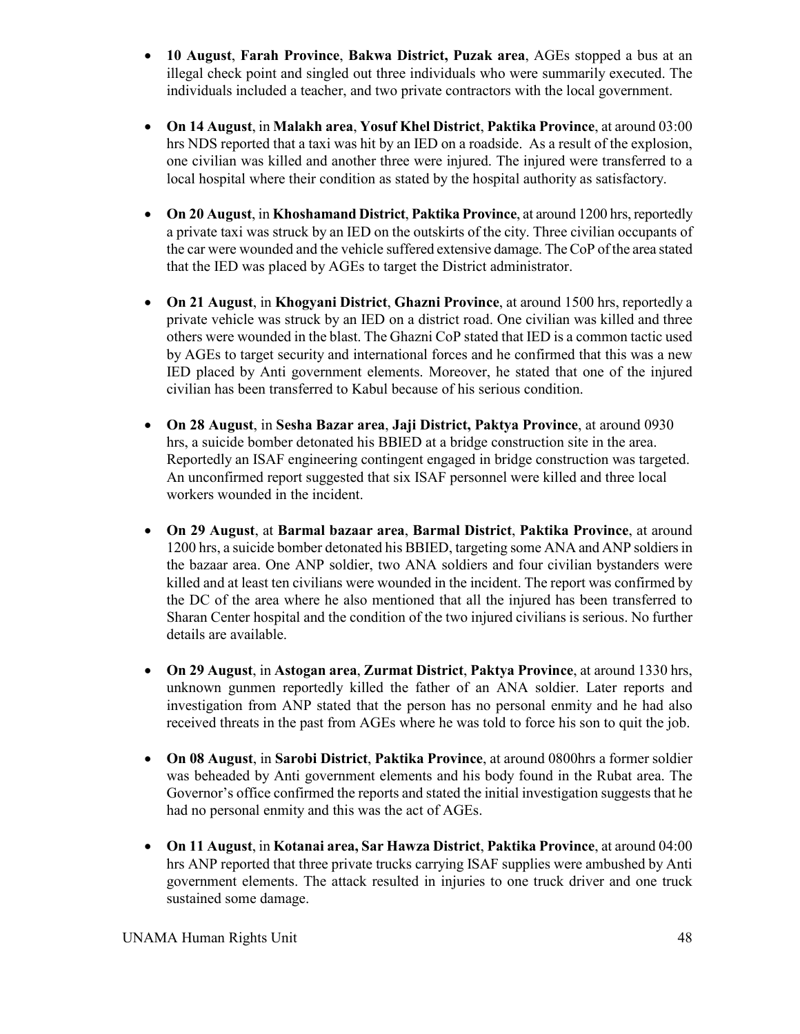- **10 August**, **Farah Province**, **Bakwa District, Puzak area**, AGEs stopped a bus at an illegal check point and singled out three individuals who were summarily executed. The individuals included a teacher, and two private contractors with the local government.

- **On 14 August**, in **Malakh area**, **Yosuf Khel District**, **Paktika Province**, at around 03:00 hrs NDS reported that a taxi was hit by an IED on a roadside. As a result of the explosion, one civilian was killed and another three were injured. The injured were transferred to a local hospital where their condition as stated by the hospital authority as satisfactory.

- **On 20 August**, in **Khoshamand District**, **Paktika Province**, at around 1200 hrs, reportedly a private taxi was struck by an IED on the outskirts of the city. Three civilian occupants of the car were wounded and the vehicle suffered extensive damage. The CoP of the area stated that the IED was placed by AGEs to target the District administrator.

- **On 21 August**, in **Khogyani District**, **Ghazni Province**, at around 1500 hrs, reportedly a private vehicle was struck by an IED on a district road. One civilian was killed and three others were wounded in the blast. The Ghazni CoP stated that IED is a common tactic used by AGEs to target security and international forces and he confirmed that this was a new IED placed by Anti government elements. Moreover, he stated that one of the injured civilian has been transferred to Kabul because of his serious condition.

- **On 28 August**, in **Sesha Bazar area**, **Jaji District, Paktya Province**, at around 0930 hrs, a suicide bomber detonated his BBIED at a bridge construction site in the area. Reportedly an ISAF engineering contingent engaged in bridge construction was targeted. An unconfirmed report suggested that six ISAF personnel were killed and three local workers wounded in the incident.

- **On 29 August**, at **Barmal bazaar area**, **Barmal District**, **Paktika Province**, at around 1200 hrs, a suicide bomber detonated his BBIED, targeting some ANA and ANP soldiers in the bazaar area. One ANP soldier, two ANA soldiers and four civilian bystanders were killed and at least ten civilians were wounded in the incident. The report was confirmed by the DC of the area where he also mentioned that all the injured has been transferred to Sharan Center hospital and the condition of the two injured civilians is serious. No further details are available.

- **On 29 August**, in **Astogan area**, **Zurmat District**, **Paktya Province**, at around 1330 hrs, unknown gunmen reportedly killed the father of an ANA soldier. Later reports and investigation from ANP stated that the person has no personal enmity and he had also received threats in the past from AGEs where he was told to force his son to quit the job.

- **On 08 August**, in **Sarobi District**, **Paktika Province**, at around 0800hrs a former soldier was beheaded by Anti government elements and his body found in the Rubat area. The Governor's office confirmed the reports and stated the initial investigation suggests that he had no personal enmity and this was the act of AGEs.

- **On 11 August**, in **Kotanai area, Sar Hawza District**, **Paktika Province**, at around 04:00 hrs ANP reported that three private trucks carrying ISAF supplies were ambushed by Anti government elements. The attack resulted in injuries to one truck driver and one truck sustained some damage.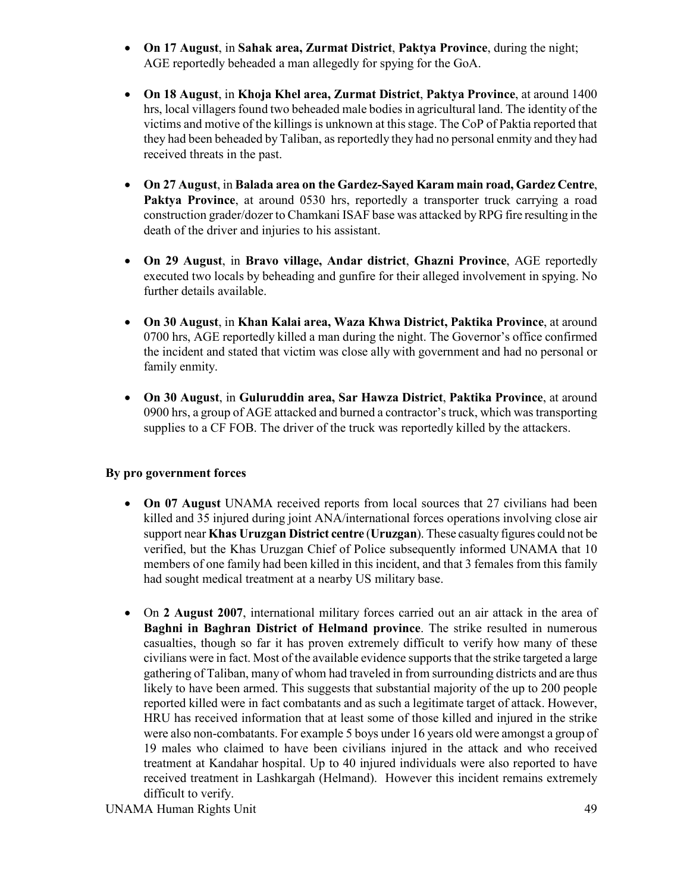- **On 17 August**, in **Sahak area, Zurmat District**, **Paktya Province**, during the night; AGE reportedly beheaded a man allegedly for spying for the GoA.

- **On 18 August**, in **Khoja Khel area, Zurmat District**, **Paktya Province**, at around 1400 hrs, local villagers found two beheaded male bodies in agricultural land. The identity of the victims and motive of the killings is unknown at this stage. The CoP of Paktia reported that they had been beheaded by Taliban, as reportedly they had no personal enmity and they had received threats in the past.

- **On 27 August**, in **Balada area on the Gardez-Sayed Karam main road, Gardez Centre**, **Paktya Province**, at around 0530 hrs, reportedly a transporter truck carrying a road construction grader/dozer to Chamkani ISAF base was attacked by RPG fire resulting in the death of the driver and injuries to his assistant.

- **On 29 August**, in **Bravo village, Andar district**, **Ghazni Province**, AGE reportedly executed two locals by beheading and gunfire for their alleged involvement in spying. No further details available.

- **On 30 August**, in **Khan Kalai area, Waza Khwa District, Paktika Province**, at around 0700 hrs, AGE reportedly killed a man during the night. The Governor's office confirmed the incident and stated that victim was close ally with government and had no personal or family enmity.

- **On 30 August**, in **Guluruddin area, Sar Hawza District**, **Paktika Province**, at around 0900 hrs, a group of AGE attacked and burned a contractor's truck, which was transporting supplies to a CF FOB. The driver of the truck was reportedly killed by the attackers.

**By pro government forces**

- **On 07 August** UNAMA received reports from local sources that 27 civilians had been killed and 35 injured during joint ANA/international forces operations involving close air support near **Khas Uruzgan District centre** (**Uruzgan**). These casualty figures could not be verified, but the Khas Uruzgan Chief of Police subsequently informed UNAMA that 10 members of one family had been killed in this incident, and that 3 females from this family had sought medical treatment at a nearby US military base.

- On **2 August 2007**, international military forces carried out an air attack in the area of **Baghni in Baghran District of Helmand province**. The strike resulted in numerous casualties, though so far it has proven extremely difficult to verify how many of these civilians were in fact. Most of the available evidence supports that the strike targeted a large gathering of Taliban, many of whom had traveled in from surrounding districts and are thus likely to have been armed. This suggests that substantial majority of the up to 200 people reported killed were in fact combatants and as such a legitimate target of attack. However, HRU has received information that at least some of those killed and injured in the strike were also non-combatants. For example 5 boys under 16 years old were amongst a group of 19 males who claimed to have been civilians injured in the attack and who received treatment at Kandahar hospital. Up to 40 injured individuals were also reported to have received treatment in Lashkargah (Helmand). However this incident remains extremely difficult to verify.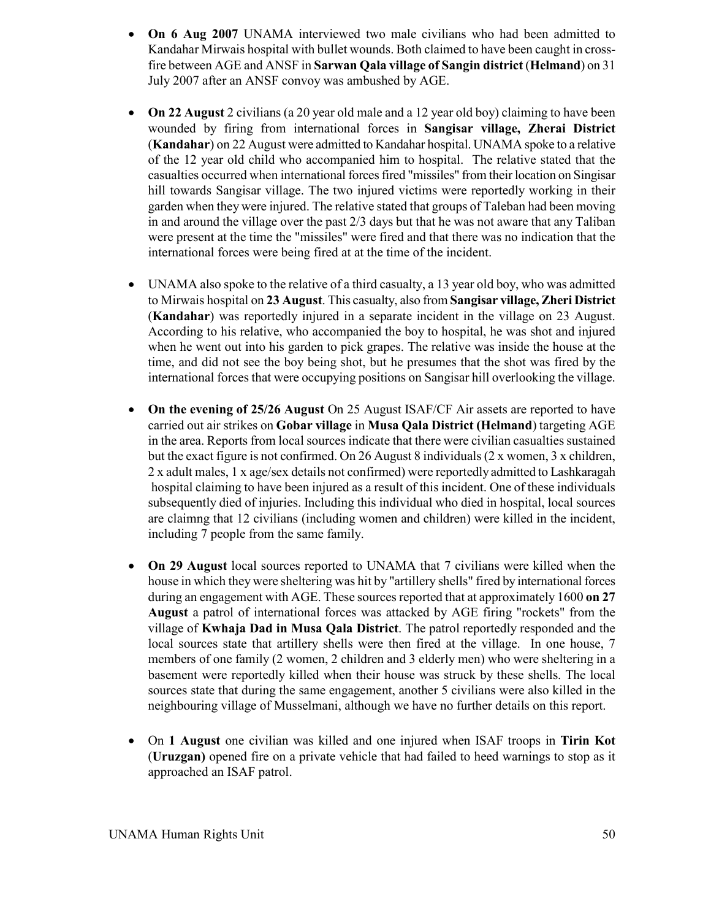- **On 6 Aug 2007** UNAMA interviewed two male civilians who had been admitted to Kandahar Mirwais hospital with bullet wounds. Both claimed to have been caught in cross-fire between AGE and ANSF in **Sarwan Qala village of Sangin district** (**Helmand**) on 31 July 2007 after an ANSF convoy was ambushed by AGE.

- **On 22 August** 2 civilians (a 20 year old male and a 12 year old boy) claiming to have been wounded by firing from international forces in **Sangisar village, Zherai District** (**Kandahar**) on 22 August were admitted to Kandahar hospital. UNAMA spoke to a relative of the 12 year old child who accompanied him to hospital. The relative stated that the casualties occurred when international forces fired "missiles" from their location on Singisar hill towards Sangisar village. The two injured victims were reportedly working in their garden when they were injured. The relative stated that groups of Taleban had been moving in and around the village over the past 2/3 days but that he was not aware that any Taliban were present at the time the "missiles" were fired and that there was no indication that the international forces were being fired at at the time of the incident.

- UNAMA also spoke to the relative of a third casualty, a 13 year old boy, who was admitted to Mirwais hospital on **23 August**. This casualty, also from **Sangisar village, Zheri District** (**Kandahar**) was reportedly injured in a separate incident in the village on 23 August. According to his relative, who accompanied the boy to hospital, he was shot and injured when he went out into his garden to pick grapes. The relative was inside the house at the time, and did not see the boy being shot, but he presumes that the shot was fired by the international forces that were occupying positions on Sangisar hill overlooking the village.

- **On the evening of 25/26 August** On 25 August ISAF/CF Air assets are reported to have carried out air strikes on **Gobar village** in **Musa Qala District (Helmand**) targeting AGE in the area. Reports from local sources indicate that there were civilian casualties sustained but the exact figure is not confirmed. On 26 August 8 individuals (2 x women, 3 x children, 2 x adult males, 1 x age/sex details not confirmed) were reportedly admitted to Lashkaragah hospital claiming to have been injured as a result of this incident. One of these individuals subsequently died of injuries. Including this individual who died in hospital, local sources are claimng that 12 civilians (including women and children) were killed in the incident, including 7 people from the same family.

- **On 29 August** local sources reported to UNAMA that 7 civilians were killed when the house in which they were sheltering was hit by "artillery shells" fired by international forces during an engagement with AGE. These sources reported that at approximately 1600 **on 27 August** a patrol of international forces was attacked by AGE firing "rockets" from the village of **Kwhaja Dad in Musa Qala District**. The patrol reportedly responded and the local sources state that artillery shells were then fired at the village. In one house, 7 members of one family (2 women, 2 children and 3 elderly men) who were sheltering in a basement were reportedly killed when their house was struck by these shells. The local sources state that during the same engagement, another 5 civilians were also killed in the neighbouring village of Musselmani, although we have no further details on this report.

- On **1 August** one civilian was killed and one injured when ISAF troops in **Tirin Kot** (**Uruzgan)** opened fire on a private vehicle that had failed to heed warnings to stop as it approached an ISAF patrol.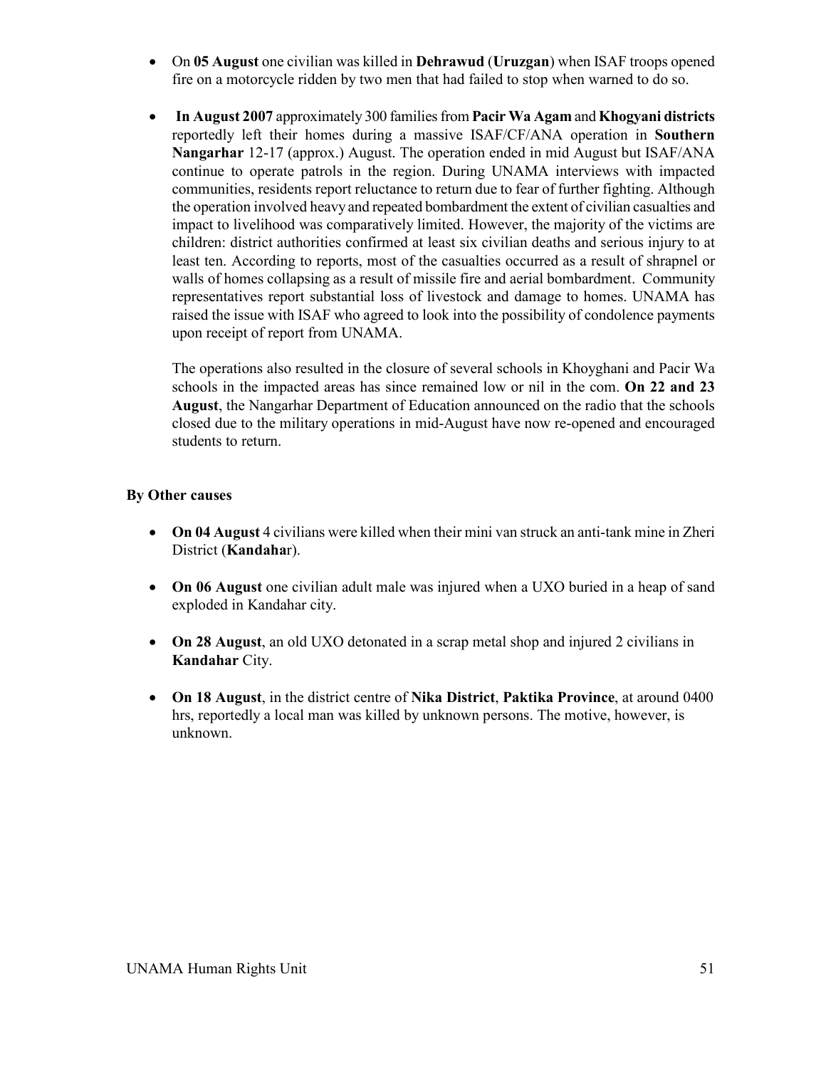- On **05 August** one civilian was killed in **Dehrawud** (**Uruzgan**) when ISAF troops opened fire on a motorcycle ridden by two men that had failed to stop when warned to do so.

- **In August 2007** approximately 300 families from **Pacir Wa Agam** and **Khogyani districts** reportedly left their homes during a massive ISAF/CF/ANA operation in **Southern Nangarhar** 12-17 (approx.) August. The operation ended in mid August but ISAF/ANA continue to operate patrols in the region. During UNAMA interviews with impacted communities, residents report reluctance to return due to fear of further fighting. Although the operation involved heavy and repeated bombardment the extent of civilian casualties and impact to livelihood was comparatively limited. However, the majority of the victims are children: district authorities confirmed at least six civilian deaths and serious injury to at least ten. According to reports, most of the casualties occurred as a result of shrapnel or walls of homes collapsing as a result of missile fire and aerial bombardment. Community representatives report substantial loss of livestock and damage to homes. UNAMA has raised the issue with ISAF who agreed to look into the possibility of condolence payments upon receipt of report from UNAMA.

  The operations also resulted in the closure of several schools in Khoyghani and Pacir Wa schools in the impacted areas has since remained low or nil in the com. **On 22 and 23 August**, the Nangarhar Department of Education announced on the radio that the schools closed due to the military operations in mid-August have now re-opened and encouraged students to return.

**By Other causes**

- **On 04 August** 4 civilians were killed when their mini van struck an anti-tank mine in Zheri District (**Kandaha**r).

- **On 06 August** one civilian adult male was injured when a UXO buried in a heap of sand exploded in Kandahar city.

- **On 28 August**, an old UXO detonated in a scrap metal shop and injured 2 civilians in **Kandahar** City.

- **On 18 August**, in the district centre of **Nika District**, **Paktika Province**, at around 0400 hrs, reportedly a local man was killed by unknown persons. The motive, however, is unknown.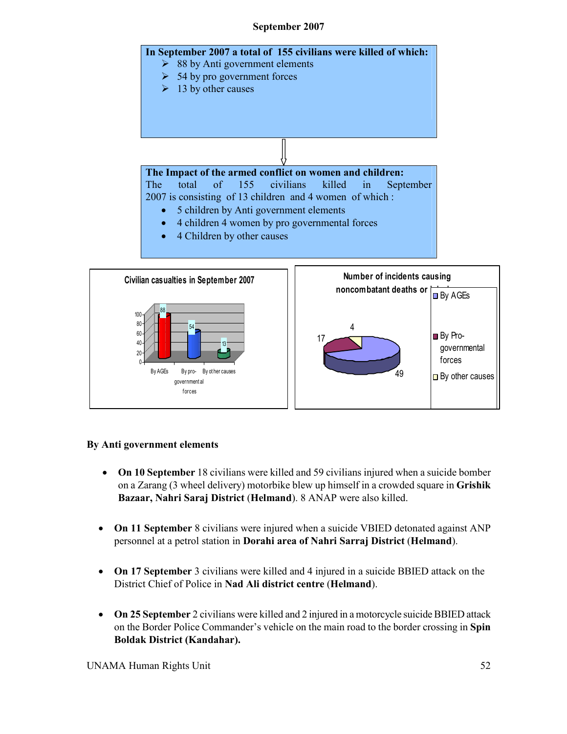## September 2007

**In September 2007 a total of 155 civilians were killed of which:**

- 88 by Anti government elements
- 54 by pro government forces
- 13 by other causes

**The Impact of the armed conflict on women and children:**

The total of 155 civilians killed in September 2007 is consisting of 13 children and 4 women of which :

- 5 children by Anti government elements
- 4 children 4 women by pro governmental forces
- 4 Children by other causes

Civilian casualties in September 2007

| | By AGEs | By pro-governmental forces | By other causes |
|---|---|---|---|
| Civilians killed | 88 | 54 | 13 |

Number of incidents causing noncombatant deaths or injuries

| By AGEs | By Pro-governmental forces | By other causes |
|---|---|---|
| 49 | 17 | 4 |

### By Anti government elements

- **On 10 September** 18 civilians were killed and 59 civilians injured when a suicide bomber on a Zarang (3 wheel delivery) motorbike blew up himself in a crowded square in **Grishik Bazaar, Nahri Saraj District** (**Helmand**). 8 ANAP were also killed.

- **On 11 September** 8 civilians were injured when a suicide VBIED detonated against ANP personnel at a petrol station in **Dorahi area of Nahri Sarraj District** (**Helmand**).

- **On 17 September** 3 civilians were killed and 4 injured in a suicide BBIED attack on the District Chief of Police in **Nad Ali district centre** (**Helmand**).

- **On 25 September** 2 civilians were killed and 2 injured in a motorcycle suicide BBIED attack on the Border Police Commander's vehicle on the main road to the border crossing in **Spin Boldak District (Kandahar).**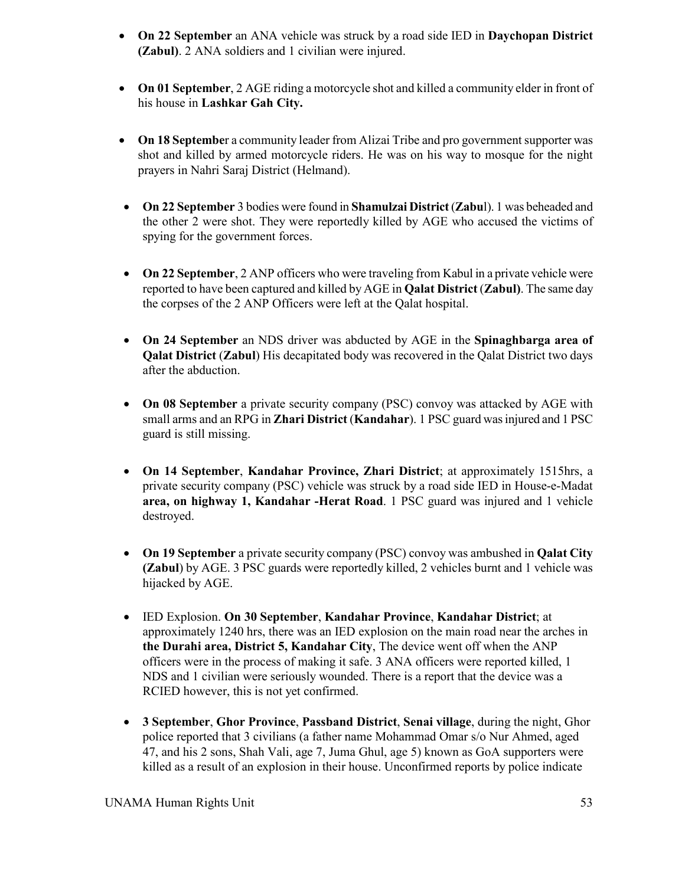- **On 22 September** an ANA vehicle was struck by a road side IED in **Daychopan District (Zabul)**. 2 ANA soldiers and 1 civilian were injured.

- **On 01 September**, 2 AGE riding a motorcycle shot and killed a community elder in front of his house in **Lashkar Gah City.**

- **On 18 Septembe**r a community leader from Alizai Tribe and pro government supporter was shot and killed by armed motorcycle riders. He was on his way to mosque for the night prayers in Nahri Saraj District (Helmand).

- **On 22 September** 3 bodies were found in **Shamulzai District** (**Zabu**l). 1 was beheaded and the other 2 were shot. They were reportedly killed by AGE who accused the victims of spying for the government forces.

- **On 22 September**, 2 ANP officers who were traveling from Kabul in a private vehicle were reported to have been captured and killed by AGE in **Qalat District** (**Zabul)**. The same day the corpses of the 2 ANP Officers were left at the Qalat hospital.

- **On 24 September** an NDS driver was abducted by AGE in the **Spinaghbarga area of Qalat District** (**Zabul**) His decapitated body was recovered in the Qalat District two days after the abduction.

- **On 08 September** a private security company (PSC) convoy was attacked by AGE with small arms and an RPG in **Zhari District** (**Kandahar**). 1 PSC guard was injured and 1 PSC guard is still missing.

- **On 14 September**, **Kandahar Province, Zhari District**; at approximately 1515hrs, a private security company (PSC) vehicle was struck by a road side IED in House-e-Madat **area, on highway 1, Kandahar -Herat Road**. 1 PSC guard was injured and 1 vehicle destroyed.

- **On 19 September** a private security company (PSC) convoy was ambushed in **Qalat City (Zabul**) by AGE. 3 PSC guards were reportedly killed, 2 vehicles burnt and 1 vehicle was hijacked by AGE.

- IED Explosion. **On 30 September**, **Kandahar Province**, **Kandahar District**; at approximately 1240 hrs, there was an IED explosion on the main road near the arches in **the Durahi area, District 5, Kandahar City**, The device went off when the ANP officers were in the process of making it safe. 3 ANA officers were reported killed, 1 NDS and 1 civilian were seriously wounded. There is a report that the device was a RCIED however, this is not yet confirmed.

- **3 September**, **Ghor Province**, **Passband District**, **Senai village**, during the night, Ghor police reported that 3 civilians (a father name Mohammad Omar s/o Nur Ahmed, aged 47, and his 2 sons, Shah Vali, age 7, Juma Ghul, age 5) known as GoA supporters were killed as a result of an explosion in their house. Unconfirmed reports by police indicate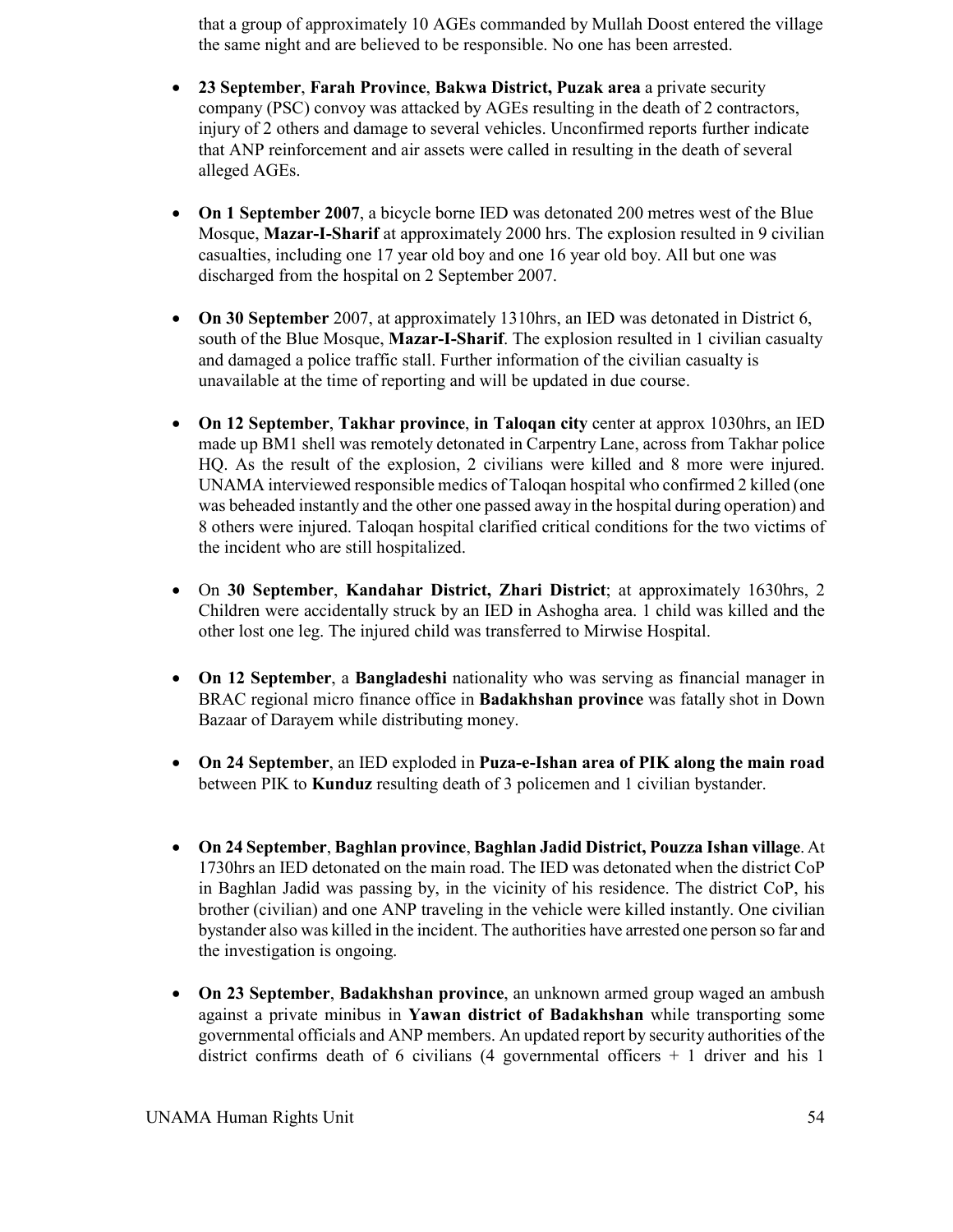that a group of approximately 10 AGEs commanded by Mullah Doost entered the village the same night and are believed to be responsible. No one has been arrested.

- **23 September**, **Farah Province**, **Bakwa District, Puzak area** a private security company (PSC) convoy was attacked by AGEs resulting in the death of 2 contractors, injury of 2 others and damage to several vehicles. Unconfirmed reports further indicate that ANP reinforcement and air assets were called in resulting in the death of several alleged AGEs.

- **On 1 September 2007**, a bicycle borne IED was detonated 200 metres west of the Blue Mosque, **Mazar-I-Sharif** at approximately 2000 hrs. The explosion resulted in 9 civilian casualties, including one 17 year old boy and one 16 year old boy. All but one was discharged from the hospital on 2 September 2007.

- **On 30 September** 2007, at approximately 1310hrs, an IED was detonated in District 6, south of the Blue Mosque, **Mazar-I-Sharif**. The explosion resulted in 1 civilian casualty and damaged a police traffic stall. Further information of the civilian casualty is unavailable at the time of reporting and will be updated in due course.

- **On 12 September**, **Takhar province**, **in Taloqan city** center at approx 1030hrs, an IED made up BM1 shell was remotely detonated in Carpentry Lane, across from Takhar police HQ. As the result of the explosion, 2 civilians were killed and 8 more were injured. UNAMA interviewed responsible medics of Taloqan hospital who confirmed 2 killed (one was beheaded instantly and the other one passed away in the hospital during operation) and 8 others were injured. Taloqan hospital clarified critical conditions for the two victims of the incident who are still hospitalized.

- On **30 September**, **Kandahar District, Zhari District**; at approximately 1630hrs, 2 Children were accidentally struck by an IED in Ashogha area. 1 child was killed and the other lost one leg. The injured child was transferred to Mirwise Hospital.

- **On 12 September**, a **Bangladeshi** nationality who was serving as financial manager in BRAC regional micro finance office in **Badakhshan province** was fatally shot in Down Bazaar of Darayem while distributing money.

- **On 24 September**, an IED exploded in **Puza-e-Ishan area of PIK along the main road** between PIK to **Kunduz** resulting death of 3 policemen and 1 civilian bystander.

- **On 24 September**, **Baghlan province**, **Baghlan Jadid District, Pouzza Ishan village**. At 1730hrs an IED detonated on the main road. The IED was detonated when the district CoP in Baghlan Jadid was passing by, in the vicinity of his residence. The district CoP, his brother (civilian) and one ANP traveling in the vehicle were killed instantly. One civilian bystander also was killed in the incident. The authorities have arrested one person so far and the investigation is ongoing.

- **On 23 September**, **Badakhshan province**, an unknown armed group waged an ambush against a private minibus in **Yawan district of Badakhshan** while transporting some governmental officials and ANP members. An updated report by security authorities of the district confirms death of 6 civilians (4 governmental officers + 1 driver and his 1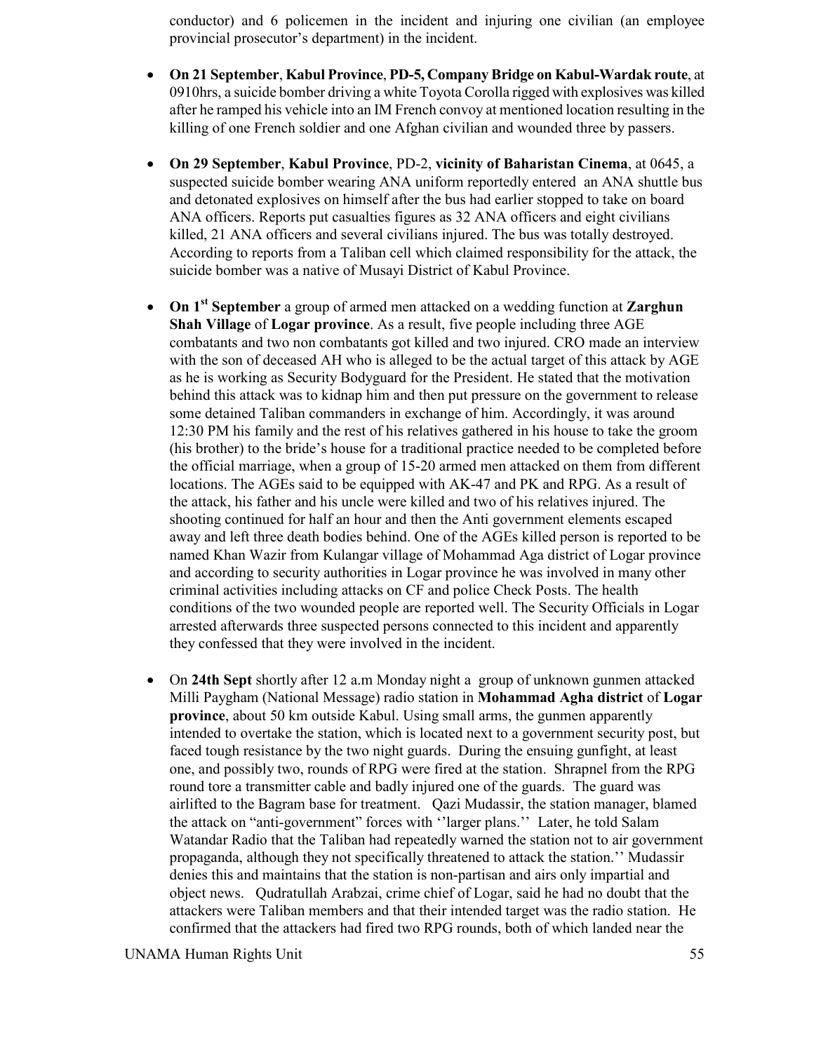conductor) and 6 policemen in the incident and injuring one civilian (an employee provincial prosecutor's department) in the incident.

- **On 21 September**, **Kabul Province**, **PD-5, Company Bridge on Kabul-Wardak route**, at 0910hrs, a suicide bomber driving a white Toyota Corolla rigged with explosives was killed after he ramped his vehicle into an IM French convoy at mentioned location resulting in the killing of one French soldier and one Afghan civilian and wounded three by passers.

- **On 29 September**, **Kabul Province**, PD-2, **vicinity of Baharistan Cinema**, at 0645, a suspected suicide bomber wearing ANA uniform reportedly entered an ANA shuttle bus and detonated explosives on himself after the bus had earlier stopped to take on board ANA officers. Reports put casualties figures as 32 ANA officers and eight civilians killed, 21 ANA officers and several civilians injured. The bus was totally destroyed. According to reports from a Taliban cell which claimed responsibility for the attack, the suicide bomber was a native of Musayi District of Kabul Province.

- **On 1st September** a group of armed men attacked on a wedding function at **Zarghun Shah Village** of **Logar province**. As a result, five people including three AGE combatants and two non combatants got killed and two injured. CRO made an interview with the son of deceased AH who is alleged to be the actual target of this attack by AGE as he is working as Security Bodyguard for the President. He stated that the motivation behind this attack was to kidnap him and then put pressure on the government to release some detained Taliban commanders in exchange of him. Accordingly, it was around 12:30 PM his family and the rest of his relatives gathered in his house to take the groom (his brother) to the bride's house for a traditional practice needed to be completed before the official marriage, when a group of 15-20 armed men attacked on them from different locations. The AGEs said to be equipped with AK-47 and PK and RPG. As a result of the attack, his father and his uncle were killed and two of his relatives injured. The shooting continued for half an hour and then the Anti government elements escaped away and left three death bodies behind. One of the AGEs killed person is reported to be named Khan Wazir from Kulangar village of Mohammad Aga district of Logar province and according to security authorities in Logar province he was involved in many other criminal activities including attacks on CF and police Check Posts. The health conditions of the two wounded people are reported well. The Security Officials in Logar arrested afterwards three suspected persons connected to this incident and apparently they confessed that they were involved in the incident.

- On **24th Sept** shortly after 12 a.m Monday night a group of unknown gunmen attacked Milli Paygham (National Message) radio station in **Mohammad Agha district** of **Logar province**, about 50 km outside Kabul. Using small arms, the gunmen apparently intended to overtake the station, which is located next to a government security post, but faced tough resistance by the two night guards. During the ensuing gunfight, at least one, and possibly two, rounds of RPG were fired at the station. Shrapnel from the RPG round tore a transmitter cable and badly injured one of the guards. The guard was airlifted to the Bagram base for treatment. Qazi Mudassir, the station manager, blamed the attack on "anti-government" forces with ''larger plans.'' Later, he told Salam Watandar Radio that the Taliban had repeatedly warned the station not to air government propaganda, although they not specifically threatened to attack the station.'' Mudassir denies this and maintains that the station is non-partisan and airs only impartial and object news. Qudratullah Arabzai, crime chief of Logar, said he had no doubt that the attackers were Taliban members and that their intended target was the radio station. He confirmed that the attackers had fired two RPG rounds, both of which landed near the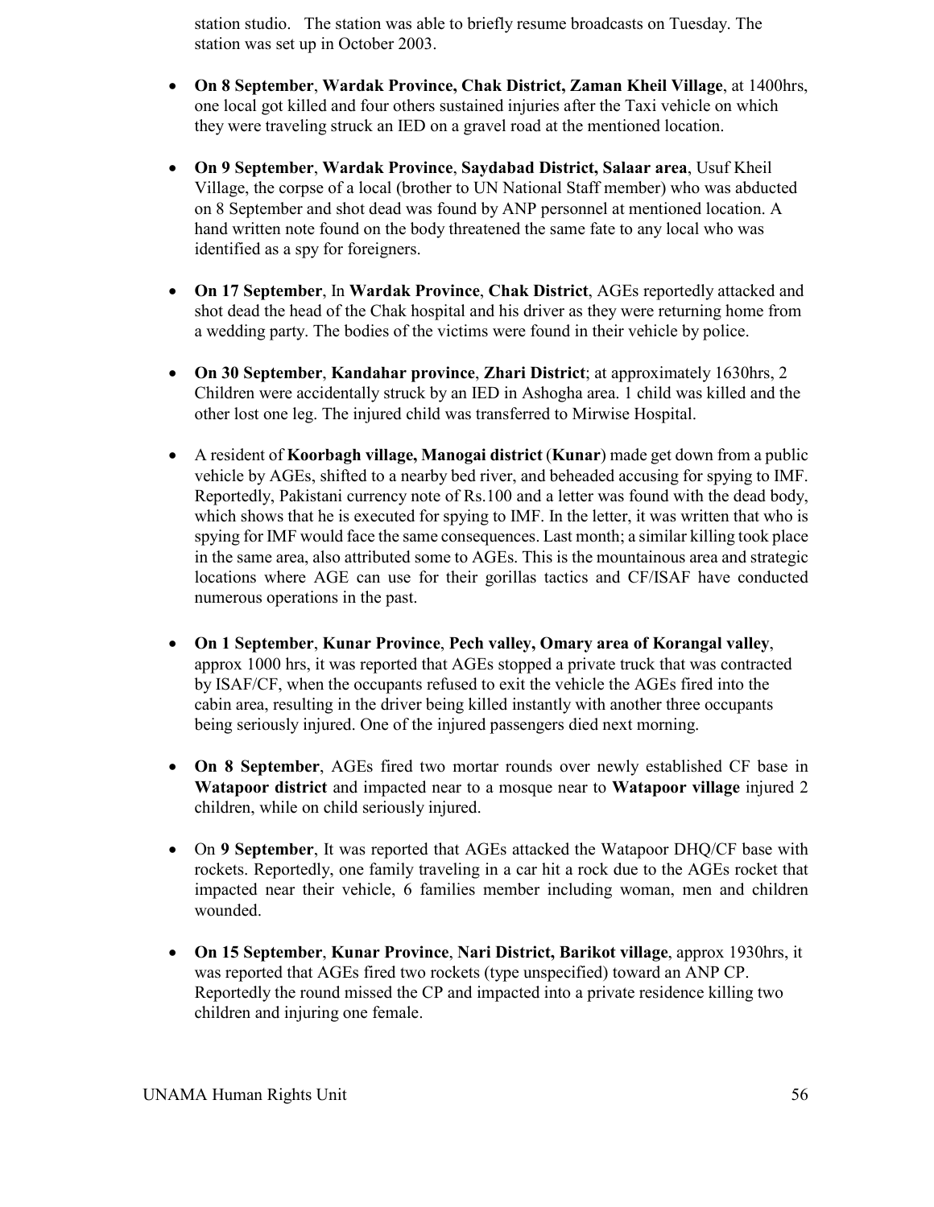station studio.   The station was able to briefly resume broadcasts on Tuesday. The station was set up in October 2003.

- **On 8 September**, **Wardak Province, Chak District, Zaman Kheil Village**, at 1400hrs, one local got killed and four others sustained injuries after the Taxi vehicle on which they were traveling struck an IED on a gravel road at the mentioned location.

- **On 9 September**, **Wardak Province**, **Saydabad District, Salaar area**, Usuf Kheil Village, the corpse of a local (brother to UN National Staff member) who was abducted on 8 September and shot dead was found by ANP personnel at mentioned location. A hand written note found on the body threatened the same fate to any local who was identified as a spy for foreigners.

- **On 17 September**, In **Wardak Province**, **Chak District**, AGEs reportedly attacked and shot dead the head of the Chak hospital and his driver as they were returning home from a wedding party. The bodies of the victims were found in their vehicle by police.

- **On 30 September**, **Kandahar province**, **Zhari District**; at approximately 1630hrs, 2 Children were accidentally struck by an IED in Ashogha area. 1 child was killed and the other lost one leg. The injured child was transferred to Mirwise Hospital.

- A resident of **Koorbagh village, Manogai district** (**Kunar**) made get down from a public vehicle by AGEs, shifted to a nearby bed river, and beheaded accusing for spying to IMF. Reportedly, Pakistani currency note of Rs.100 and a letter was found with the dead body, which shows that he is executed for spying to IMF. In the letter, it was written that who is spying for IMF would face the same consequences. Last month; a similar killing took place in the same area, also attributed some to AGEs. This is the mountainous area and strategic locations where AGE can use for their gorillas tactics and CF/ISAF have conducted numerous operations in the past.

- **On 1 September**, **Kunar Province**, **Pech valley, Omary area of Korangal valley**, approx 1000 hrs, it was reported that AGEs stopped a private truck that was contracted by ISAF/CF, when the occupants refused to exit the vehicle the AGEs fired into the cabin area, resulting in the driver being killed instantly with another three occupants being seriously injured. One of the injured passengers died next morning.

- **On 8 September**, AGEs fired two mortar rounds over newly established CF base in **Watapoor district** and impacted near to a mosque near to **Watapoor village** injured 2 children, while on child seriously injured.

- On **9 September**, It was reported that AGEs attacked the Watapoor DHQ/CF base with rockets. Reportedly, one family traveling in a car hit a rock due to the AGEs rocket that impacted near their vehicle, 6 families member including woman, men and children wounded.

- **On 15 September**, **Kunar Province**, **Nari District, Barikot village**, approx 1930hrs, it was reported that AGEs fired two rockets (type unspecified) toward an ANP CP. Reportedly the round missed the CP and impacted into a private residence killing two children and injuring one female.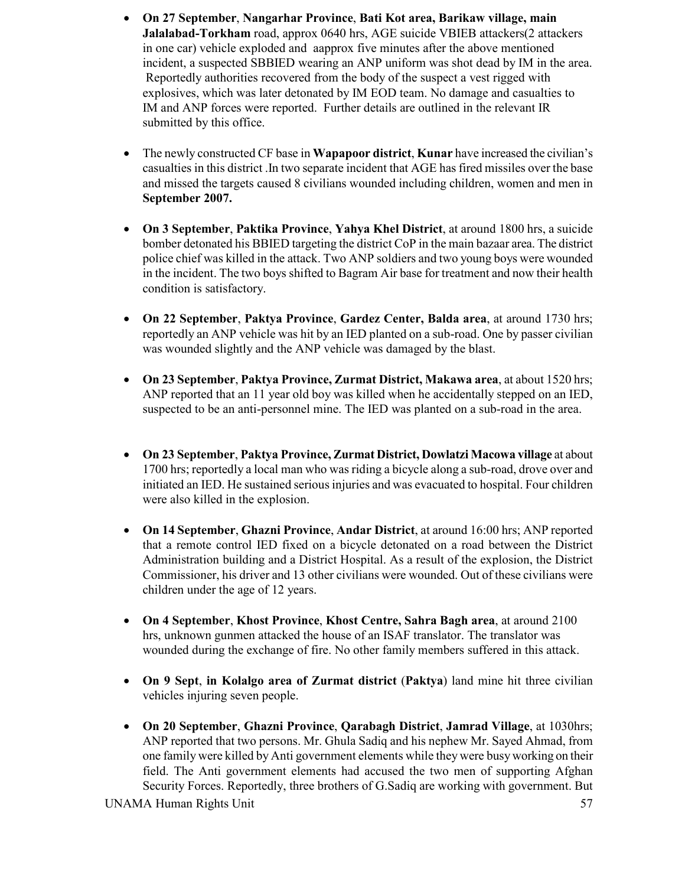- **On 27 September**, **Nangarhar Province**, **Bati Kot area, Barikaw village, main Jalalabad-Torkham** road, approx 0640 hrs, AGE suicide VBIEB attackers(2 attackers in one car) vehicle exploded and aapprox five minutes after the above mentioned incident, a suspected SBBIED wearing an ANP uniform was shot dead by IM in the area. Reportedly authorities recovered from the body of the suspect a vest rigged with explosives, which was later detonated by IM EOD team. No damage and casualties to IM and ANP forces were reported. Further details are outlined in the relevant IR submitted by this office.

- The newly constructed CF base in **Wapapoor district**, **Kunar** have increased the civilian's casualties in this district .In two separate incident that AGE has fired missiles over the base and missed the targets caused 8 civilians wounded including children, women and men in **September 2007.**

- **On 3 September**, **Paktika Province**, **Yahya Khel District**, at around 1800 hrs, a suicide bomber detonated his BBIED targeting the district CoP in the main bazaar area. The district police chief was killed in the attack. Two ANP soldiers and two young boys were wounded in the incident. The two boys shifted to Bagram Air base for treatment and now their health condition is satisfactory.

- **On 22 September**, **Paktya Province**, **Gardez Center, Balda area**, at around 1730 hrs; reportedly an ANP vehicle was hit by an IED planted on a sub-road. One by passer civilian was wounded slightly and the ANP vehicle was damaged by the blast.

- **On 23 September**, **Paktya Province, Zurmat District, Makawa area**, at about 1520 hrs; ANP reported that an 11 year old boy was killed when he accidentally stepped on an IED, suspected to be an anti-personnel mine. The IED was planted on a sub-road in the area.

- **On 23 September**, **Paktya Province, Zurmat District, Dowlatzi Macowa village** at about 1700 hrs; reportedly a local man who was riding a bicycle along a sub-road, drove over and initiated an IED. He sustained serious injuries and was evacuated to hospital. Four children were also killed in the explosion.

- **On 14 September**, **Ghazni Province**, **Andar District**, at around 16:00 hrs; ANP reported that a remote control IED fixed on a bicycle detonated on a road between the District Administration building and a District Hospital. As a result of the explosion, the District Commissioner, his driver and 13 other civilians were wounded. Out of these civilians were children under the age of 12 years.

- **On 4 September**, **Khost Province**, **Khost Centre, Sahra Bagh area**, at around 2100 hrs, unknown gunmen attacked the house of an ISAF translator. The translator was wounded during the exchange of fire. No other family members suffered in this attack.

- **On 9 Sept**, **in Kolalgo area of Zurmat district** (**Paktya**) land mine hit three civilian vehicles injuring seven people.

- **On 20 September**, **Ghazni Province**, **Qarabagh District**, **Jamrad Village**, at 1030hrs; ANP reported that two persons. Mr. Ghula Sadiq and his nephew Mr. Sayed Ahmad, from one family were killed by Anti government elements while they were busy working on their field. The Anti government elements had accused the two men of supporting Afghan Security Forces. Reportedly, three brothers of G.Sadiq are working with government. But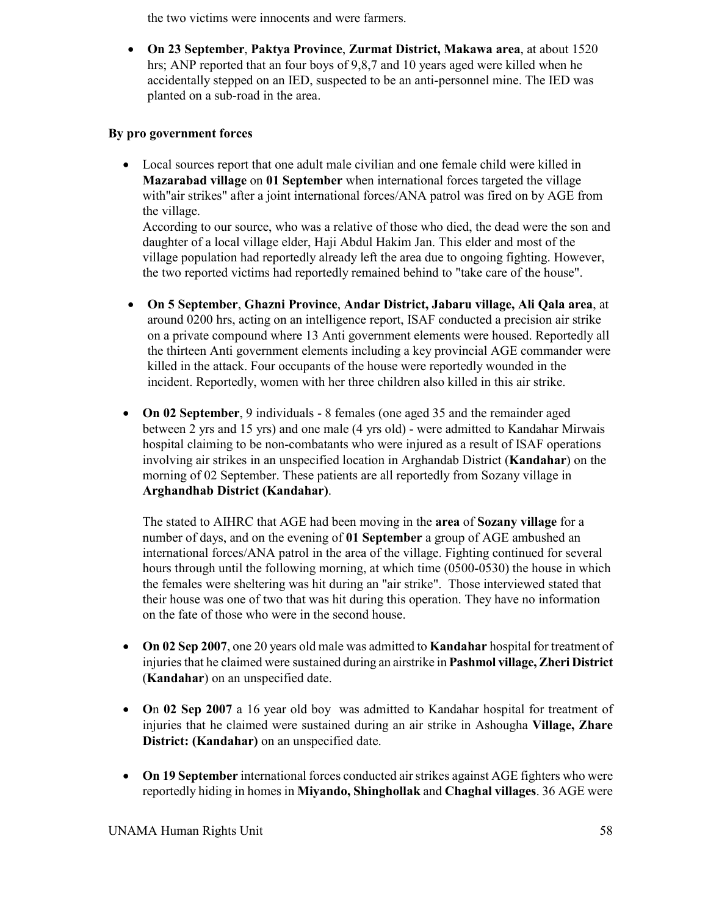the two victims were innocents and were farmers.

- **On 23 September**, **Paktya Province**, **Zurmat District, Makawa area**, at about 1520 hrs; ANP reported that an four boys of 9,8,7 and 10 years aged were killed when he accidentally stepped on an IED, suspected to be an anti-personnel mine. The IED was planted on a sub-road in the area.

**By pro government forces**

- Local sources report that one adult male civilian and one female child were killed in **Mazarabad village** on **01 September** when international forces targeted the village with"air strikes" after a joint international forces/ANA patrol was fired on by AGE from the village.

  According to our source, who was a relative of those who died, the dead were the son and daughter of a local village elder, Haji Abdul Hakim Jan. This elder and most of the village population had reportedly already left the area due to ongoing fighting. However, the two reported victims had reportedly remained behind to "take care of the house".

- **On 5 September**, **Ghazni Province**, **Andar District, Jabaru village, Ali Qala area**, at around 0200 hrs, acting on an intelligence report, ISAF conducted a precision air strike on a private compound where 13 Anti government elements were housed. Reportedly all the thirteen Anti government elements including a key provincial AGE commander were killed in the attack. Four occupants of the house were reportedly wounded in the incident. Reportedly, women with her three children also killed in this air strike.

- **On 02 September**, 9 individuals - 8 females (one aged 35 and the remainder aged between 2 yrs and 15 yrs) and one male (4 yrs old) - were admitted to Kandahar Mirwais hospital claiming to be non-combatants who were injured as a result of ISAF operations involving air strikes in an unspecified location in Arghandab District (**Kandahar**) on the morning of 02 September. These patients are all reportedly from Sozany village in **Arghandhab District (Kandahar)**.

  The stated to AIHRC that AGE had been moving in the **area** of **Sozany village** for a number of days, and on the evening of **01 September** a group of AGE ambushed an international forces/ANA patrol in the area of the village. Fighting continued for several hours through until the following morning, at which time (0500-0530) the house in which the females were sheltering was hit during an "air strike". Those interviewed stated that their house was one of two that was hit during this operation. They have no information on the fate of those who were in the second house.

- **On 02 Sep 2007**, one 20 years old male was admitted to **Kandahar** hospital for treatment of injuries that he claimed were sustained during an airstrike in **Pashmol village, Zheri District** (**Kandahar**) on an unspecified date.

- **O**n **02 Sep 2007** a 16 year old boy was admitted to Kandahar hospital for treatment of injuries that he claimed were sustained during an air strike in Ashougha **Village, Zhare District: (Kandahar)** on an unspecified date.

- **On 19 September** international forces conducted air strikes against AGE fighters who were reportedly hiding in homes in **Miyando, Shinghollak** and **Chaghal villages**. 36 AGE were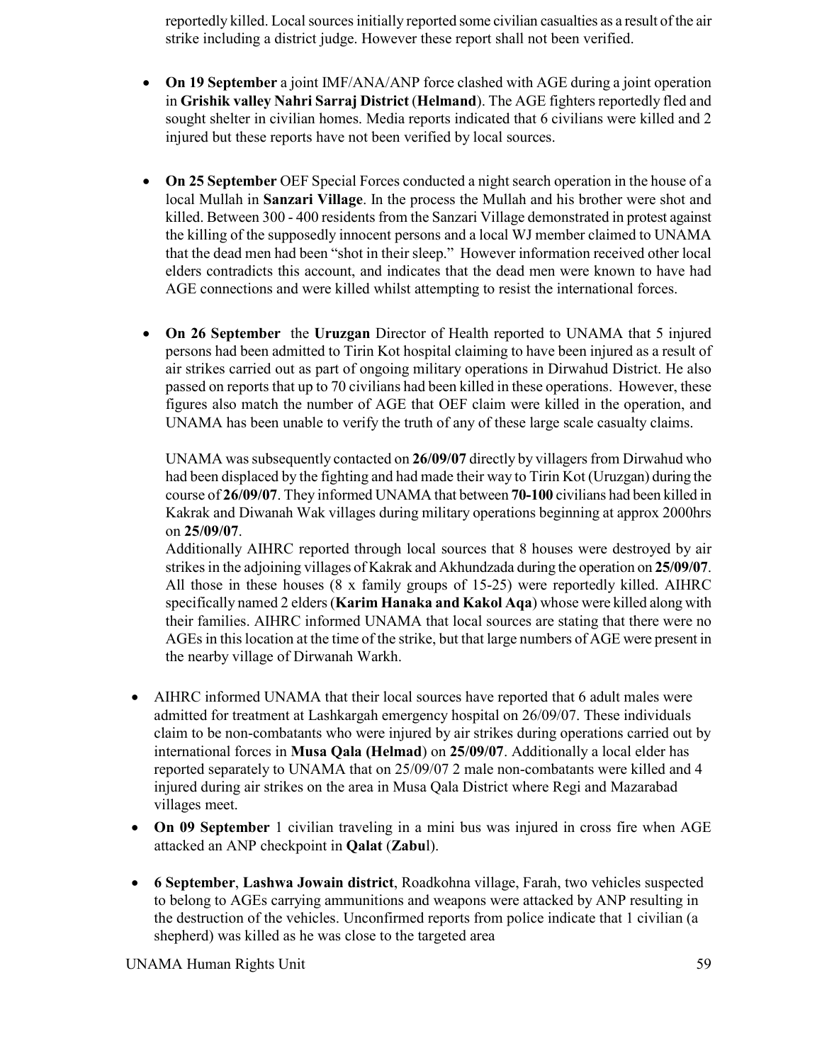reportedly killed. Local sources initially reported some civilian casualties as a result of the air strike including a district judge. However these report shall not been verified.

- **On 19 September** a joint IMF/ANA/ANP force clashed with AGE during a joint operation in **Grishik valley Nahri Sarraj District** (**Helmand**). The AGE fighters reportedly fled and sought shelter in civilian homes. Media reports indicated that 6 civilians were killed and 2 injured but these reports have not been verified by local sources.

- **On 25 September** OEF Special Forces conducted a night search operation in the house of a local Mullah in **Sanzari Village**. In the process the Mullah and his brother were shot and killed. Between 300 - 400 residents from the Sanzari Village demonstrated in protest against the killing of the supposedly innocent persons and a local WJ member claimed to UNAMA that the dead men had been "shot in their sleep." However information received other local elders contradicts this account, and indicates that the dead men were known to have had AGE connections and were killed whilst attempting to resist the international forces.

- **On 26 September** the **Uruzgan** Director of Health reported to UNAMA that 5 injured persons had been admitted to Tirin Kot hospital claiming to have been injured as a result of air strikes carried out as part of ongoing military operations in Dirwahud District. He also passed on reports that up to 70 civilians had been killed in these operations. However, these figures also match the number of AGE that OEF claim were killed in the operation, and UNAMA has been unable to verify the truth of any of these large scale casualty claims.

  UNAMA was subsequently contacted on **26/09/07** directly by villagers from Dirwahud who had been displaced by the fighting and had made their way to Tirin Kot (Uruzgan) during the course of **26/09/07**. They informed UNAMA that between **70-100** civilians had been killed in Kakrak and Diwanah Wak villages during military operations beginning at approx 2000hrs on **25/09/07**.

  Additionally AIHRC reported through local sources that 8 houses were destroyed by air strikes in the adjoining villages of Kakrak and Akhundzada during the operation on **25/09/07**. All those in these houses (8 x family groups of 15-25) were reportedly killed. AIHRC specifically named 2 elders (**Karim Hanaka and Kakol Aqa**) whose were killed along with their families. AIHRC informed UNAMA that local sources are stating that there were no AGEs in this location at the time of the strike, but that large numbers of AGE were present in the nearby village of Dirwanah Warkh.

- AIHRC informed UNAMA that their local sources have reported that 6 adult males were admitted for treatment at Lashkargah emergency hospital on 26/09/07. These individuals claim to be non-combatants who were injured by air strikes during operations carried out by international forces in **Musa Qala (Helmad**) on **25/09/07**. Additionally a local elder has reported separately to UNAMA that on 25/09/07 2 male non-combatants were killed and 4 injured during air strikes on the area in Musa Qala District where Regi and Mazarabad villages meet.

- **On 09 September** 1 civilian traveling in a mini bus was injured in cross fire when AGE attacked an ANP checkpoint in **Qalat** (**Zabul**).

- **6 September**, **Lashwa Jowain district**, Roadkohna village, Farah, two vehicles suspected to belong to AGEs carrying ammunitions and weapons were attacked by ANP resulting in the destruction of the vehicles. Unconfirmed reports from police indicate that 1 civilian (a shepherd) was killed as he was close to the targeted area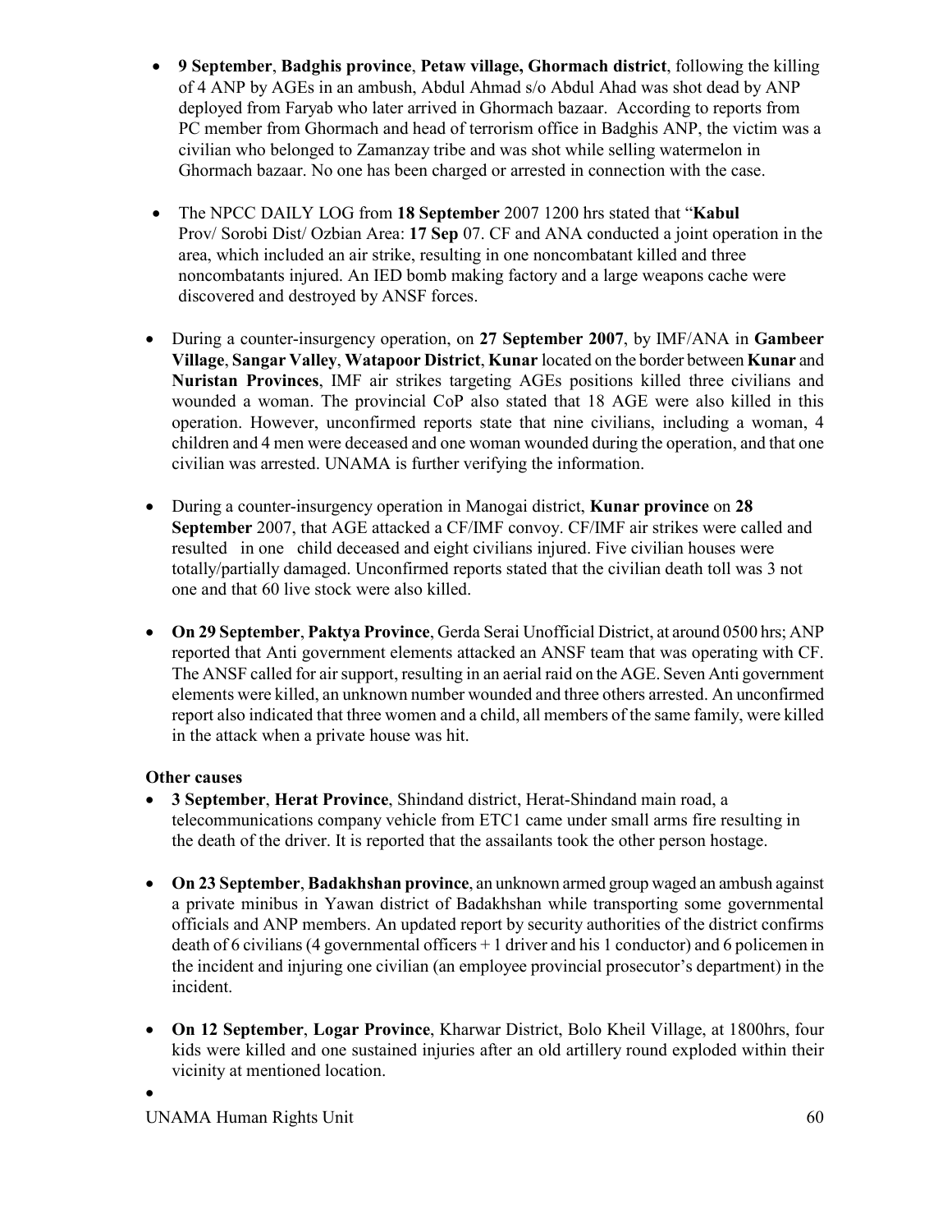- **9 September**, **Badghis province**, **Petaw village, Ghormach district**, following the killing of 4 ANP by AGEs in an ambush, Abdul Ahmad s/o Abdul Ahad was shot dead by ANP deployed from Faryab who later arrived in Ghormach bazaar. According to reports from PC member from Ghormach and head of terrorism office in Badghis ANP, the victim was a civilian who belonged to Zamanzay tribe and was shot while selling watermelon in Ghormach bazaar. No one has been charged or arrested in connection with the case.

- The NPCC DAILY LOG from **18 September** 2007 1200 hrs stated that "**Kabul** Prov/ Sorobi Dist/ Ozbian Area: **17 Sep** 07. CF and ANA conducted a joint operation in the area, which included an air strike, resulting in one noncombatant killed and three noncombatants injured. An IED bomb making factory and a large weapons cache were discovered and destroyed by ANSF forces.

- During a counter-insurgency operation, on **27 September 2007**, by IMF/ANA in **Gambeer Village**, **Sangar Valley**, **Watapoor District**, **Kunar** located on the border between **Kunar** and **Nuristan Provinces**, IMF air strikes targeting AGEs positions killed three civilians and wounded a woman. The provincial CoP also stated that 18 AGE were also killed in this operation. However, unconfirmed reports state that nine civilians, including a woman, 4 children and 4 men were deceased and one woman wounded during the operation, and that one civilian was arrested. UNAMA is further verifying the information.

- During a counter-insurgency operation in Manogai district, **Kunar province** on **28 September** 2007, that AGE attacked a CF/IMF convoy. CF/IMF air strikes were called and resulted in one child deceased and eight civilians injured. Five civilian houses were totally/partially damaged. Unconfirmed reports stated that the civilian death toll was 3 not one and that 60 live stock were also killed.

- **On 29 September**, **Paktya Province**, Gerda Serai Unofficial District, at around 0500 hrs; ANP reported that Anti government elements attacked an ANSF team that was operating with CF. The ANSF called for air support, resulting in an aerial raid on the AGE. Seven Anti government elements were killed, an unknown number wounded and three others arrested. An unconfirmed report also indicated that three women and a child, all members of the same family, were killed in the attack when a private house was hit.

**Other causes**

- **3 September**, **Herat Province**, Shindand district, Herat-Shindand main road, a telecommunications company vehicle from ETC1 came under small arms fire resulting in the death of the driver. It is reported that the assailants took the other person hostage.

- **On 23 September**, **Badakhshan province**, an unknown armed group waged an ambush against a private minibus in Yawan district of Badakhshan while transporting some governmental officials and ANP members. An updated report by security authorities of the district confirms death of 6 civilians (4 governmental officers + 1 driver and his 1 conductor) and 6 policemen in the incident and injuring one civilian (an employee provincial prosecutor's department) in the incident.

- **On 12 September**, **Logar Province**, Kharwar District, Bolo Kheil Village, at 1800hrs, four kids were killed and one sustained injuries after an old artillery round exploded within their vicinity at mentioned location.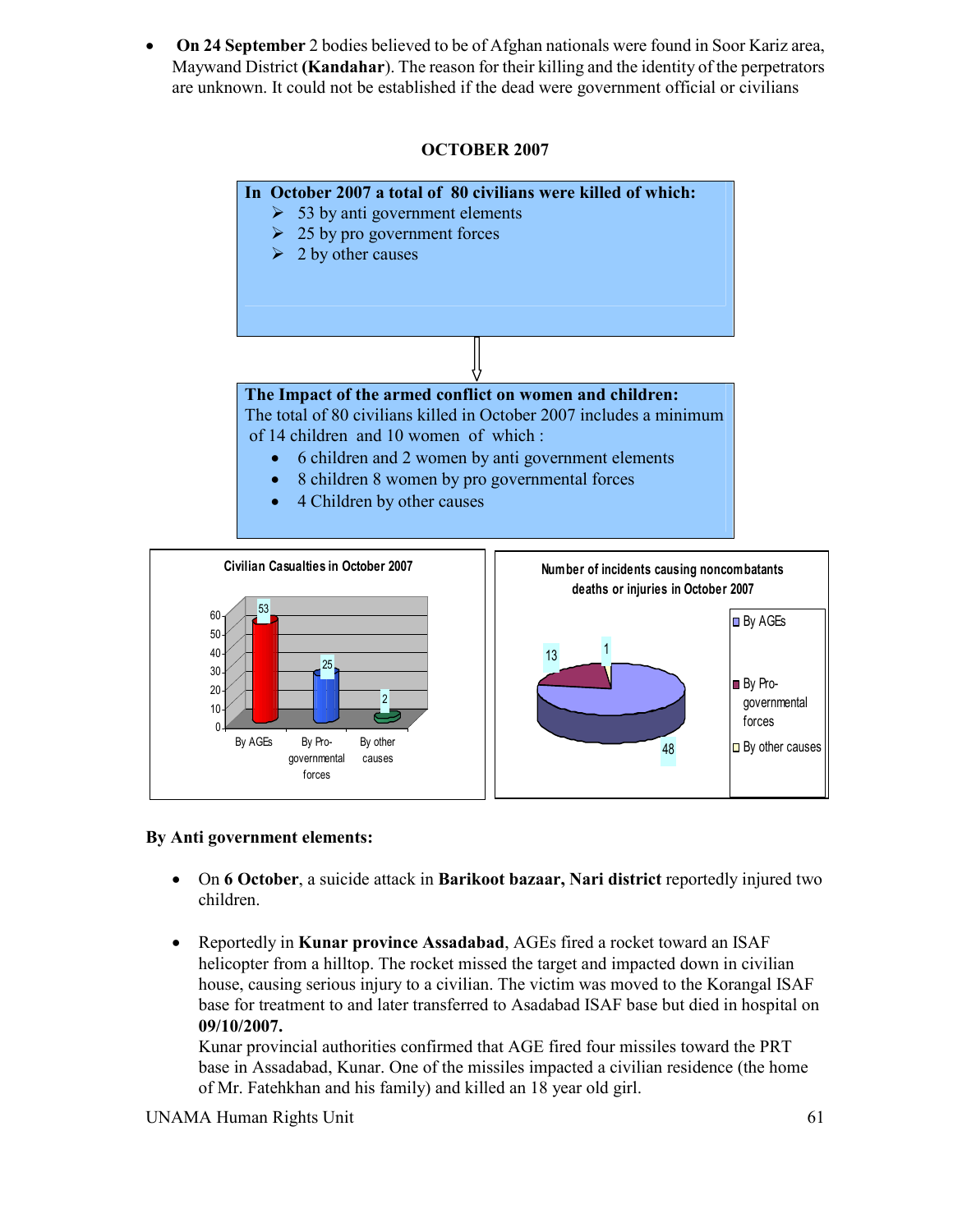- **On 24 September** 2 bodies believed to be of Afghan nationals were found in Soor Kariz area, Maywand District **(Kandahar**). The reason for their killing and the identity of the perpetrators are unknown. It could not be established if the dead were government official or civilians

## OCTOBER 2007

**In October 2007 a total of 80 civilians were killed of which:**

- 53 by anti government elements
- 25 by pro government forces
- 2 by other causes

**The Impact of the armed conflict on women and children:**
The total of 80 civilians killed in October 2007 includes a minimum of 14 children and 10 women of which :

- 6 children and 2 women by anti government elements
- 8 children 8 women by pro governmental forces
- 4 Children by other causes

Civilian Casualties in October 2007

| | By AGEs | By Pro-governmental forces | By other causes |
|---|---|---|---|
| Civilian casualties | 53 | 25 | 2 |

Number of incidents causing noncombatants deaths or injuries in October 2007

| | By AGEs | By Pro-governmental forces | By other causes |
|---|---|---|---|
| Incidents | 48 | 13 | 1 |

**By Anti government elements:**

- On **6 October**, a suicide attack in **Barikoot bazaar, Nari district** reportedly injured two children.

- Reportedly in **Kunar province Assadabad**, AGEs fired a rocket toward an ISAF helicopter from a hilltop. The rocket missed the target and impacted down in civilian house, causing serious injury to a civilian. The victim was moved to the Korangal ISAF base for treatment to and later transferred to Asadabad ISAF base but died in hospital on **09/10/2007.**
  Kunar provincial authorities confirmed that AGE fired four missiles toward the PRT base in Assadabad, Kunar. One of the missiles impacted a civilian residence (the home of Mr. Fatehkhan and his family) and killed an 18 year old girl.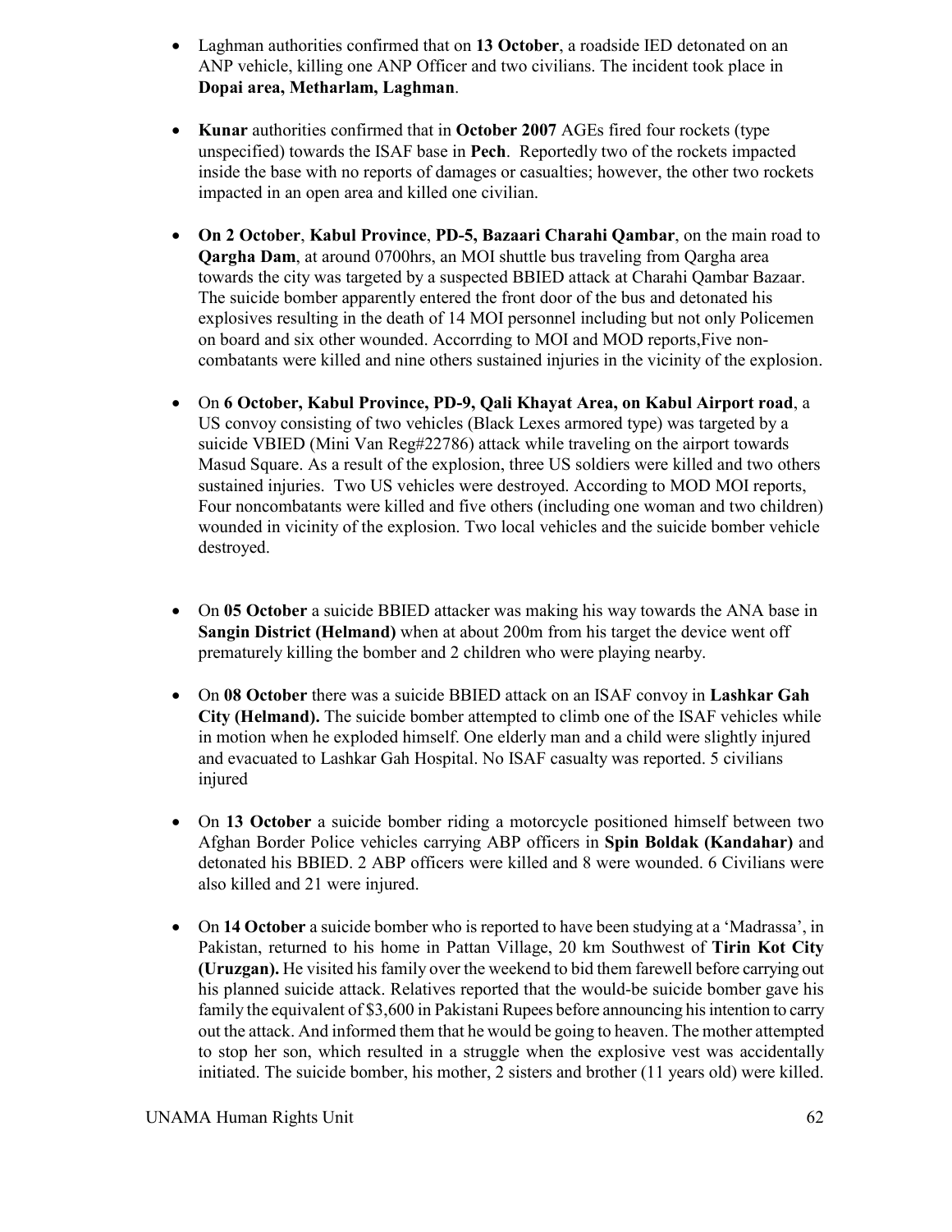- Laghman authorities confirmed that on **13 October**, a roadside IED detonated on an ANP vehicle, killing one ANP Officer and two civilians. The incident took place in **Dopai area, Metharlam, Laghman**.

- **Kunar** authorities confirmed that in **October 2007** AGEs fired four rockets (type unspecified) towards the ISAF base in **Pech**. Reportedly two of the rockets impacted inside the base with no reports of damages or casualties; however, the other two rockets impacted in an open area and killed one civilian.

- **On 2 October**, **Kabul Province**, **PD-5, Bazaari Charahi Qambar**, on the main road to **Qargha Dam**, at around 0700hrs, an MOI shuttle bus traveling from Qargha area towards the city was targeted by a suspected BBIED attack at Charahi Qambar Bazaar. The suicide bomber apparently entered the front door of the bus and detonated his explosives resulting in the death of 14 MOI personnel including but not only Policemen on board and six other wounded. Accorrding to MOI and MOD reports,Five non-combatants were killed and nine others sustained injuries in the vicinity of the explosion.

- On **6 October, Kabul Province, PD-9, Qali Khayat Area, on Kabul Airport road**, a US convoy consisting of two vehicles (Black Lexes armored type) was targeted by a suicide VBIED (Mini Van Reg#22786) attack while traveling on the airport towards Masud Square. As a result of the explosion, three US soldiers were killed and two others sustained injuries. Two US vehicles were destroyed. According to MOD MOI reports, Four noncombatants were killed and five others (including one woman and two children) wounded in vicinity of the explosion. Two local vehicles and the suicide bomber vehicle destroyed.

- On **05 October** a suicide BBIED attacker was making his way towards the ANA base in **Sangin District (Helmand)** when at about 200m from his target the device went off prematurely killing the bomber and 2 children who were playing nearby.

- On **08 October** there was a suicide BBIED attack on an ISAF convoy in **Lashkar Gah City (Helmand).** The suicide bomber attempted to climb one of the ISAF vehicles while in motion when he exploded himself. One elderly man and a child were slightly injured and evacuated to Lashkar Gah Hospital. No ISAF casualty was reported. 5 civilians injured

- On **13 October** a suicide bomber riding a motorcycle positioned himself between two Afghan Border Police vehicles carrying ABP officers in **Spin Boldak (Kandahar)** and detonated his BBIED. 2 ABP officers were killed and 8 were wounded. 6 Civilians were also killed and 21 were injured.

- On **14 October** a suicide bomber who is reported to have been studying at a 'Madrassa', in Pakistan, returned to his home in Pattan Village, 20 km Southwest of **Tirin Kot City (Uruzgan).** He visited his family over the weekend to bid them farewell before carrying out his planned suicide attack. Relatives reported that the would-be suicide bomber gave his family the equivalent of $3,600 in Pakistani Rupees before announcing his intention to carry out the attack. And informed them that he would be going to heaven. The mother attempted to stop her son, which resulted in a struggle when the explosive vest was accidentally initiated. The suicide bomber, his mother, 2 sisters and brother (11 years old) were killed.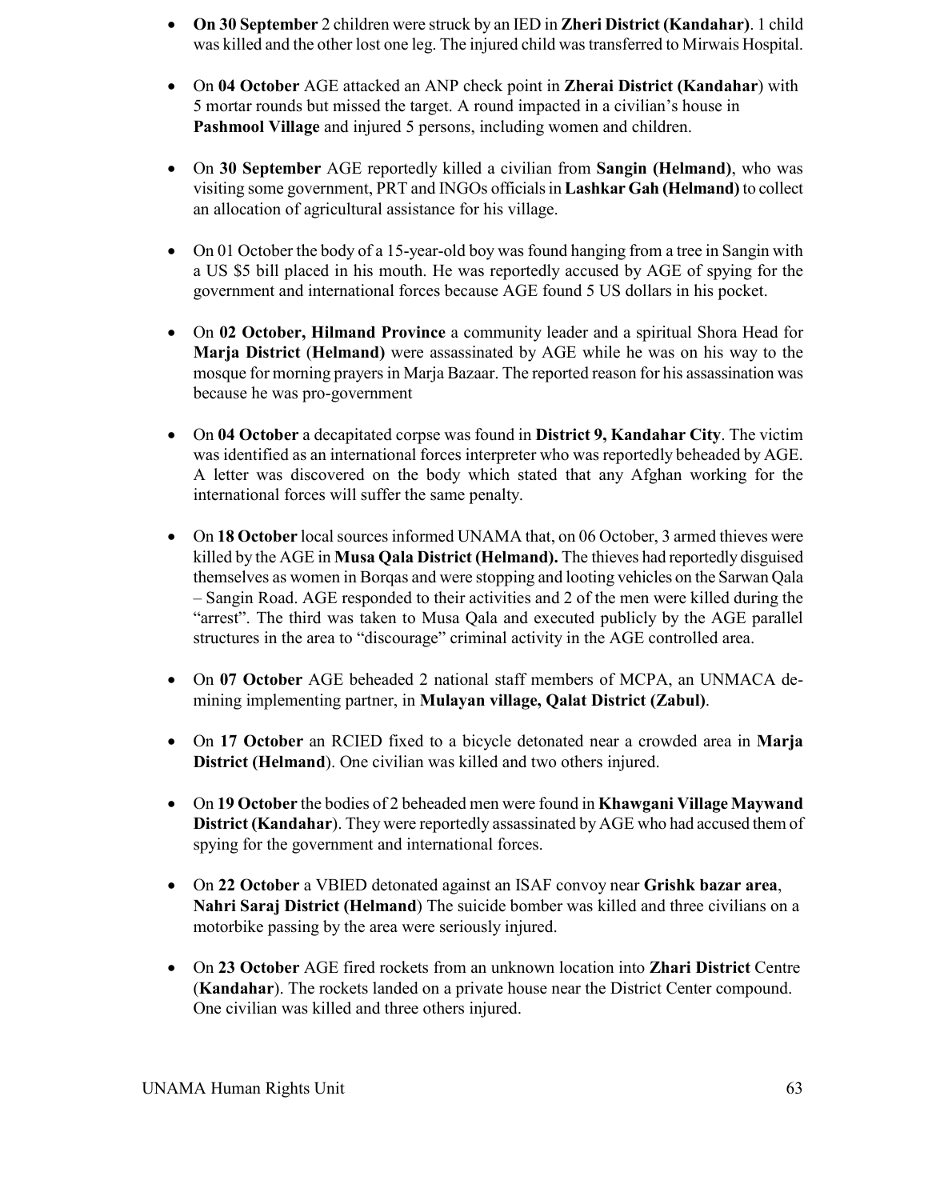- **On 30 September** 2 children were struck by an IED in **Zheri District (Kandahar)**. 1 child was killed and the other lost one leg. The injured child was transferred to Mirwais Hospital.

- On **04 October** AGE attacked an ANP check point in **Zherai District (Kandahar**) with 5 mortar rounds but missed the target. A round impacted in a civilian's house in **Pashmool Village** and injured 5 persons, including women and children.

- On **30 September** AGE reportedly killed a civilian from **Sangin (Helmand)**, who was visiting some government, PRT and INGOs officials in **Lashkar Gah (Helmand)** to collect an allocation of agricultural assistance for his village.

- On 01 October the body of a 15-year-old boy was found hanging from a tree in Sangin with a US $5 bill placed in his mouth. He was reportedly accused by AGE of spying for the government and international forces because AGE found 5 US dollars in his pocket.

- On **02 October, Hilmand Province** a community leader and a spiritual Shora Head for **Marja District** (**Helmand)** were assassinated by AGE while he was on his way to the mosque for morning prayers in Marja Bazaar. The reported reason for his assassination was because he was pro-government

- On **04 October** a decapitated corpse was found in **District 9, Kandahar City**. The victim was identified as an international forces interpreter who was reportedly beheaded by AGE. A letter was discovered on the body which stated that any Afghan working for the international forces will suffer the same penalty.

- On **18 October** local sources informed UNAMA that, on 06 October, 3 armed thieves were killed by the AGE in **Musa Qala District (Helmand).** The thieves had reportedly disguised themselves as women in Borqas and were stopping and looting vehicles on the Sarwan Qala – Sangin Road. AGE responded to their activities and 2 of the men were killed during the "arrest". The third was taken to Musa Qala and executed publicly by the AGE parallel structures in the area to "discourage" criminal activity in the AGE controlled area.

- On **07 October** AGE beheaded 2 national staff members of MCPA, an UNMACA de-mining implementing partner, in **Mulayan village, Qalat District (Zabul)**.

- On **17 October** an RCIED fixed to a bicycle detonated near a crowded area in **Marja District (Helmand**). One civilian was killed and two others injured.

- On **19 October** the bodies of 2 beheaded men were found in **Khawgani Village Maywand District (Kandahar**). They were reportedly assassinated by AGE who had accused them of spying for the government and international forces.

- On **22 October** a VBIED detonated against an ISAF convoy near **Grishk bazar area**, **Nahri Saraj District (Helmand**) The suicide bomber was killed and three civilians on a motorbike passing by the area were seriously injured.

- On **23 October** AGE fired rockets from an unknown location into **Zhari District** Centre (**Kandahar**). The rockets landed on a private house near the District Center compound. One civilian was killed and three others injured.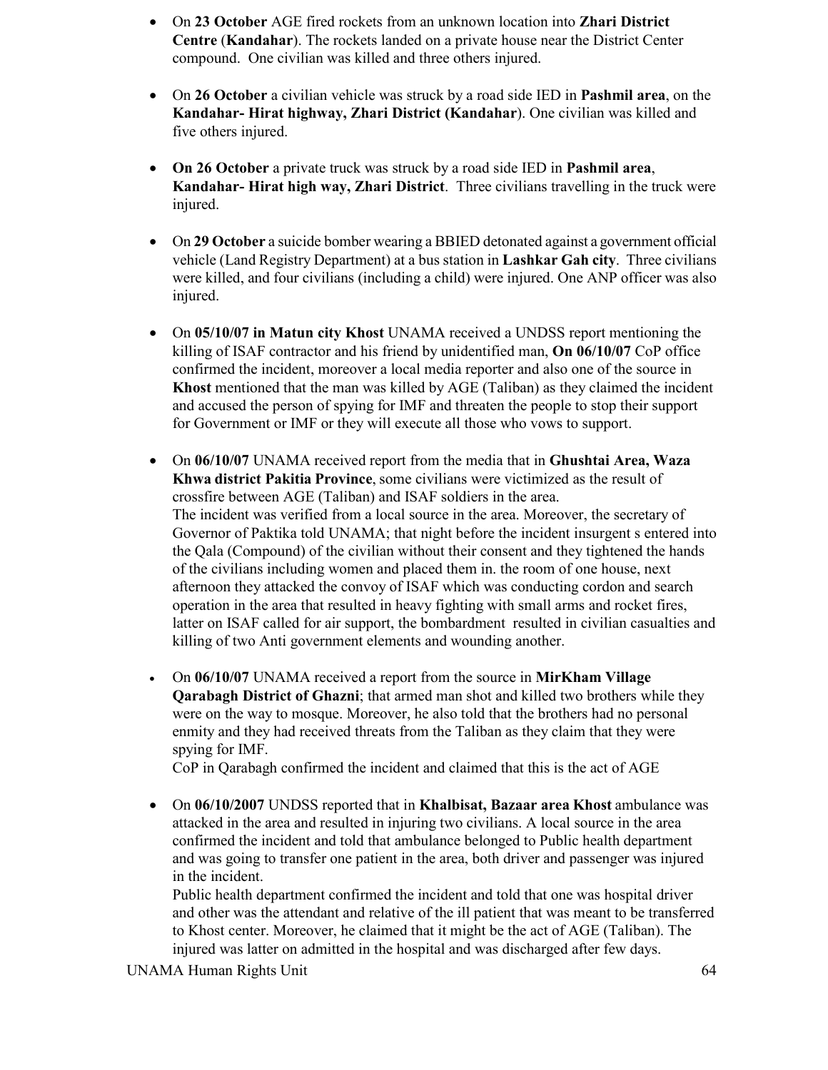- On **23 October** AGE fired rockets from an unknown location into **Zhari District Centre** (**Kandahar**). The rockets landed on a private house near the District Center compound. One civilian was killed and three others injured.

- On **26 October** a civilian vehicle was struck by a road side IED in **Pashmil area**, on the **Kandahar- Hirat highway, Zhari District (Kandahar**). One civilian was killed and five others injured.

- **On 26 October** a private truck was struck by a road side IED in **Pashmil area**, **Kandahar- Hirat high way, Zhari District**. Three civilians travelling in the truck were injured.

- On **29 October** a suicide bomber wearing a BBIED detonated against a government official vehicle (Land Registry Department) at a bus station in **Lashkar Gah city**. Three civilians were killed, and four civilians (including a child) were injured. One ANP officer was also injured.

- On **05/10/07 in Matun city Khost** UNAMA received a UNDSS report mentioning the killing of ISAF contractor and his friend by unidentified man, **On 06/10/07** CoP office confirmed the incident, moreover a local media reporter and also one of the source in **Khost** mentioned that the man was killed by AGE (Taliban) as they claimed the incident and accused the person of spying for IMF and threaten the people to stop their support for Government or IMF or they will execute all those who vows to support.

- On **06/10/07** UNAMA received report from the media that in **Ghushtai Area, Waza Khwa district Pakitia Province**, some civilians were victimized as the result of crossfire between AGE (Taliban) and ISAF soldiers in the area.
  The incident was verified from a local source in the area. Moreover, the secretary of Governor of Paktika told UNAMA; that night before the incident insurgent s entered into the Qala (Compound) of the civilian without their consent and they tightened the hands of the civilians including women and placed them in. the room of one house, next afternoon they attacked the convoy of ISAF which was conducting cordon and search operation in the area that resulted in heavy fighting with small arms and rocket fires, latter on ISAF called for air support, the bombardment resulted in civilian casualties and killing of two Anti government elements and wounding another.

- On **06/10/07** UNAMA received a report from the source in **MirKham Village Qarabagh District of Ghazni**; that armed man shot and killed two brothers while they were on the way to mosque. Moreover, he also told that the brothers had no personal enmity and they had received threats from the Taliban as they claim that they were spying for IMF.
  CoP in Qarabagh confirmed the incident and claimed that this is the act of AGE

- On **06/10/2007** UNDSS reported that in **Khalbisat, Bazaar area Khost** ambulance was attacked in the area and resulted in injuring two civilians. A local source in the area confirmed the incident and told that ambulance belonged to Public health department and was going to transfer one patient in the area, both driver and passenger was injured in the incident.
  Public health department confirmed the incident and told that one was hospital driver and other was the attendant and relative of the ill patient that was meant to be transferred to Khost center. Moreover, he claimed that it might be the act of AGE (Taliban). The injured was latter on admitted in the hospital and was discharged after few days.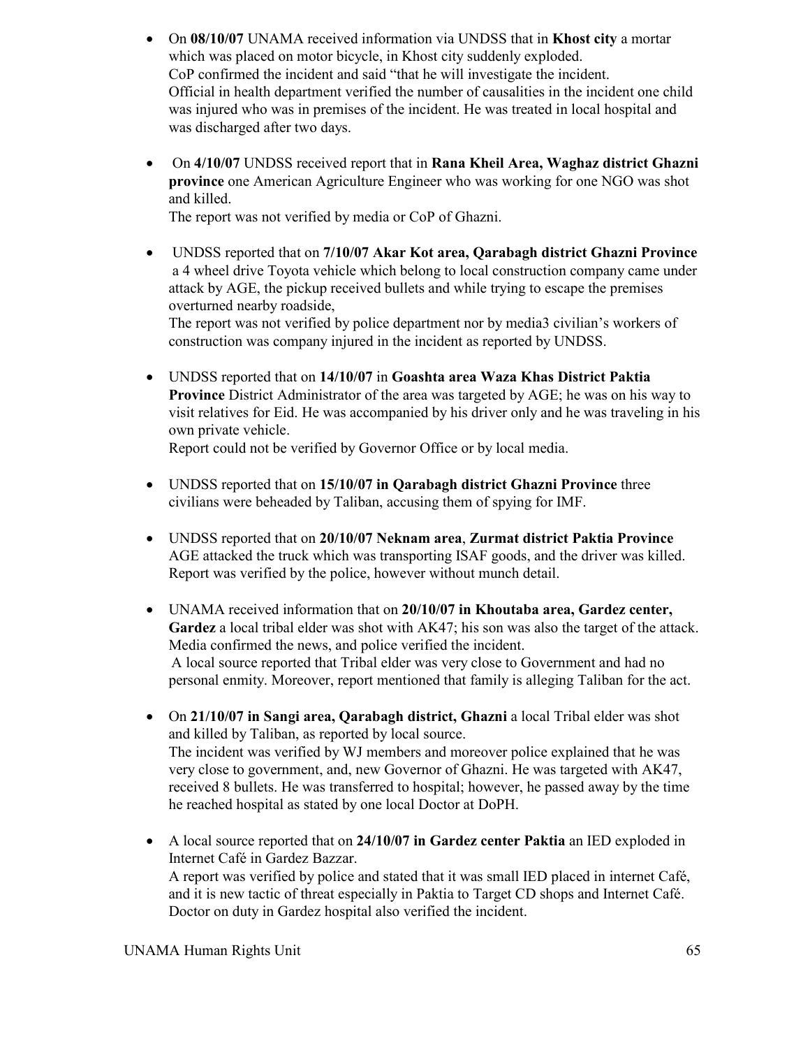- On **08/10/07** UNAMA received information via UNDSS that in **Khost city** a mortar which was placed on motor bicycle, in Khost city suddenly exploded.
  CoP confirmed the incident and said "that he will investigate the incident.
  Official in health department verified the number of causalities in the incident one child was injured who was in premises of the incident. He was treated in local hospital and was discharged after two days.

- On **4/10/07** UNDSS received report that in **Rana Kheil Area, Waghaz district Ghazni province** one American Agriculture Engineer who was working for one NGO was shot and killed.
  The report was not verified by media or CoP of Ghazni.

- UNDSS reported that on **7/10/07 Akar Kot area, Qarabagh district Ghazni Province** a 4 wheel drive Toyota vehicle which belong to local construction company came under attack by AGE, the pickup received bullets and while trying to escape the premises overturned nearby roadside,
  The report was not verified by police department nor by media3 civilian's workers of construction was company injured in the incident as reported by UNDSS.

- UNDSS reported that on **14/10/07** in **Goashta area Waza Khas District Paktia Province** District Administrator of the area was targeted by AGE; he was on his way to visit relatives for Eid. He was accompanied by his driver only and he was traveling in his own private vehicle.
  Report could not be verified by Governor Office or by local media.

- UNDSS reported that on **15/10/07 in Qarabagh district Ghazni Province** three civilians were beheaded by Taliban, accusing them of spying for IMF.

- UNDSS reported that on **20/10/07 Neknam area**, **Zurmat district Paktia Province** AGE attacked the truck which was transporting ISAF goods, and the driver was killed. Report was verified by the police, however without munch detail.

- UNAMA received information that on **20/10/07 in Khoutaba area, Gardez center, Gardez** a local tribal elder was shot with AK47; his son was also the target of the attack. Media confirmed the news, and police verified the incident.
  A local source reported that Tribal elder was very close to Government and had no personal enmity. Moreover, report mentioned that family is alleging Taliban for the act.

- On **21/10/07 in Sangi area, Qarabagh district, Ghazni** a local Tribal elder was shot and killed by Taliban, as reported by local source.
  The incident was verified by WJ members and moreover police explained that he was very close to government, and, new Governor of Ghazni. He was targeted with AK47, received 8 bullets. He was transferred to hospital; however, he passed away by the time he reached hospital as stated by one local Doctor at DoPH.

- A local source reported that on **24/10/07 in Gardez center Paktia** an IED exploded in Internet Café in Gardez Bazzar.
  A report was verified by police and stated that it was small IED placed in internet Café, and it is new tactic of threat especially in Paktia to Target CD shops and Internet Café. Doctor on duty in Gardez hospital also verified the incident.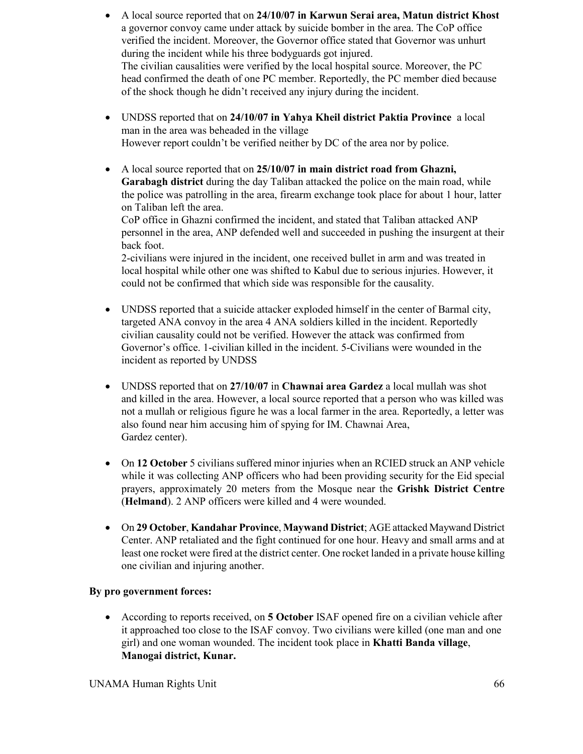- A local source reported that on **24/10/07 in Karwun Serai area, Matun district Khost** a governor convoy came under attack by suicide bomber in the area. The CoP office verified the incident. Moreover, the Governor office stated that Governor was unhurt during the incident while his three bodyguards got injured.
  The civilian causalities were verified by the local hospital source. Moreover, the PC head confirmed the death of one PC member. Reportedly, the PC member died because of the shock though he didn't received any injury during the incident.

- UNDSS reported that on **24/10/07 in Yahya Kheil district Paktia Province** a local man in the area was beheaded in the village
  However report couldn't be verified neither by DC of the area nor by police.

- A local source reported that on **25/10/07 in main district road from Ghazni, Garabagh district** during the day Taliban attacked the police on the main road, while the police was patrolling in the area, firearm exchange took place for about 1 hour, latter on Taliban left the area.
  CoP office in Ghazni confirmed the incident, and stated that Taliban attacked ANP personnel in the area, ANP defended well and succeeded in pushing the insurgent at their back foot.
  2-civilians were injured in the incident, one received bullet in arm and was treated in local hospital while other one was shifted to Kabul due to serious injuries. However, it could not be confirmed that which side was responsible for the causality.

- UNDSS reported that a suicide attacker exploded himself in the center of Barmal city, targeted ANA convoy in the area 4 ANA soldiers killed in the incident. Reportedly civilian causality could not be verified. However the attack was confirmed from Governor's office. 1-civilian killed in the incident. 5-Civilians were wounded in the incident as reported by UNDSS

- UNDSS reported that on **27/10/07** in **Chawnai area Gardez** a local mullah was shot and killed in the area. However, a local source reported that a person who was killed was not a mullah or religious figure he was a local farmer in the area. Reportedly, a letter was also found near him accusing him of spying for IM. Chawnai Area, Gardez center).

- On **12 October** 5 civilians suffered minor injuries when an RCIED struck an ANP vehicle while it was collecting ANP officers who had been providing security for the Eid special prayers, approximately 20 meters from the Mosque near the **Grishk District Centre** (**Helmand**). 2 ANP officers were killed and 4 were wounded.

- On **29 October**, **Kandahar Province**, **Maywand District**; AGE attacked Maywand District Center. ANP retaliated and the fight continued for one hour. Heavy and small arms and at least one rocket were fired at the district center. One rocket landed in a private house killing one civilian and injuring another.

**By pro government forces:**

- According to reports received, on **5 October** ISAF opened fire on a civilian vehicle after it approached too close to the ISAF convoy. Two civilians were killed (one man and one girl) and one woman wounded. The incident took place in **Khatti Banda village**, **Manogai district, Kunar.**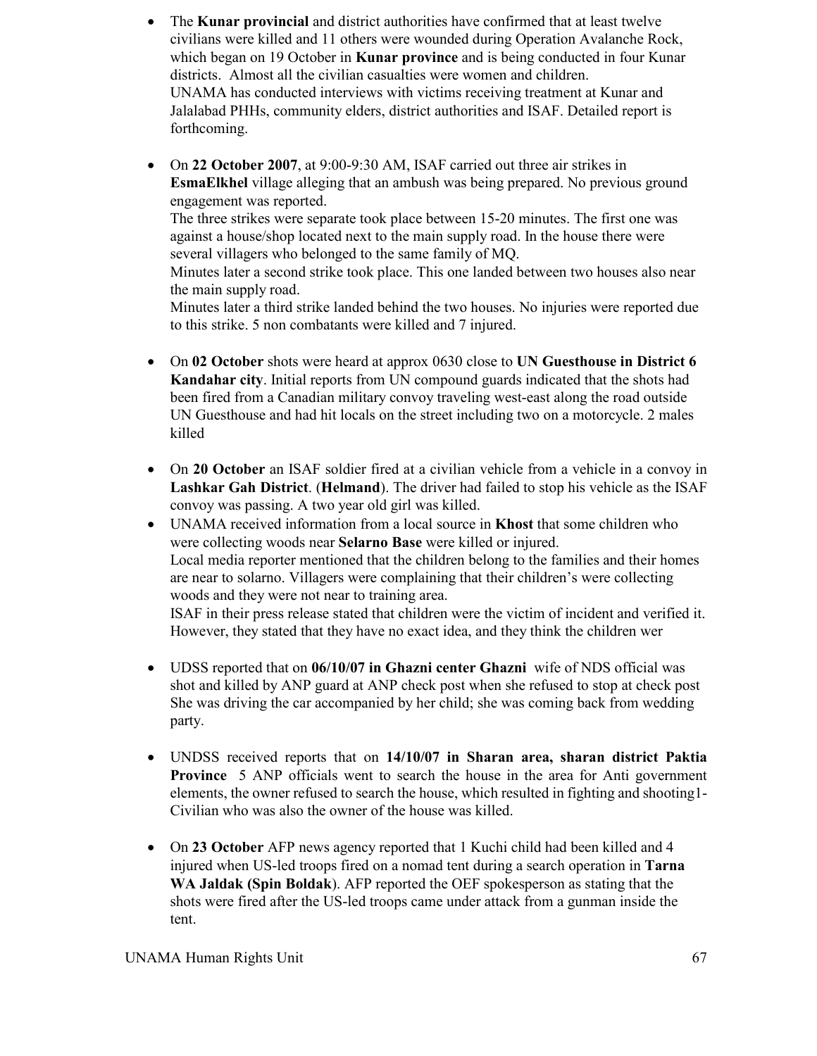- The **Kunar provincial** and district authorities have confirmed that at least twelve civilians were killed and 11 others were wounded during Operation Avalanche Rock, which began on 19 October in **Kunar province** and is being conducted in four Kunar districts. Almost all the civilian casualties were women and children.
  UNAMA has conducted interviews with victims receiving treatment at Kunar and Jalalabad PHHs, community elders, district authorities and ISAF. Detailed report is forthcoming.

- On **22 October 2007**, at 9:00-9:30 AM, ISAF carried out three air strikes in **EsmaElkhel** village alleging that an ambush was being prepared. No previous ground engagement was reported.
  The three strikes were separate took place between 15-20 minutes. The first one was against a house/shop located next to the main supply road. In the house there were several villagers who belonged to the same family of MQ.
  Minutes later a second strike took place. This one landed between two houses also near the main supply road.
  Minutes later a third strike landed behind the two houses. No injuries were reported due to this strike. 5 non combatants were killed and 7 injured.

- On **02 October** shots were heard at approx 0630 close to **UN Guesthouse in District 6 Kandahar city**. Initial reports from UN compound guards indicated that the shots had been fired from a Canadian military convoy traveling west-east along the road outside UN Guesthouse and had hit locals on the street including two on a motorcycle. 2 males killed

- On **20 October** an ISAF soldier fired at a civilian vehicle from a vehicle in a convoy in **Lashkar Gah District**. (**Helmand**). The driver had failed to stop his vehicle as the ISAF convoy was passing. A two year old girl was killed.
- UNAMA received information from a local source in **Khost** that some children who were collecting woods near **Selarno Base** were killed or injured.
  Local media reporter mentioned that the children belong to the families and their homes are near to solarno. Villagers were complaining that their children's were collecting woods and they were not near to training area.
  ISAF in their press release stated that children were the victim of incident and verified it. However, they stated that they have no exact idea, and they think the children wer

- UDSS reported that on **06/10/07 in Ghazni center Ghazni** wife of NDS official was shot and killed by ANP guard at ANP check post when she refused to stop at check post She was driving the car accompanied by her child; she was coming back from wedding party.

- UNDSS received reports that on **14/10/07 in Sharan area, sharan district Paktia Province** 5 ANP officials went to search the house in the area for Anti government elements, the owner refused to search the house, which resulted in fighting and shooting1-Civilian who was also the owner of the house was killed.

- On **23 October** AFP news agency reported that 1 Kuchi child had been killed and 4 injured when US-led troops fired on a nomad tent during a search operation in **Tarna WA Jaldak (Spin Boldak**). AFP reported the OEF spokesperson as stating that the shots were fired after the US-led troops came under attack from a gunman inside the tent.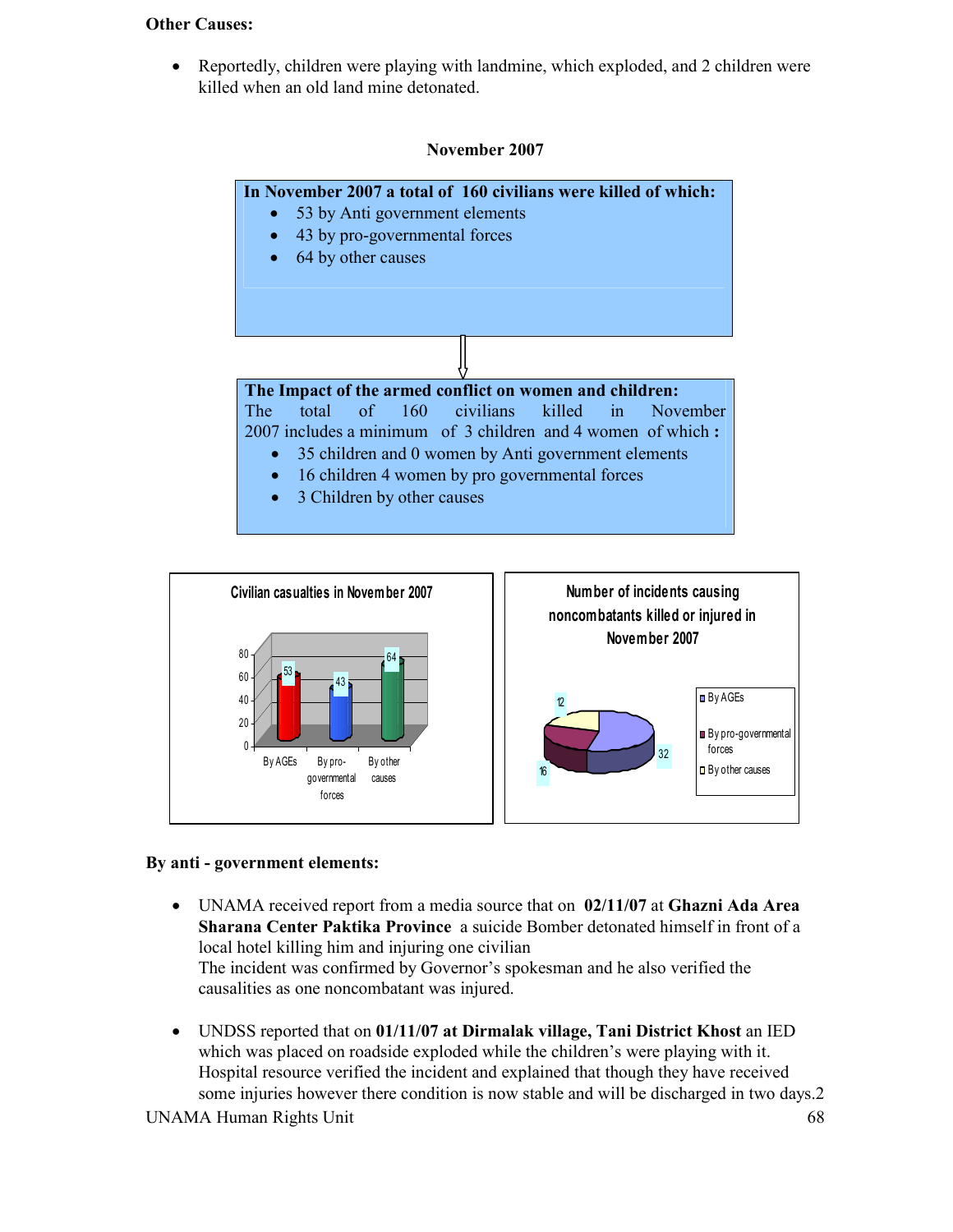**Other Causes:**

- Reportedly, children were playing with landmine, which exploded, and 2 children were killed when an old land mine detonated.

**November 2007**

**In November 2007 a total of 160 civilians were killed of which:**

- 53 by Anti government elements
- 43 by pro-governmental forces
- 64 by other causes

**The Impact of the armed conflict on women and children:**
The total of 160 civilians killed in November 2007 includes a minimum of 3 children and 4 women of which **:**

- 35 children and 0 women by Anti government elements
- 16 children 4 women by pro governmental forces
- 3 Children by other causes

Civilian casualties in November 2007

| | By AGEs | By pro-governmental forces | By other causes |
|---|---|---|---|
| Civilian casualties | 53 | 43 | 64 |

Number of incidents causing noncombatants killed or injured in November 2007

| By AGEs | By pro-governmental forces | By other causes |
|---|---|---|
| 32 | 16 | 12 |

**By anti - government elements:**

- UNAMA received report from a media source that on **02/11/07** at **Ghazni Ada Area Sharana Center Paktika Province** a suicide Bomber detonated himself in front of a local hotel killing him and injuring one civilian
  The incident was confirmed by Governor's spokesman and he also verified the causalities as one noncombatant was injured.

- UNDSS reported that on **01/11/07 at Dirmalak village, Tani District Khost** an IED which was placed on roadside exploded while the children's were playing with it. Hospital resource verified the incident and explained that though they have received some injuries however there condition is now stable and will be discharged in two days.2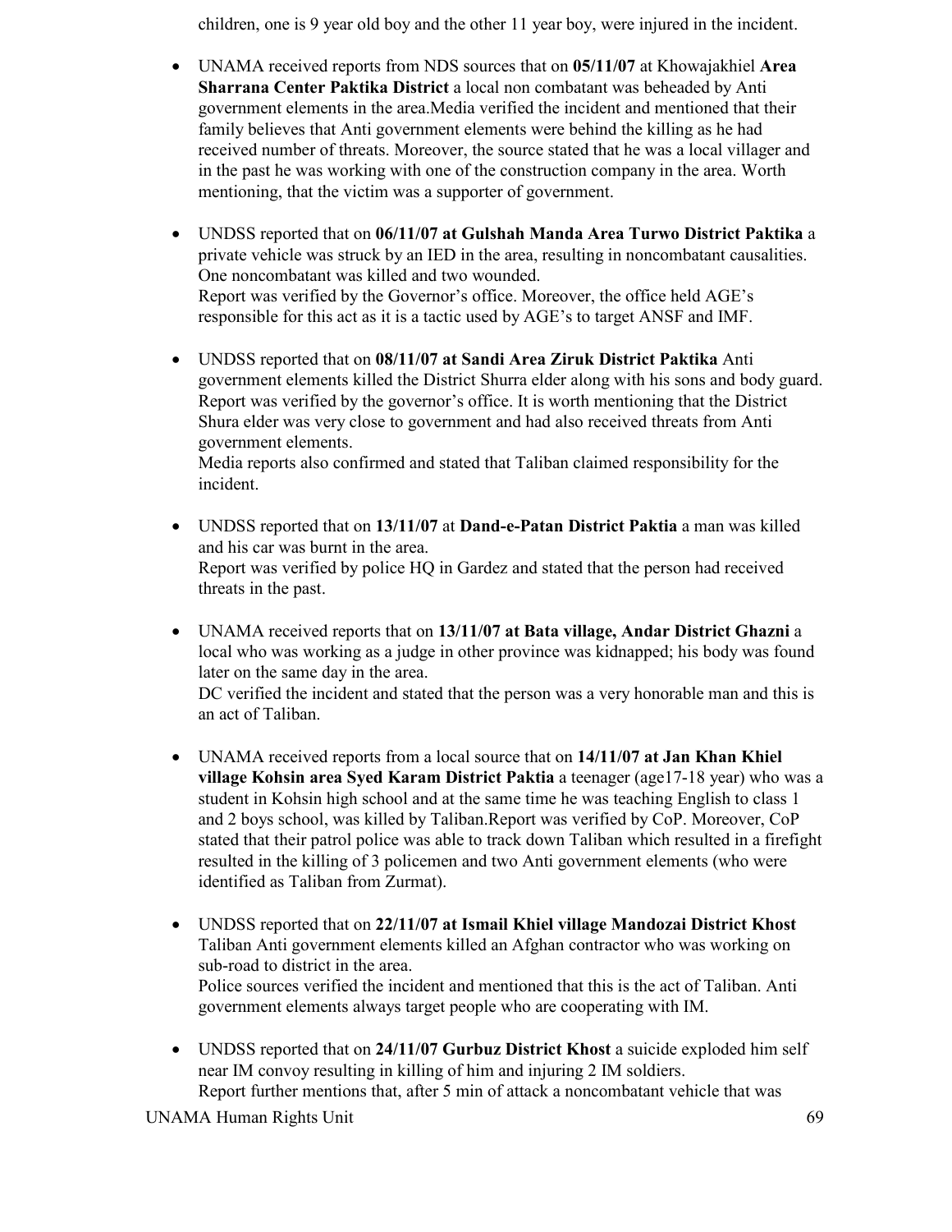children, one is 9 year old boy and the other 11 year boy, were injured in the incident.

- UNAMA received reports from NDS sources that on **05/11/07** at Khowajakhiel **Area Sharrana Center Paktika District** a local non combatant was beheaded by Anti government elements in the area.Media verified the incident and mentioned that their family believes that Anti government elements were behind the killing as he had received number of threats. Moreover, the source stated that he was a local villager and in the past he was working with one of the construction company in the area. Worth mentioning, that the victim was a supporter of government.

- UNDSS reported that on **06/11/07 at Gulshah Manda Area Turwo District Paktika** a private vehicle was struck by an IED in the area, resulting in noncombatant causalities. One noncombatant was killed and two wounded.
  Report was verified by the Governor's office. Moreover, the office held AGE's responsible for this act as it is a tactic used by AGE's to target ANSF and IMF.

- UNDSS reported that on **08/11/07 at Sandi Area Ziruk District Paktika** Anti government elements killed the District Shurra elder along with his sons and body guard. Report was verified by the governor's office. It is worth mentioning that the District Shura elder was very close to government and had also received threats from Anti government elements.
  Media reports also confirmed and stated that Taliban claimed responsibility for the incident.

- UNDSS reported that on **13/11/07** at **Dand-e-Patan District Paktia** a man was killed and his car was burnt in the area.
  Report was verified by police HQ in Gardez and stated that the person had received threats in the past.

- UNAMA received reports that on **13/11/07 at Bata village, Andar District Ghazni** a local who was working as a judge in other province was kidnapped; his body was found later on the same day in the area.
  DC verified the incident and stated that the person was a very honorable man and this is an act of Taliban.

- UNAMA received reports from a local source that on **14/11/07 at Jan Khan Khiel village Kohsin area Syed Karam District Paktia** a teenager (age17-18 year) who was a student in Kohsin high school and at the same time he was teaching English to class 1 and 2 boys school, was killed by Taliban.Report was verified by CoP. Moreover, CoP stated that their patrol police was able to track down Taliban which resulted in a firefight resulted in the killing of 3 policemen and two Anti government elements (who were identified as Taliban from Zurmat).

- UNDSS reported that on **22/11/07 at Ismail Khiel village Mandozai District Khost** Taliban Anti government elements killed an Afghan contractor who was working on sub-road to district in the area.
  Police sources verified the incident and mentioned that this is the act of Taliban. Anti government elements always target people who are cooperating with IM.

- UNDSS reported that on **24/11/07 Gurbuz District Khost** a suicide exploded him self near IM convoy resulting in killing of him and injuring 2 IM soldiers.
  Report further mentions that, after 5 min of attack a noncombatant vehicle that was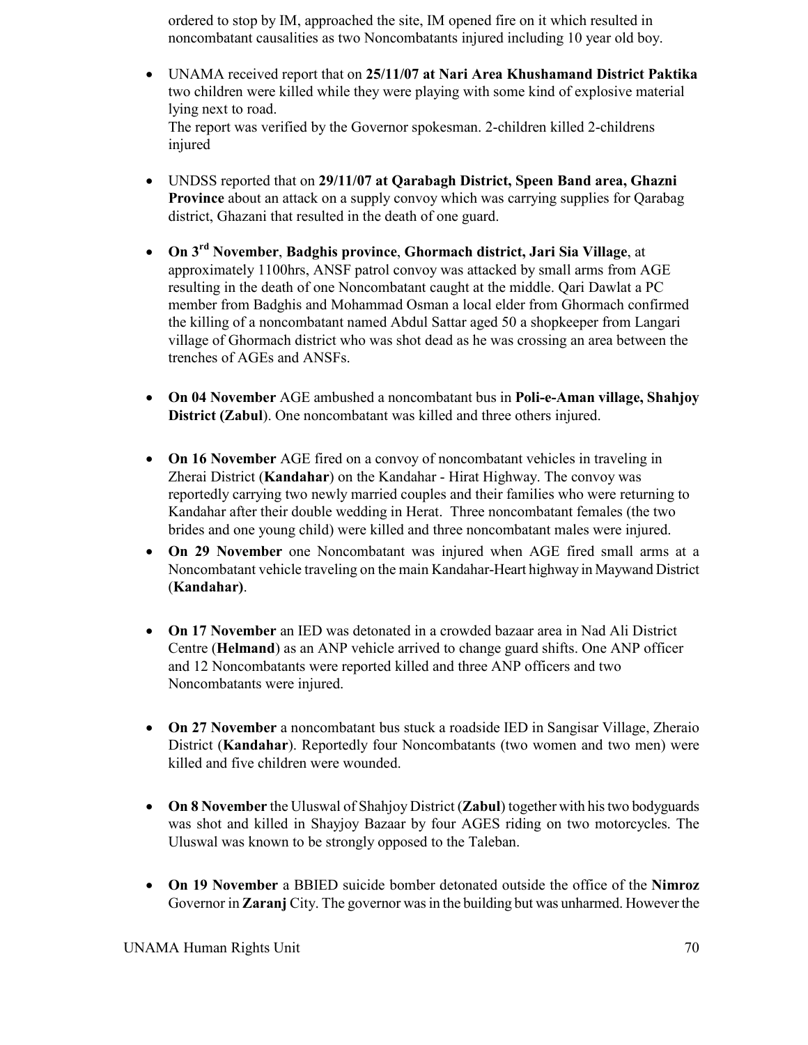ordered to stop by IM, approached the site, IM opened fire on it which resulted in noncombatant causalities as two Noncombatants injured including 10 year old boy.

- UNAMA received report that on **25/11/07 at Nari Area Khushamand District Paktika** two children were killed while they were playing with some kind of explosive material lying next to road.
  The report was verified by the Governor spokesman. 2-children killed 2-childrens injured

- UNDSS reported that on **29/11/07 at Qarabagh District, Speen Band area, Ghazni Province** about an attack on a supply convoy which was carrying supplies for Qarabag district, Ghazani that resulted in the death of one guard.

- **On 3rd November**, **Badghis province**, **Ghormach district, Jari Sia Village**, at approximately 1100hrs, ANSF patrol convoy was attacked by small arms from AGE resulting in the death of one Noncombatant caught at the middle. Qari Dawlat a PC member from Badghis and Mohammad Osman a local elder from Ghormach confirmed the killing of a noncombatant named Abdul Sattar aged 50 a shopkeeper from Langari village of Ghormach district who was shot dead as he was crossing an area between the trenches of AGEs and ANSFs.

- **On 04 November** AGE ambushed a noncombatant bus in **Poli-e-Aman village, Shahjoy District (Zabul**). One noncombatant was killed and three others injured.

- **On 16 November** AGE fired on a convoy of noncombatant vehicles in traveling in Zherai District (**Kandahar**) on the Kandahar - Hirat Highway. The convoy was reportedly carrying two newly married couples and their families who were returning to Kandahar after their double wedding in Herat. Three noncombatant females (the two brides and one young child) were killed and three noncombatant males were injured.
- **On 29 November** one Noncombatant was injured when AGE fired small arms at a Noncombatant vehicle traveling on the main Kandahar-Heart highway in Maywand District (**Kandahar)**.

- **On 17 November** an IED was detonated in a crowded bazaar area in Nad Ali District Centre (**Helmand**) as an ANP vehicle arrived to change guard shifts. One ANP officer and 12 Noncombatants were reported killed and three ANP officers and two Noncombatants were injured.

- **On 27 November** a noncombatant bus stuck a roadside IED in Sangisar Village, Zheraio District (**Kandahar**). Reportedly four Noncombatants (two women and two men) were killed and five children were wounded.

- **On 8 November** the Uluswal of Shahjoy District (**Zabul**) together with his two bodyguards was shot and killed in Shayjoy Bazaar by four AGES riding on two motorcycles. The Uluswal was known to be strongly opposed to the Taleban.

- **On 19 November** a BBIED suicide bomber detonated outside the office of the **Nimroz** Governor in **Zaranj** City. The governor was in the building but was unharmed. However the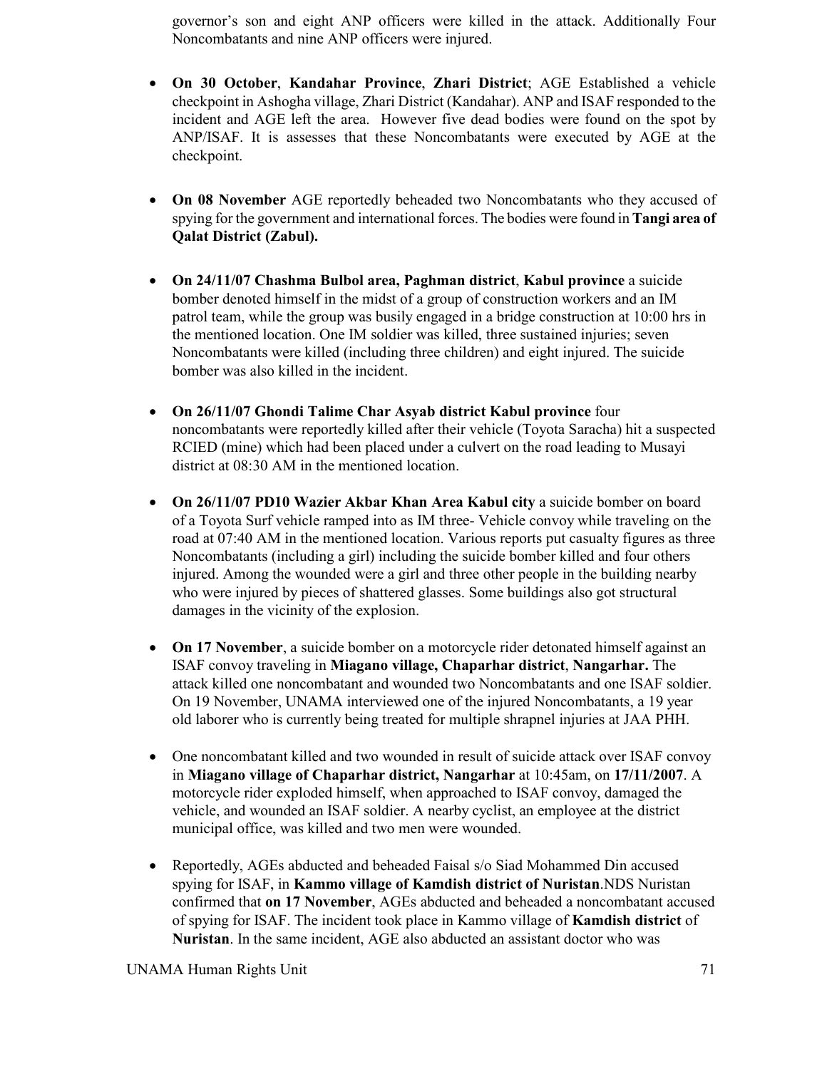governor's son and eight ANP officers were killed in the attack. Additionally Four Noncombatants and nine ANP officers were injured.

- **On 30 October**, **Kandahar Province**, **Zhari District**; AGE Established a vehicle checkpoint in Ashogha village, Zhari District (Kandahar). ANP and ISAF responded to the incident and AGE left the area. However five dead bodies were found on the spot by ANP/ISAF. It is assesses that these Noncombatants were executed by AGE at the checkpoint.

- **On 08 November** AGE reportedly beheaded two Noncombatants who they accused of spying for the government and international forces. The bodies were found in **Tangi area of Qalat District (Zabul).**

- **On 24/11/07 Chashma Bulbol area, Paghman district**, **Kabul province** a suicide bomber denoted himself in the midst of a group of construction workers and an IM patrol team, while the group was busily engaged in a bridge construction at 10:00 hrs in the mentioned location. One IM soldier was killed, three sustained injuries; seven Noncombatants were killed (including three children) and eight injured. The suicide bomber was also killed in the incident.

- **On 26/11/07 Ghondi Talime Char Asyab district Kabul province** four noncombatants were reportedly killed after their vehicle (Toyota Saracha) hit a suspected RCIED (mine) which had been placed under a culvert on the road leading to Musayi district at 08:30 AM in the mentioned location.

- **On 26/11/07 PD10 Wazier Akbar Khan Area Kabul city** a suicide bomber on board of a Toyota Surf vehicle ramped into as IM three- Vehicle convoy while traveling on the road at 07:40 AM in the mentioned location. Various reports put casualty figures as three Noncombatants (including a girl) including the suicide bomber killed and four others injured. Among the wounded were a girl and three other people in the building nearby who were injured by pieces of shattered glasses. Some buildings also got structural damages in the vicinity of the explosion.

- **On 17 November**, a suicide bomber on a motorcycle rider detonated himself against an ISAF convoy traveling in **Miagano village, Chaparhar district**, **Nangarhar.** The attack killed one noncombatant and wounded two Noncombatants and one ISAF soldier. On 19 November, UNAMA interviewed one of the injured Noncombatants, a 19 year old laborer who is currently being treated for multiple shrapnel injuries at JAA PHH.

- One noncombatant killed and two wounded in result of suicide attack over ISAF convoy in **Miagano village of Chaparhar district, Nangarhar** at 10:45am, on **17/11/2007**. A motorcycle rider exploded himself, when approached to ISAF convoy, damaged the vehicle, and wounded an ISAF soldier. A nearby cyclist, an employee at the district municipal office, was killed and two men were wounded.

- Reportedly, AGEs abducted and beheaded Faisal s/o Siad Mohammed Din accused spying for ISAF, in **Kammo village of Kamdish district of Nuristan**.NDS Nuristan confirmed that **on 17 November**, AGEs abducted and beheaded a noncombatant accused of spying for ISAF. The incident took place in Kammo village of **Kamdish district** of **Nuristan**. In the same incident, AGE also abducted an assistant doctor who was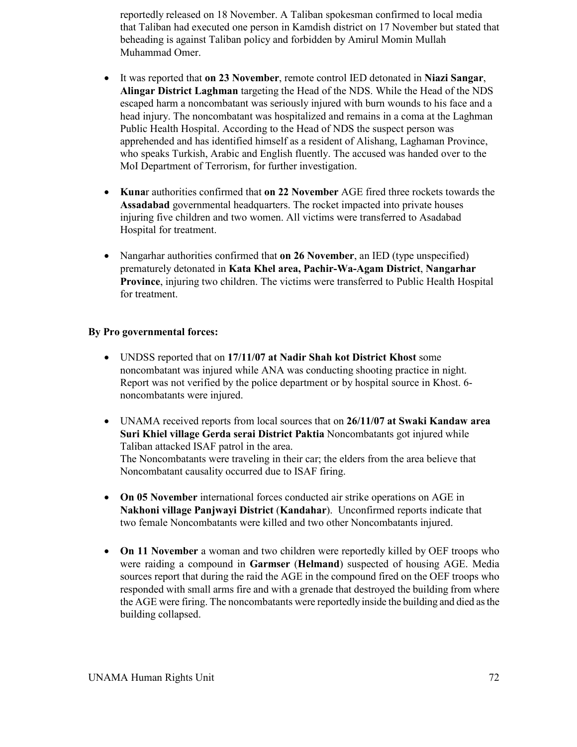reportedly released on 18 November. A Taliban spokesman confirmed to local media that Taliban had executed one person in Kamdish district on 17 November but stated that beheading is against Taliban policy and forbidden by Amirul Momin Mullah Muhammad Omer.

- It was reported that **on 23 November**, remote control IED detonated in **Niazi Sangar**, **Alingar District Laghman** targeting the Head of the NDS. While the Head of the NDS escaped harm a noncombatant was seriously injured with burn wounds to his face and a head injury. The noncombatant was hospitalized and remains in a coma at the Laghman Public Health Hospital. According to the Head of NDS the suspect person was apprehended and has identified himself as a resident of Alishang, Laghaman Province, who speaks Turkish, Arabic and English fluently. The accused was handed over to the MoI Department of Terrorism, for further investigation.

- **Kuna**r authorities confirmed that **on 22 November** AGE fired three rockets towards the **Assadabad** governmental headquarters. The rocket impacted into private houses injuring five children and two women. All victims were transferred to Asadabad Hospital for treatment.

- Nangarhar authorities confirmed that **on 26 November**, an IED (type unspecified) prematurely detonated in **Kata Khel area, Pachir-Wa-Agam District**, **Nangarhar Province**, injuring two children. The victims were transferred to Public Health Hospital for treatment.

**By Pro governmental forces:**

- UNDSS reported that on **17/11/07 at Nadir Shah kot District Khost** some noncombatant was injured while ANA was conducting shooting practice in night. Report was not verified by the police department or by hospital source in Khost. 6-noncombatants were injured.

- UNAMA received reports from local sources that on **26/11/07 at Swaki Kandaw area Suri Khiel village Gerda serai District Paktia** Noncombatants got injured while Taliban attacked ISAF patrol in the area.
  The Noncombatants were traveling in their car; the elders from the area believe that Noncombatant causality occurred due to ISAF firing.

- **On 05 November** international forces conducted air strike operations on AGE in **Nakhoni village Panjwayi District** (**Kandahar**). Unconfirmed reports indicate that two female Noncombatants were killed and two other Noncombatants injured.

- **On 11 November** a woman and two children were reportedly killed by OEF troops who were raiding a compound in **Garmser** (**Helmand**) suspected of housing AGE. Media sources report that during the raid the AGE in the compound fired on the OEF troops who responded with small arms fire and with a grenade that destroyed the building from where the AGE were firing. The noncombatants were reportedly inside the building and died as the building collapsed.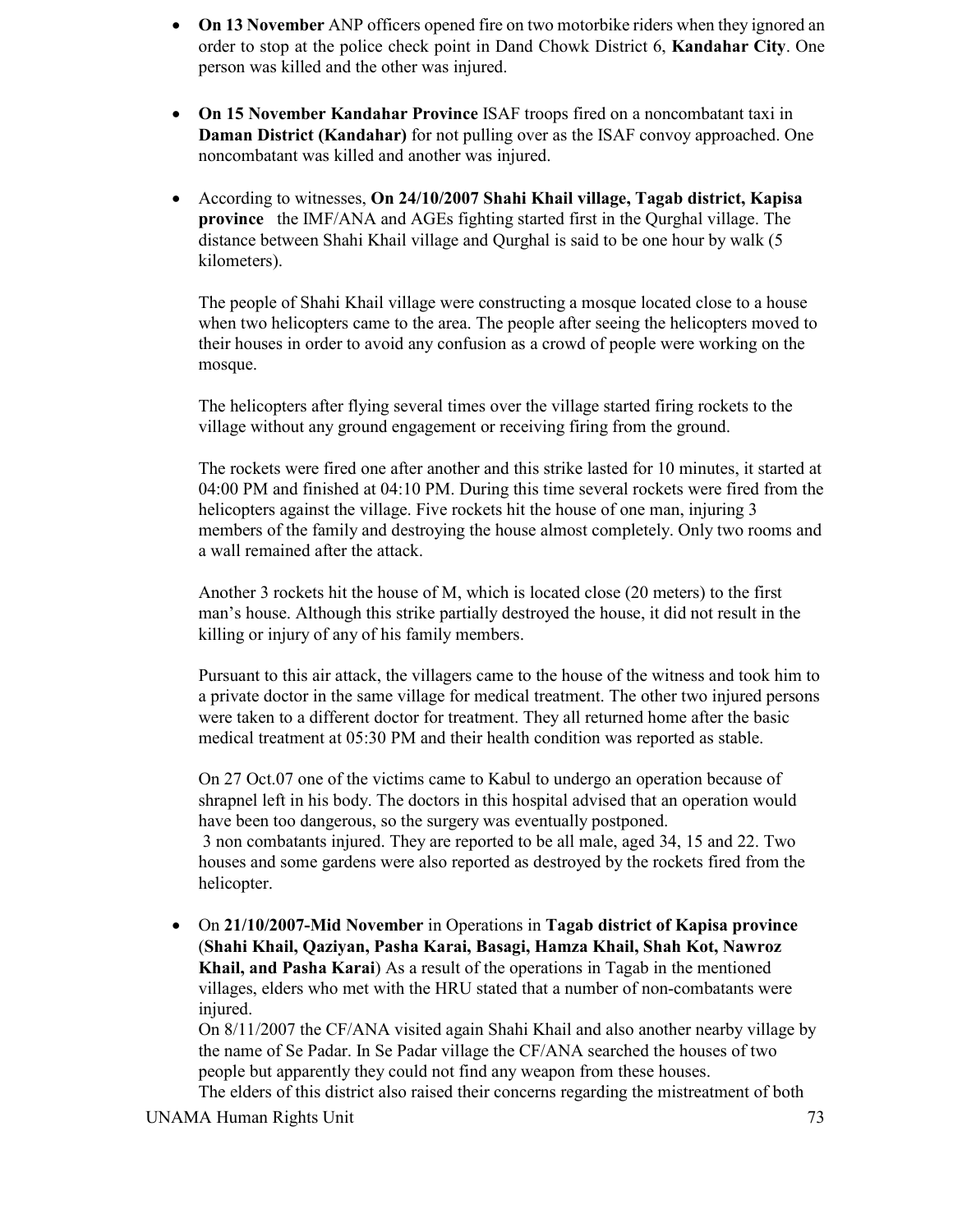- **On 13 November** ANP officers opened fire on two motorbike riders when they ignored an order to stop at the police check point in Dand Chowk District 6, **Kandahar City**. One person was killed and the other was injured.

- **On 15 November Kandahar Province** ISAF troops fired on a noncombatant taxi in **Daman District (Kandahar)** for not pulling over as the ISAF convoy approached. One noncombatant was killed and another was injured.

- According to witnesses, **On 24/10/2007 Shahi Khail village, Tagab district, Kapisa province** the IMF/ANA and AGEs fighting started first in the Qurghal village. The distance between Shahi Khail village and Qurghal is said to be one hour by walk (5 kilometers).

  The people of Shahi Khail village were constructing a mosque located close to a house when two helicopters came to the area. The people after seeing the helicopters moved to their houses in order to avoid any confusion as a crowd of people were working on the mosque.

  The helicopters after flying several times over the village started firing rockets to the village without any ground engagement or receiving firing from the ground.

  The rockets were fired one after another and this strike lasted for 10 minutes, it started at 04:00 PM and finished at 04:10 PM. During this time several rockets were fired from the helicopters against the village. Five rockets hit the house of one man, injuring 3 members of the family and destroying the house almost completely. Only two rooms and a wall remained after the attack.

  Another 3 rockets hit the house of M, which is located close (20 meters) to the first man's house. Although this strike partially destroyed the house, it did not result in the killing or injury of any of his family members.

  Pursuant to this air attack, the villagers came to the house of the witness and took him to a private doctor in the same village for medical treatment. The other two injured persons were taken to a different doctor for treatment. They all returned home after the basic medical treatment at 05:30 PM and their health condition was reported as stable.

  On 27 Oct.07 one of the victims came to Kabul to undergo an operation because of shrapnel left in his body. The doctors in this hospital advised that an operation would have been too dangerous, so the surgery was eventually postponed.
  3 non combatants injured. They are reported to be all male, aged 34, 15 and 22. Two houses and some gardens were also reported as destroyed by the rockets fired from the helicopter.

- On **21/10/2007-Mid November** in Operations in **Tagab district of Kapisa province** (**Shahi Khail, Qaziyan, Pasha Karai, Basagi, Hamza Khail, Shah Kot, Nawroz Khail, and Pasha Karai**) As a result of the operations in Tagab in the mentioned villages, elders who met with the HRU stated that a number of non-combatants were injured.
  On 8/11/2007 the CF/ANA visited again Shahi Khail and also another nearby village by the name of Se Padar. In Se Padar village the CF/ANA searched the houses of two people but apparently they could not find any weapon from these houses.
  The elders of this district also raised their concerns regarding the mistreatment of both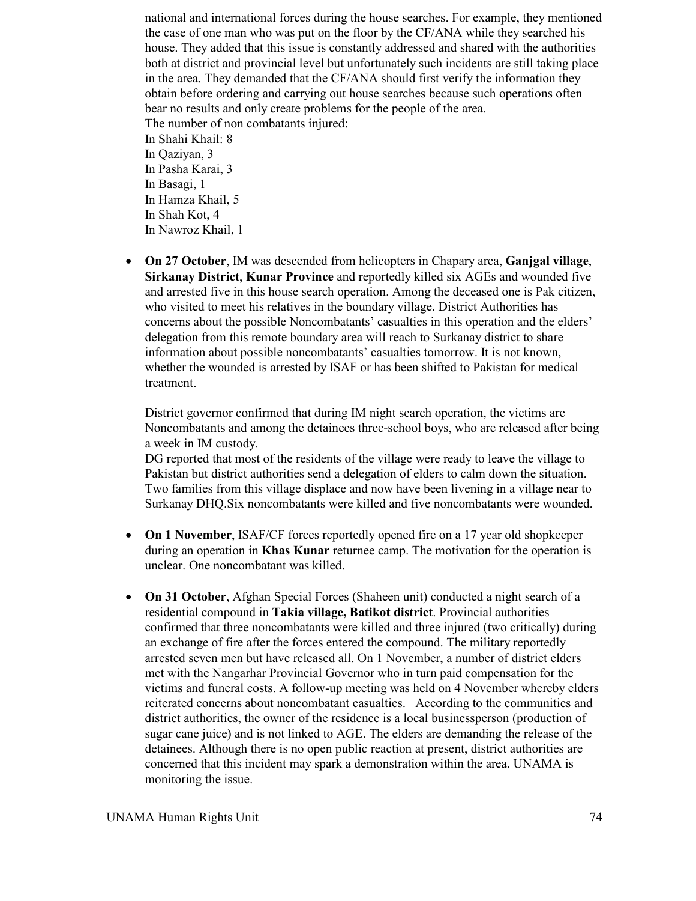national and international forces during the house searches. For example, they mentioned the case of one man who was put on the floor by the CF/ANA while they searched his house. They added that this issue is constantly addressed and shared with the authorities both at district and provincial level but unfortunately such incidents are still taking place in the area. They demanded that the CF/ANA should first verify the information they obtain before ordering and carrying out house searches because such operations often bear no results and only create problems for the people of the area.
The number of non combatants injured:
In Shahi Khail: 8
In Qaziyan, 3
In Pasha Karai, 3
In Basagi, 1
In Hamza Khail, 5
In Shah Kot, 4
In Nawroz Khail, 1

- **On 27 October**, IM was descended from helicopters in Chapary area, **Ganjgal village**, **Sirkanay District**, **Kunar Province** and reportedly killed six AGEs and wounded five and arrested five in this house search operation. Among the deceased one is Pak citizen, who visited to meet his relatives in the boundary village. District Authorities has concerns about the possible Noncombatants' casualties in this operation and the elders' delegation from this remote boundary area will reach to Surkanay district to share information about possible noncombatants' casualties tomorrow. It is not known, whether the wounded is arrested by ISAF or has been shifted to Pakistan for medical treatment.

  District governor confirmed that during IM night search operation, the victims are Noncombatants and among the detainees three-school boys, who are released after being a week in IM custody.
  DG reported that most of the residents of the village were ready to leave the village to Pakistan but district authorities send a delegation of elders to calm down the situation. Two families from this village displace and now have been livening in a village near to Surkanay DHQ.Six noncombatants were killed and five noncombatants were wounded.

- **On 1 November**, ISAF/CF forces reportedly opened fire on a 17 year old shopkeeper during an operation in **Khas Kunar** returnee camp. The motivation for the operation is unclear. One noncombatant was killed.

- **On 31 October**, Afghan Special Forces (Shaheen unit) conducted a night search of a residential compound in **Takia village, Batikot district**. Provincial authorities confirmed that three noncombatants were killed and three injured (two critically) during an exchange of fire after the forces entered the compound. The military reportedly arrested seven men but have released all. On 1 November, a number of district elders met with the Nangarhar Provincial Governor who in turn paid compensation for the victims and funeral costs. A follow-up meeting was held on 4 November whereby elders reiterated concerns about noncombatant casualties. According to the communities and district authorities, the owner of the residence is a local businessperson (production of sugar cane juice) and is not linked to AGE. The elders are demanding the release of the detainees. Although there is no open public reaction at present, district authorities are concerned that this incident may spark a demonstration within the area. UNAMA is monitoring the issue.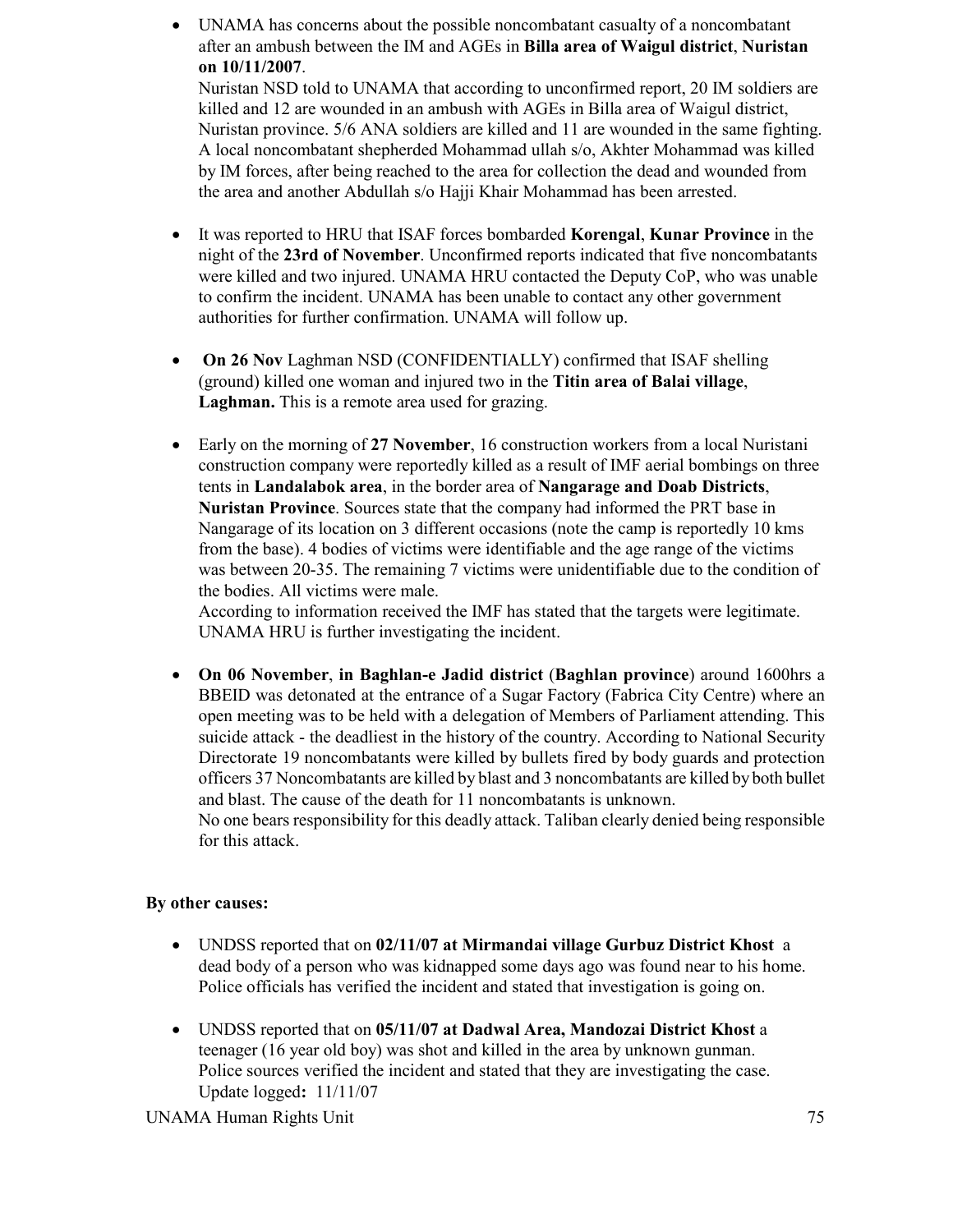- UNAMA has concerns about the possible noncombatant casualty of a noncombatant after an ambush between the IM and AGEs in **Billa area of Waigul district**, **Nuristan on 10/11/2007**.
  Nuristan NSD told to UNAMA that according to unconfirmed report, 20 IM soldiers are killed and 12 are wounded in an ambush with AGEs in Billa area of Waigul district, Nuristan province. 5/6 ANA soldiers are killed and 11 are wounded in the same fighting. A local noncombatant shepherded Mohammad ullah s/o, Akhter Mohammad was killed by IM forces, after being reached to the area for collection the dead and wounded from the area and another Abdullah s/o Hajji Khair Mohammad has been arrested.

- It was reported to HRU that ISAF forces bombarded **Korengal**, **Kunar Province** in the night of the **23rd of November**. Unconfirmed reports indicated that five noncombatants were killed and two injured. UNAMA HRU contacted the Deputy CoP, who was unable to confirm the incident. UNAMA has been unable to contact any other government authorities for further confirmation. UNAMA will follow up.

- **On 26 Nov** Laghman NSD (CONFIDENTIALLY) confirmed that ISAF shelling (ground) killed one woman and injured two in the **Titin area of Balai village**, **Laghman.** This is a remote area used for grazing.

- Early on the morning of **27 November**, 16 construction workers from a local Nuristani construction company were reportedly killed as a result of IMF aerial bombings on three tents in **Landalabok area**, in the border area of **Nangarage and Doab Districts**, **Nuristan Province**. Sources state that the company had informed the PRT base in Nangarage of its location on 3 different occasions (note the camp is reportedly 10 kms from the base). 4 bodies of victims were identifiable and the age range of the victims was between 20-35. The remaining 7 victims were unidentifiable due to the condition of the bodies. All victims were male.
  According to information received the IMF has stated that the targets were legitimate. UNAMA HRU is further investigating the incident.

- **On 06 November**, **in Baghlan-e Jadid district** (**Baghlan province**) around 1600hrs a BBEID was detonated at the entrance of a Sugar Factory (Fabrica City Centre) where an open meeting was to be held with a delegation of Members of Parliament attending. This suicide attack - the deadliest in the history of the country. According to National Security Directorate 19 noncombatants were killed by bullets fired by body guards and protection officers 37 Noncombatants are killed by blast and 3 noncombatants are killed by both bullet and blast. The cause of the death for 11 noncombatants is unknown.
  No one bears responsibility for this deadly attack. Taliban clearly denied being responsible for this attack.

**By other causes:**

- UNDSS reported that on **02/11/07 at Mirmandai village Gurbuz District Khost** a dead body of a person who was kidnapped some days ago was found near to his home. Police officials has verified the incident and stated that investigation is going on.

- UNDSS reported that on **05/11/07 at Dadwal Area, Mandozai District Khost** a teenager (16 year old boy) was shot and killed in the area by unknown gunman. Police sources verified the incident and stated that they are investigating the case.
  Update logged**:** 11/11/07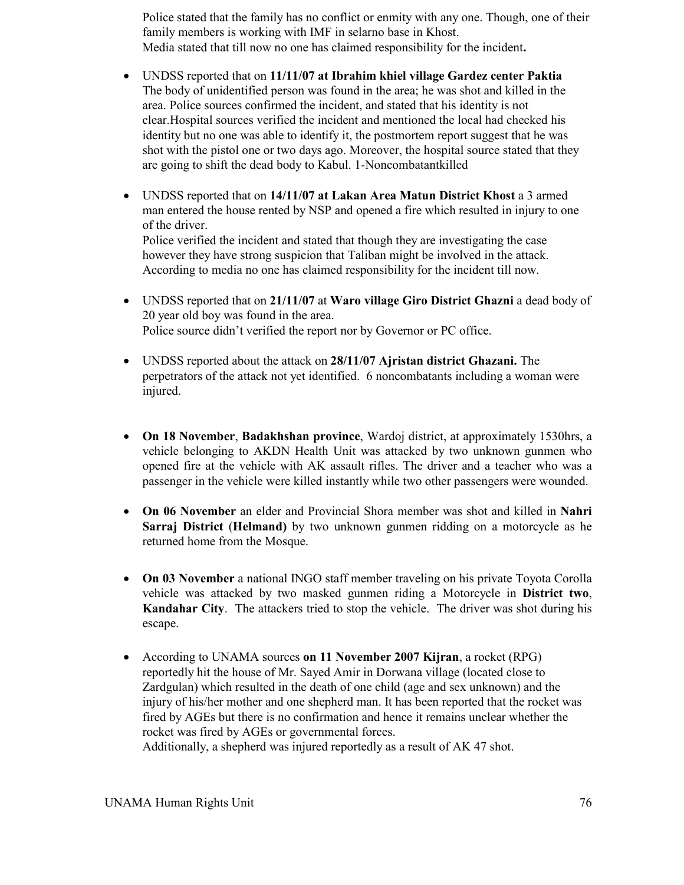Police stated that the family has no conflict or enmity with any one. Though, one of their family members is working with IMF in selarno base in Khost.
Media stated that till now no one has claimed responsibility for the incident**.**

- UNDSS reported that on **11/11/07 at Ibrahim khiel village Gardez center Paktia** The body of unidentified person was found in the area; he was shot and killed in the area. Police sources confirmed the incident, and stated that his identity is not clear.Hospital sources verified the incident and mentioned the local had checked his identity but no one was able to identify it, the postmortem report suggest that he was shot with the pistol one or two days ago. Moreover, the hospital source stated that they are going to shift the dead body to Kabul. 1-Noncombatantkilled

- UNDSS reported that on **14/11/07 at Lakan Area Matun District Khost** a 3 armed man entered the house rented by NSP and opened a fire which resulted in injury to one of the driver.
Police verified the incident and stated that though they are investigating the case however they have strong suspicion that Taliban might be involved in the attack. According to media no one has claimed responsibility for the incident till now.

- UNDSS reported that on **21/11/07** at **Waro village Giro District Ghazni** a dead body of 20 year old boy was found in the area.
Police source didn't verified the report nor by Governor or PC office.

- UNDSS reported about the attack on **28/11/07 Ajristan district Ghazani.** The perpetrators of the attack not yet identified. 6 noncombatants including a woman were injured.

- **On 18 November**, **Badakhshan province**, Wardoj district, at approximately 1530hrs, a vehicle belonging to AKDN Health Unit was attacked by two unknown gunmen who opened fire at the vehicle with AK assault rifles. The driver and a teacher who was a passenger in the vehicle were killed instantly while two other passengers were wounded.

- **On 06 November** an elder and Provincial Shora member was shot and killed in **Nahri Sarraj District** (**Helmand)** by two unknown gunmen ridding on a motorcycle as he returned home from the Mosque.

- **On 03 November** a national INGO staff member traveling on his private Toyota Corolla vehicle was attacked by two masked gunmen riding a Motorcycle in **District two**, **Kandahar City**. The attackers tried to stop the vehicle. The driver was shot during his escape.

- According to UNAMA sources **on 11 November 2007 Kijran**, a rocket (RPG) reportedly hit the house of Mr. Sayed Amir in Dorwana village (located close to Zardgulan) which resulted in the death of one child (age and sex unknown) and the injury of his/her mother and one shepherd man. It has been reported that the rocket was fired by AGEs but there is no confirmation and hence it remains unclear whether the rocket was fired by AGEs or governmental forces.
Additionally, a shepherd was injured reportedly as a result of AK 47 shot.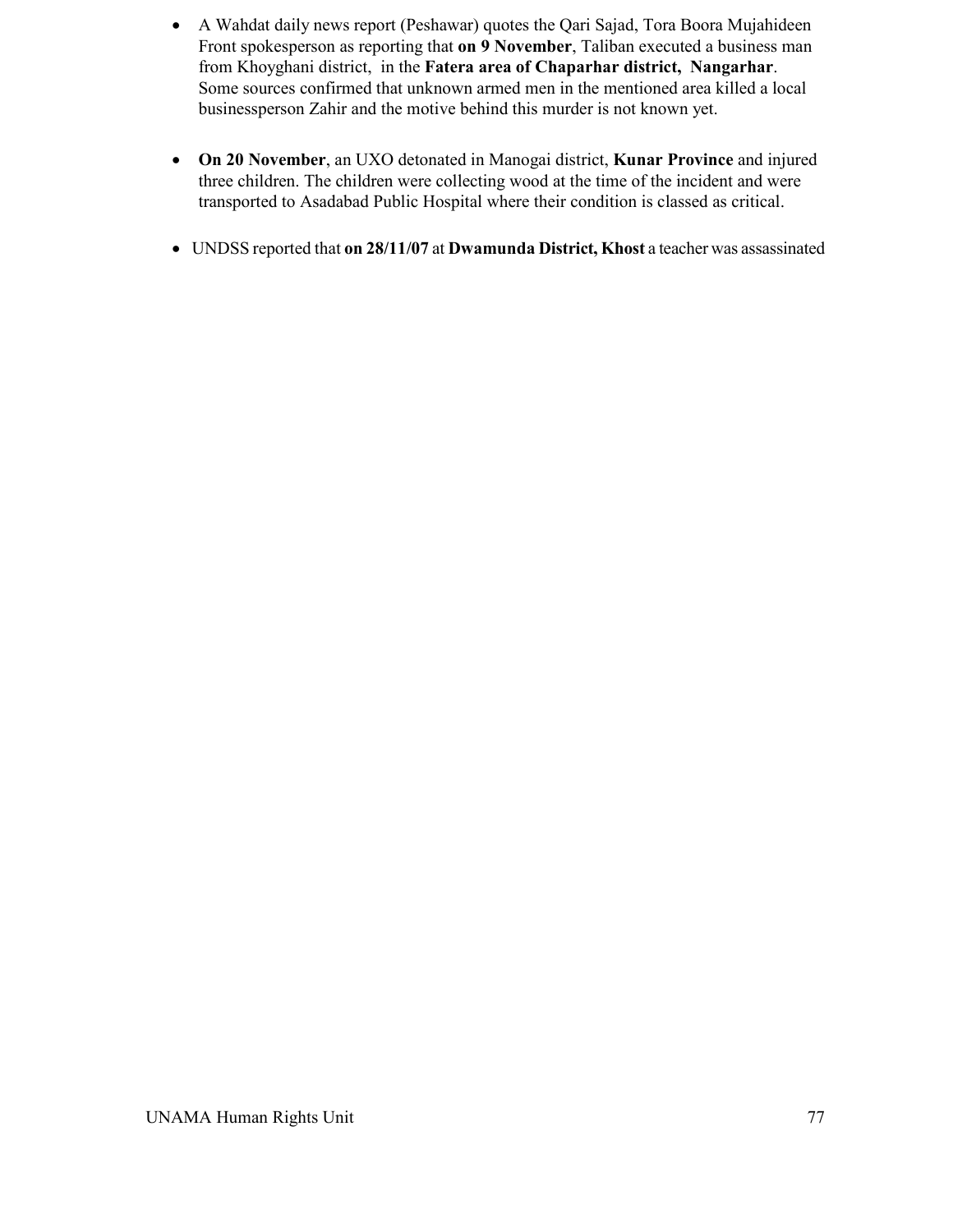- A Wahdat daily news report (Peshawar) quotes the Qari Sajad, Tora Boora Mujahideen Front spokesperson as reporting that **on 9 November**, Taliban executed a business man from Khoyghani district, in the **Fatera area of Chaparhar district, Nangarhar**. Some sources confirmed that unknown armed men in the mentioned area killed a local businessperson Zahir and the motive behind this murder is not known yet.

- **On 20 November**, an UXO detonated in Manogai district, **Kunar Province** and injured three children. The children were collecting wood at the time of the incident and were transported to Asadabad Public Hospital where their condition is classed as critical.

- UNDSS reported that **on 28/11/07** at **Dwamunda District, Khost** a teacher was assassinated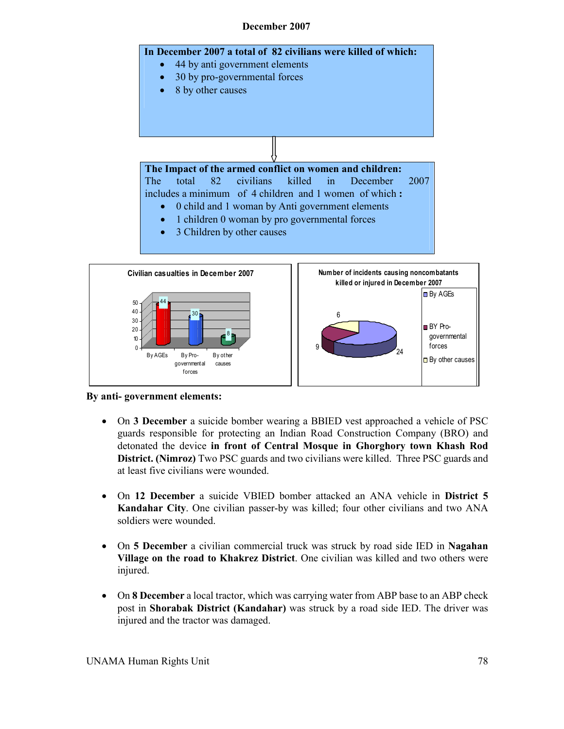**December 2007**

**In December 2007 a total of 82 civilians were killed of which:**

- 44 by anti government elements
- 30 by pro-governmental forces
- 8 by other causes

**The Impact of the armed conflict on women and children:**
The total 82 civilians killed in December 2007 includes a minimum of 4 children and 1 women of which **:**

- 0 child and 1 woman by Anti government elements
- 1 children 0 woman by pro governmental forces
- 3 Children by other causes

Civilian casualties in December 2007

| | By AGEs | By Pro-governmental forces | By other causes |
|---|---|---|---|
| Civilian casualties | 44 | 30 | 8 |

Number of incidents causing noncombatants killed or injured in December 2007

| | Number |
|---|---|
| By AGEs | 24 |
| BY Pro-governmental forces | 9 |
| By other causes | 6 |

**By anti- government elements:**

- On **3 December** a suicide bomber wearing a BBIED vest approached a vehicle of PSC guards responsible for protecting an Indian Road Construction Company (BRO) and detonated the device **in front of Central Mosque in Ghorghory town Khash Rod District. (Nimroz)** Two PSC guards and two civilians were killed. Three PSC guards and at least five civilians were wounded.

- On **12 December** a suicide VBIED bomber attacked an ANA vehicle in **District 5 Kandahar City**. One civilian passer-by was killed; four other civilians and two ANA soldiers were wounded.

- On **5 December** a civilian commercial truck was struck by road side IED in **Nagahan Village on the road to Khakrez District**. One civilian was killed and two others were injured.

- On **8 December** a local tractor, which was carrying water from ABP base to an ABP check post in **Shorabak District (Kandahar)** was struck by a road side IED. The driver was injured and the tractor was damaged.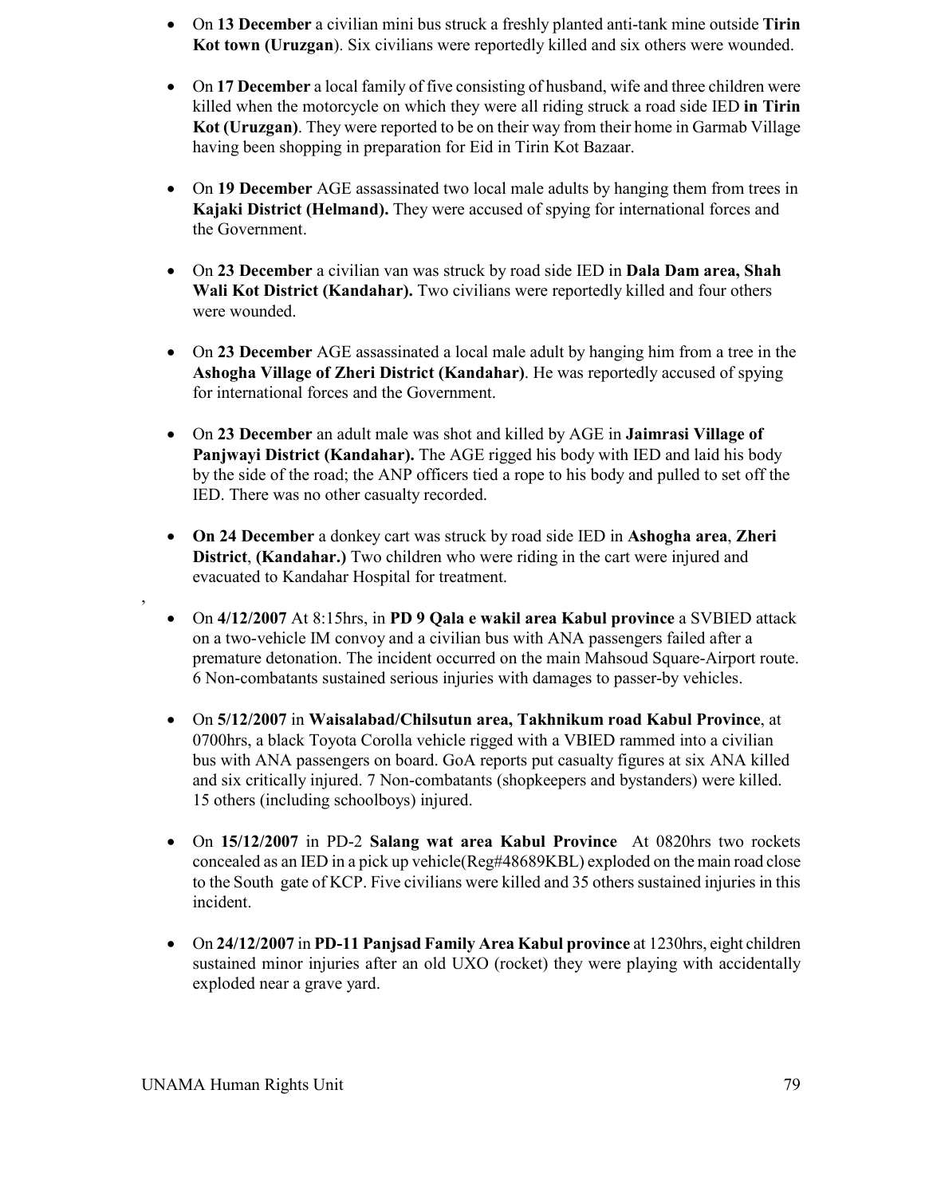- On **13 December** a civilian mini bus struck a freshly planted anti-tank mine outside **Tirin Kot town (Uruzgan**). Six civilians were reportedly killed and six others were wounded.

- On **17 December** a local family of five consisting of husband, wife and three children were killed when the motorcycle on which they were all riding struck a road side IED **in Tirin Kot (Uruzgan)**. They were reported to be on their way from their home in Garmab Village having been shopping in preparation for Eid in Tirin Kot Bazaar.

- On **19 December** AGE assassinated two local male adults by hanging them from trees in **Kajaki District (Helmand).** They were accused of spying for international forces and the Government.

- On **23 December** a civilian van was struck by road side IED in **Dala Dam area, Shah Wali Kot District (Kandahar).** Two civilians were reportedly killed and four others were wounded.

- On **23 December** AGE assassinated a local male adult by hanging him from a tree in the **Ashogha Village of Zheri District (Kandahar)**. He was reportedly accused of spying for international forces and the Government.

- On **23 December** an adult male was shot and killed by AGE in **Jaimrasi Village of Panjwayi District (Kandahar).** The AGE rigged his body with IED and laid his body by the side of the road; the ANP officers tied a rope to his body and pulled to set off the IED. There was no other casualty recorded.

- **On 24 December** a donkey cart was struck by road side IED in **Ashogha area**, **Zheri District**, **(Kandahar.)** Two children who were riding in the cart were injured and evacuated to Kandahar Hospital for treatment.

,

- On **4/12/2007** At 8:15hrs, in **PD 9 Qala e wakil area Kabul province** a SVBIED attack on a two-vehicle IM convoy and a civilian bus with ANA passengers failed after a premature detonation. The incident occurred on the main Mahsoud Square-Airport route. 6 Non-combatants sustained serious injuries with damages to passer-by vehicles.

- On **5/12/2007** in **Waisalabad/Chilsutun area, Takhnikum road Kabul Province**, at 0700hrs, a black Toyota Corolla vehicle rigged with a VBIED rammed into a civilian bus with ANA passengers on board. GoA reports put casualty figures at six ANA killed and six critically injured. 7 Non-combatants (shopkeepers and bystanders) were killed. 15 others (including schoolboys) injured.

- On **15/12/2007** in PD-2 **Salang wat area Kabul Province** At 0820hrs two rockets concealed as an IED in a pick up vehicle(Reg#48689KBL) exploded on the main road close to the South gate of KCP. Five civilians were killed and 35 others sustained injuries in this incident.

- On **24/12/2007** in **PD-11 Panjsad Family Area Kabul province** at 1230hrs, eight children sustained minor injuries after an old UXO (rocket) they were playing with accidentally exploded near a grave yard.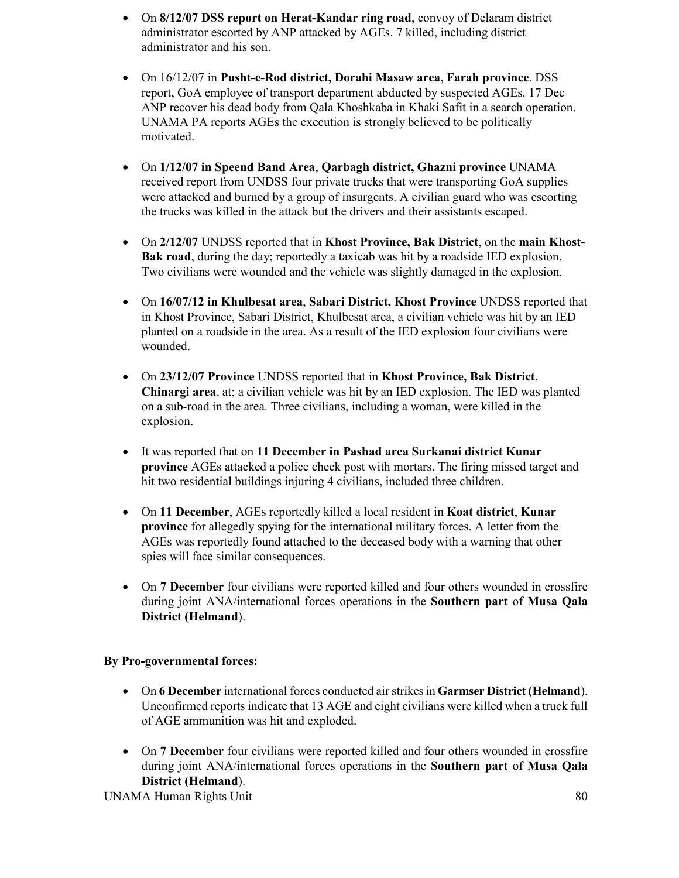- On **8/12/07 DSS report on Herat-Kandar ring road**, convoy of Delaram district administrator escorted by ANP attacked by AGEs. 7 killed, including district administrator and his son.

- On 16/12/07 in **Pusht-e-Rod district, Dorahi Masaw area, Farah province**. DSS report, GoA employee of transport department abducted by suspected AGEs. 17 Dec ANP recover his dead body from Qala Khoshkaba in Khaki Safit in a search operation. UNAMA PA reports AGEs the execution is strongly believed to be politically motivated.

- On **1/12/07 in Speend Band Area**, **Qarbagh district, Ghazni province** UNAMA received report from UNDSS four private trucks that were transporting GoA supplies were attacked and burned by a group of insurgents. A civilian guard who was escorting the trucks was killed in the attack but the drivers and their assistants escaped.

- On **2/12/07** UNDSS reported that in **Khost Province, Bak District**, on the **main Khost-Bak road**, during the day; reportedly a taxicab was hit by a roadside IED explosion. Two civilians were wounded and the vehicle was slightly damaged in the explosion.

- On **16/07/12 in Khulbesat area**, **Sabari District, Khost Province** UNDSS reported that in Khost Province, Sabari District, Khulbesat area, a civilian vehicle was hit by an IED planted on a roadside in the area. As a result of the IED explosion four civilians were wounded.

- On **23/12/07 Province** UNDSS reported that in **Khost Province, Bak District**, **Chinargi area**, at; a civilian vehicle was hit by an IED explosion. The IED was planted on a sub-road in the area. Three civilians, including a woman, were killed in the explosion.

- It was reported that on **11 December in Pashad area Surkanai district Kunar province** AGEs attacked a police check post with mortars. The firing missed target and hit two residential buildings injuring 4 civilians, included three children.

- On **11 December**, AGEs reportedly killed a local resident in **Koat district**, **Kunar province** for allegedly spying for the international military forces. A letter from the AGEs was reportedly found attached to the deceased body with a warning that other spies will face similar consequences.

- On **7 December** four civilians were reported killed and four others wounded in crossfire during joint ANA/international forces operations in the **Southern part** of **Musa Qala District (Helmand**).

**By Pro-governmental forces:**

- On **6 December** international forces conducted air strikes in **Garmser District (Helmand**). Unconfirmed reports indicate that 13 AGE and eight civilians were killed when a truck full of AGE ammunition was hit and exploded.

- On **7 December** four civilians were reported killed and four others wounded in crossfire during joint ANA/international forces operations in the **Southern part** of **Musa Qala District (Helmand**).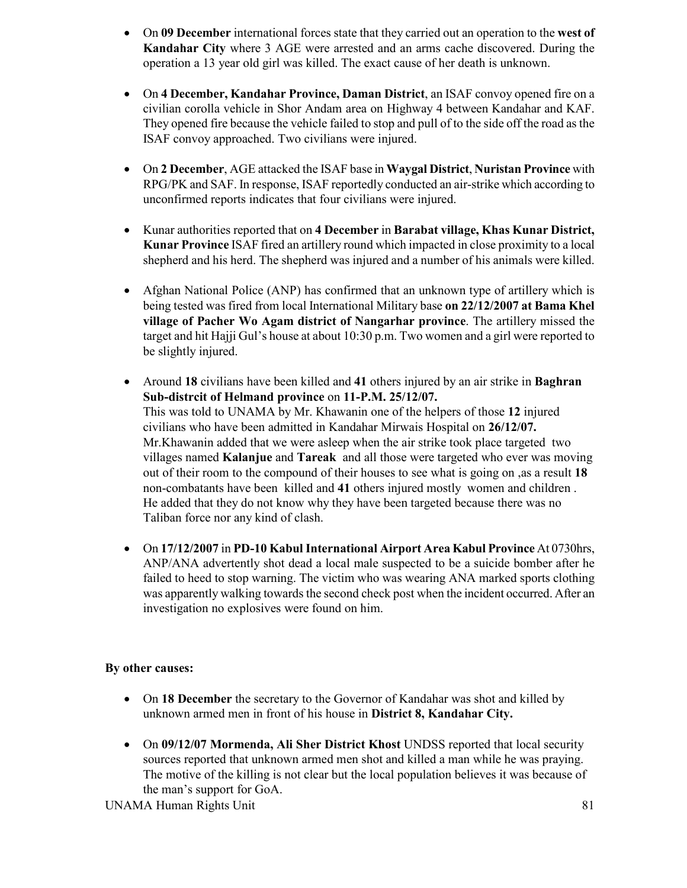- On **09 December** international forces state that they carried out an operation to the **west of Kandahar City** where 3 AGE were arrested and an arms cache discovered. During the operation a 13 year old girl was killed. The exact cause of her death is unknown.

- On **4 December, Kandahar Province, Daman District**, an ISAF convoy opened fire on a civilian corolla vehicle in Shor Andam area on Highway 4 between Kandahar and KAF. They opened fire because the vehicle failed to stop and pull of to the side off the road as the ISAF convoy approached. Two civilians were injured.

- On **2 December**, AGE attacked the ISAF base in **Waygal District**, **Nuristan Province** with RPG/PK and SAF. In response, ISAF reportedly conducted an air-strike which according to unconfirmed reports indicates that four civilians were injured.

- Kunar authorities reported that on **4 December** in **Barabat village, Khas Kunar District, Kunar Province** ISAF fired an artillery round which impacted in close proximity to a local shepherd and his herd. The shepherd was injured and a number of his animals were killed.

- Afghan National Police (ANP) has confirmed that an unknown type of artillery which is being tested was fired from local International Military base **on 22/12/2007 at Bama Khel village of Pacher Wo Agam district of Nangarhar province**. The artillery missed the target and hit Hajji Gul's house at about 10:30 p.m. Two women and a girl were reported to be slightly injured.

- Around **18** civilians have been killed and **41** others injured by an air strike in **Baghran Sub-distrcit of Helmand province** on **11-P.M. 25/12/07.**
  This was told to UNAMA by Mr. Khawanin one of the helpers of those **12** injured civilians who have been admitted in Kandahar Mirwais Hospital on **26/12/07.** Mr.Khawanin added that we were asleep when the air strike took place targeted two villages named **Kalanjue** and **Tareak** and all those were targeted who ever was moving out of their room to the compound of their houses to see what is going on ,as a result **18** non-combatants have been killed and **41** others injured mostly women and children . He added that they do not know why they have been targeted because there was no Taliban force nor any kind of clash.

- On **17/12/2007** in **PD-10 Kabul International Airport Area Kabul Province** At 0730hrs, ANP/ANA advertently shot dead a local male suspected to be a suicide bomber after he failed to heed to stop warning. The victim who was wearing ANA marked sports clothing was apparently walking towards the second check post when the incident occurred. After an investigation no explosives were found on him.

**By other causes:**

- On **18 December** the secretary to the Governor of Kandahar was shot and killed by unknown armed men in front of his house in **District 8, Kandahar City.**

- On **09/12/07 Mormenda, Ali Sher District Khost** UNDSS reported that local security sources reported that unknown armed men shot and killed a man while he was praying. The motive of the killing is not clear but the local population believes it was because of the man's support for GoA.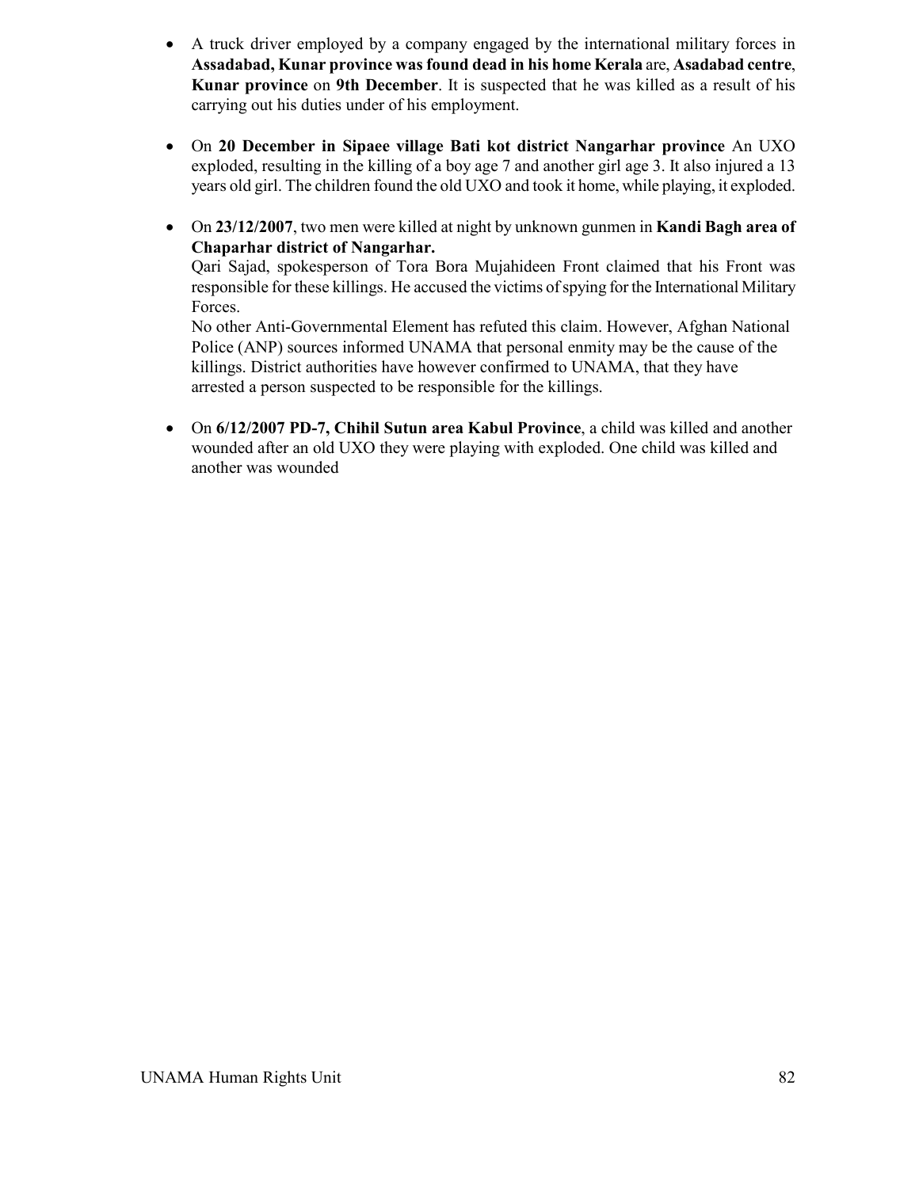- A truck driver employed by a company engaged by the international military forces in **Assadabad, Kunar province was found dead in his home Kerala** are, **Asadabad centre**, **Kunar province** on **9th December**. It is suspected that he was killed as a result of his carrying out his duties under of his employment.

- On **20 December in Sipaee village Bati kot district Nangarhar province** An UXO exploded, resulting in the killing of a boy age 7 and another girl age 3. It also injured a 13 years old girl. The children found the old UXO and took it home, while playing, it exploded.

- On **23/12/2007**, two men were killed at night by unknown gunmen in **Kandi Bagh area of Chaparhar district of Nangarhar.**
  Qari Sajad, spokesperson of Tora Bora Mujahideen Front claimed that his Front was responsible for these killings. He accused the victims of spying for the International Military Forces.
  No other Anti-Governmental Element has refuted this claim. However, Afghan National Police (ANP) sources informed UNAMA that personal enmity may be the cause of the killings. District authorities have however confirmed to UNAMA, that they have arrested a person suspected to be responsible for the killings.

- On **6/12/2007 PD-7, Chihil Sutun area Kabul Province**, a child was killed and another wounded after an old UXO they were playing with exploded. One child was killed and another was wounded